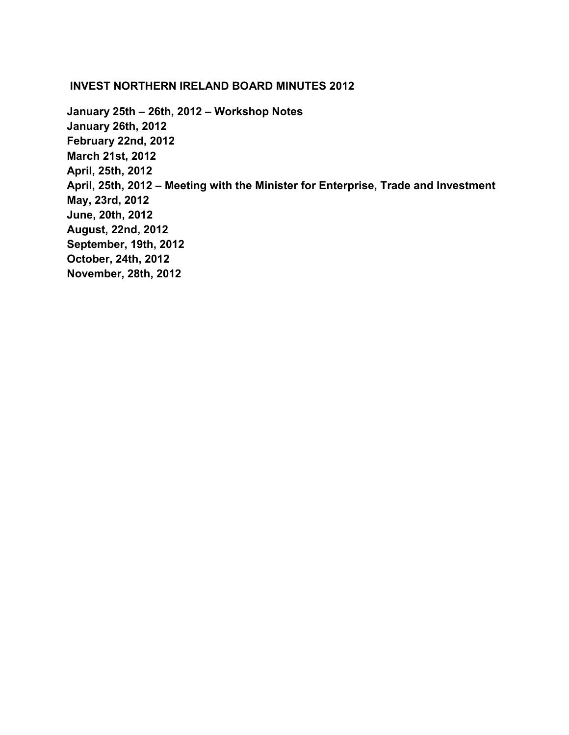# INVEST NORTHERN IRELAND BOARD MINUTES 2012

**January 25th – 26th, 2012 – Workshop Notes**
**January 26th, 2012**
**February 22nd, 2012**
**March 21st, 2012**
**April, 25th, 2012**
**April, 25th, 2012 – Meeting with the Minister for Enterprise, Trade and Investment**
**May, 23rd, 2012**
**June, 20th, 2012**
**August, 22nd, 2012**
**September, 19th, 2012**
**October, 24th, 2012**
**November, 28th, 2012**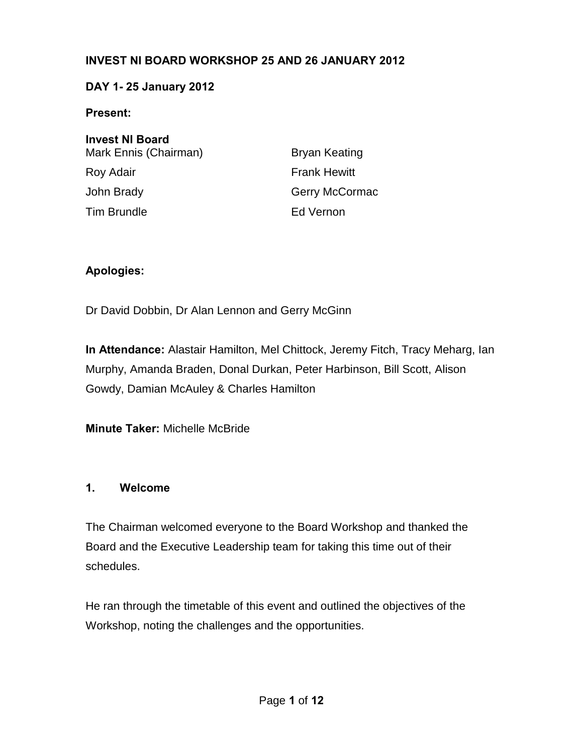**INVEST NI BOARD WORKSHOP 25 AND 26 JANUARY 2012**

**DAY 1- 25 January 2012**

**Present:**

**Invest NI Board**

Mark Ennis (Chairman)
Roy Adair
John Brady
Tim Brundle
Bryan Keating
Frank Hewitt
Gerry McCormac
Ed Vernon

**Apologies:**

Dr David Dobbin, Dr Alan Lennon and Gerry McGinn

**In Attendance:** Alastair Hamilton, Mel Chittock, Jeremy Fitch, Tracy Meharg, Ian Murphy, Amanda Braden, Donal Durkan, Peter Harbinson, Bill Scott, Alison Gowdy, Damian McAuley & Charles Hamilton

**Minute Taker:** Michelle McBride

**1. Welcome**

The Chairman welcomed everyone to the Board Workshop and thanked the Board and the Executive Leadership team for taking this time out of their schedules.

He ran through the timetable of this event and outlined the objectives of the Workshop, noting the challenges and the opportunities.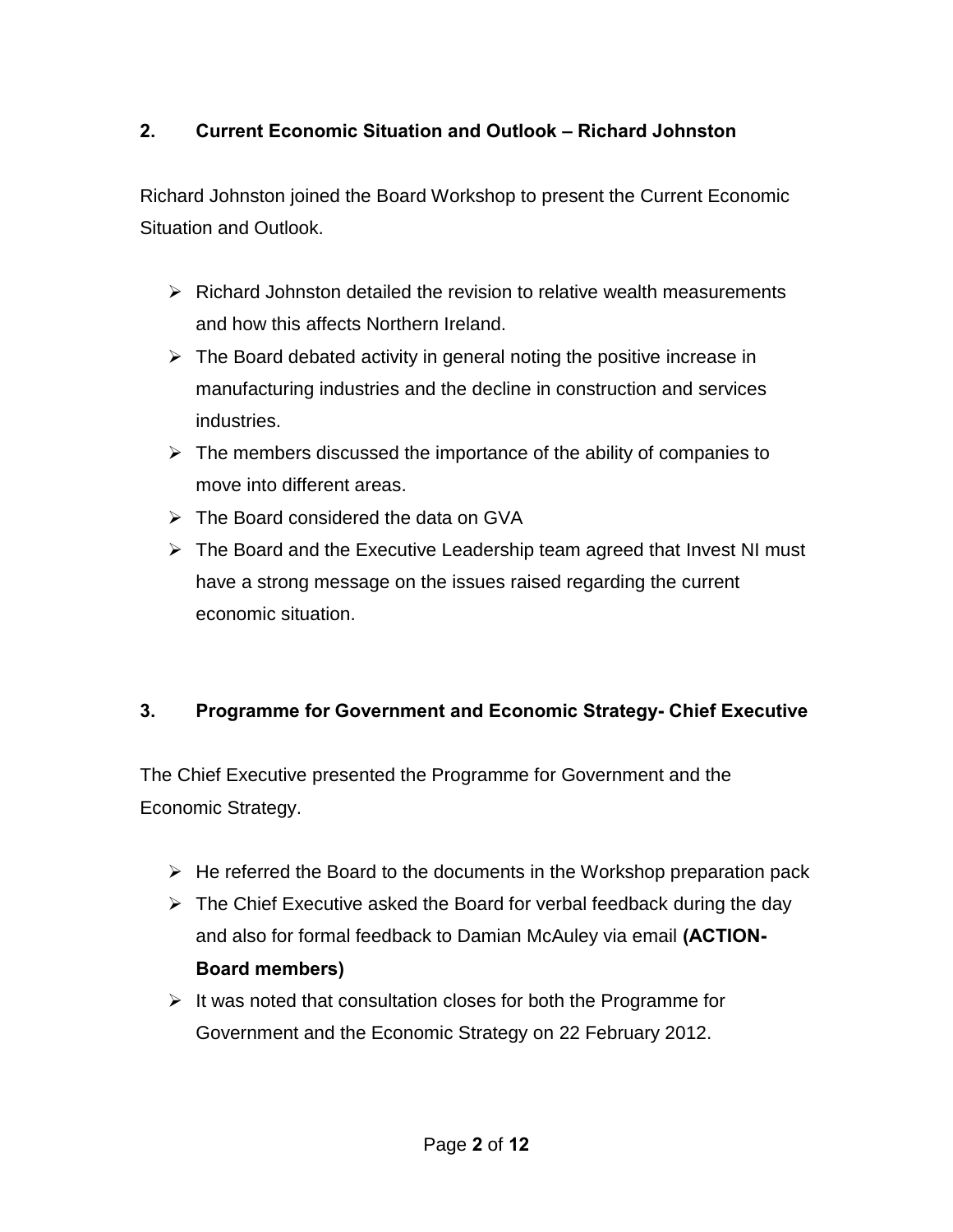## 2. Current Economic Situation and Outlook – Richard Johnston

Richard Johnston joined the Board Workshop to present the Current Economic Situation and Outlook.

- Richard Johnston detailed the revision to relative wealth measurements and how this affects Northern Ireland.
- The Board debated activity in general noting the positive increase in manufacturing industries and the decline in construction and services industries.
- The members discussed the importance of the ability of companies to move into different areas.
- The Board considered the data on GVA
- The Board and the Executive Leadership team agreed that Invest NI must have a strong message on the issues raised regarding the current economic situation.

## 3. Programme for Government and Economic Strategy- Chief Executive

The Chief Executive presented the Programme for Government and the Economic Strategy.

- He referred the Board to the documents in the Workshop preparation pack
- The Chief Executive asked the Board for verbal feedback during the day and also for formal feedback to Damian McAuley via email **(ACTION-Board members)**
- It was noted that consultation closes for both the Programme for Government and the Economic Strategy on 22 February 2012.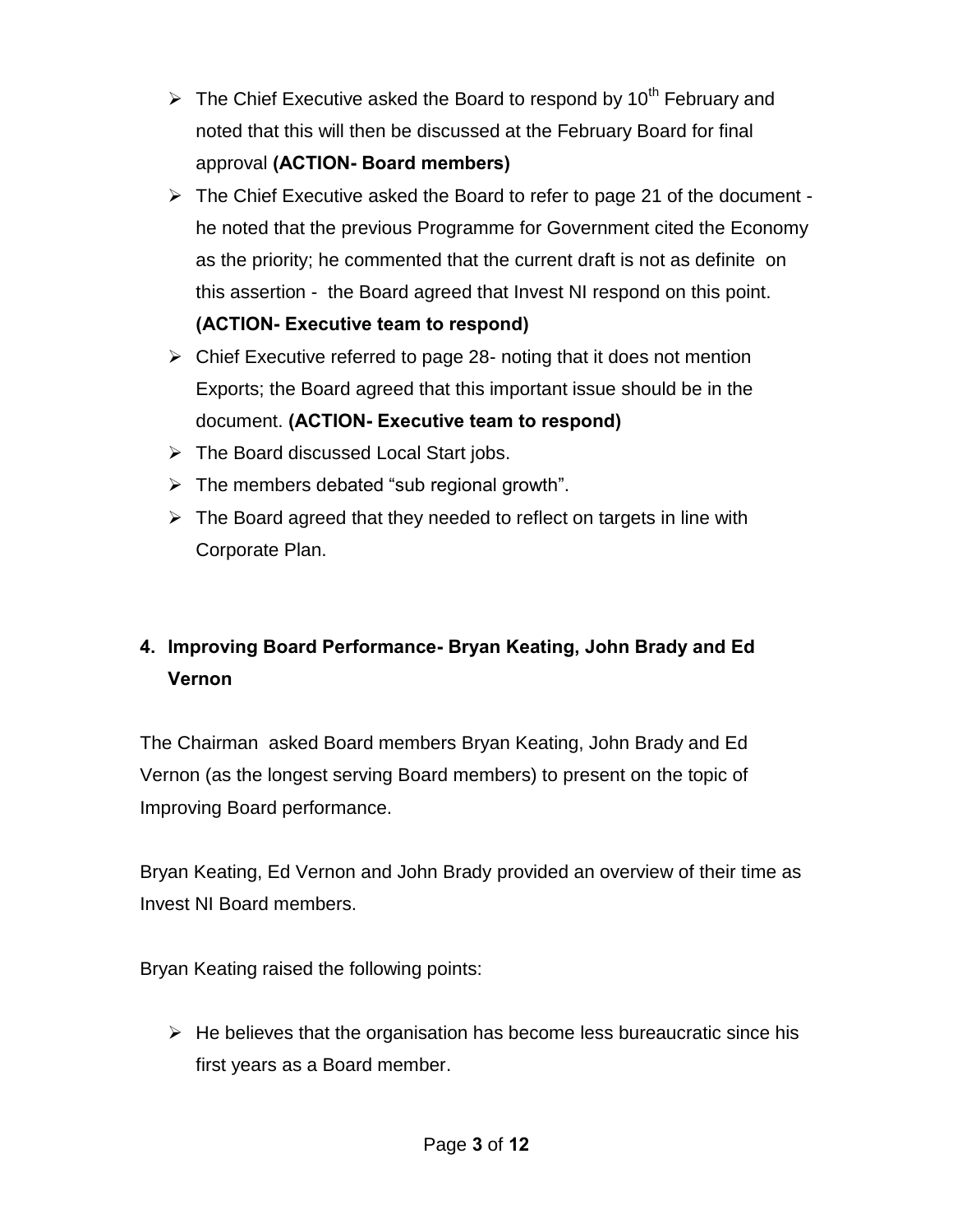- The Chief Executive asked the Board to respond by 10th February and noted that this will then be discussed at the February Board for final approval **(ACTION- Board members)**
- The Chief Executive asked the Board to refer to page 21 of the document - he noted that the previous Programme for Government cited the Economy as the priority; he commented that the current draft is not as definite on this assertion - the Board agreed that Invest NI respond on this point. **(ACTION- Executive team to respond)**
- Chief Executive referred to page 28- noting that it does not mention Exports; the Board agreed that this important issue should be in the document. **(ACTION- Executive team to respond)**
- The Board discussed Local Start jobs.
- The members debated "sub regional growth".
- The Board agreed that they needed to reflect on targets in line with Corporate Plan.

## 4. Improving Board Performance- Bryan Keating, John Brady and Ed Vernon

The Chairman asked Board members Bryan Keating, John Brady and Ed Vernon (as the longest serving Board members) to present on the topic of Improving Board performance.

Bryan Keating, Ed Vernon and John Brady provided an overview of their time as Invest NI Board members.

Bryan Keating raised the following points:

- He believes that the organisation has become less bureaucratic since his first years as a Board member.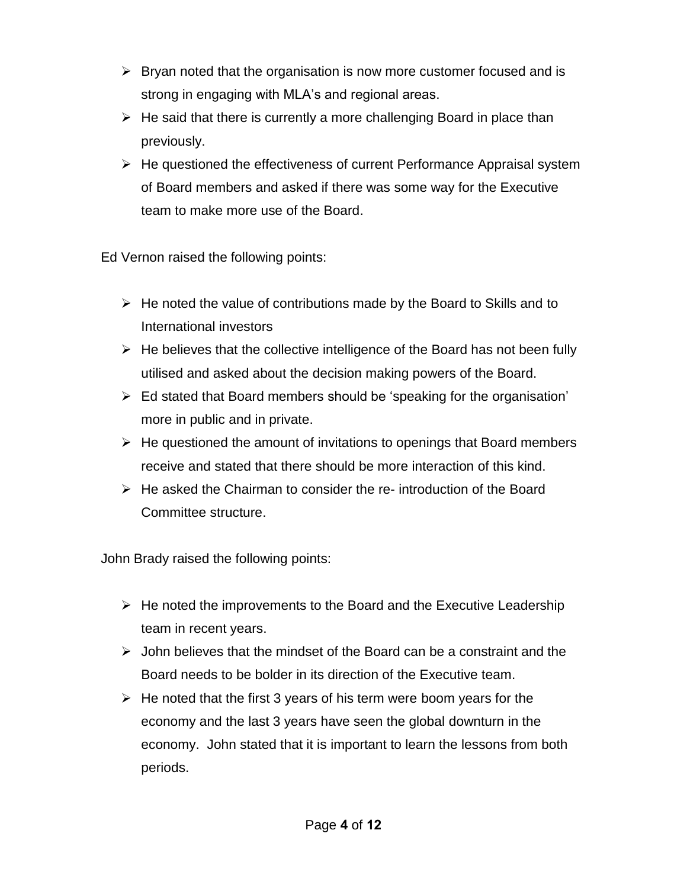- Bryan noted that the organisation is now more customer focused and is strong in engaging with MLA's and regional areas.
- He said that there is currently a more challenging Board in place than previously.
- He questioned the effectiveness of current Performance Appraisal system of Board members and asked if there was some way for the Executive team to make more use of the Board.

Ed Vernon raised the following points:

- He noted the value of contributions made by the Board to Skills and to International investors
- He believes that the collective intelligence of the Board has not been fully utilised and asked about the decision making powers of the Board.
- Ed stated that Board members should be 'speaking for the organisation' more in public and in private.
- He questioned the amount of invitations to openings that Board members receive and stated that there should be more interaction of this kind.
- He asked the Chairman to consider the re- introduction of the Board Committee structure.

John Brady raised the following points:

- He noted the improvements to the Board and the Executive Leadership team in recent years.
- John believes that the mindset of the Board can be a constraint and the Board needs to be bolder in its direction of the Executive team.
- He noted that the first 3 years of his term were boom years for the economy and the last 3 years have seen the global downturn in the economy. John stated that it is important to learn the lessons from both periods.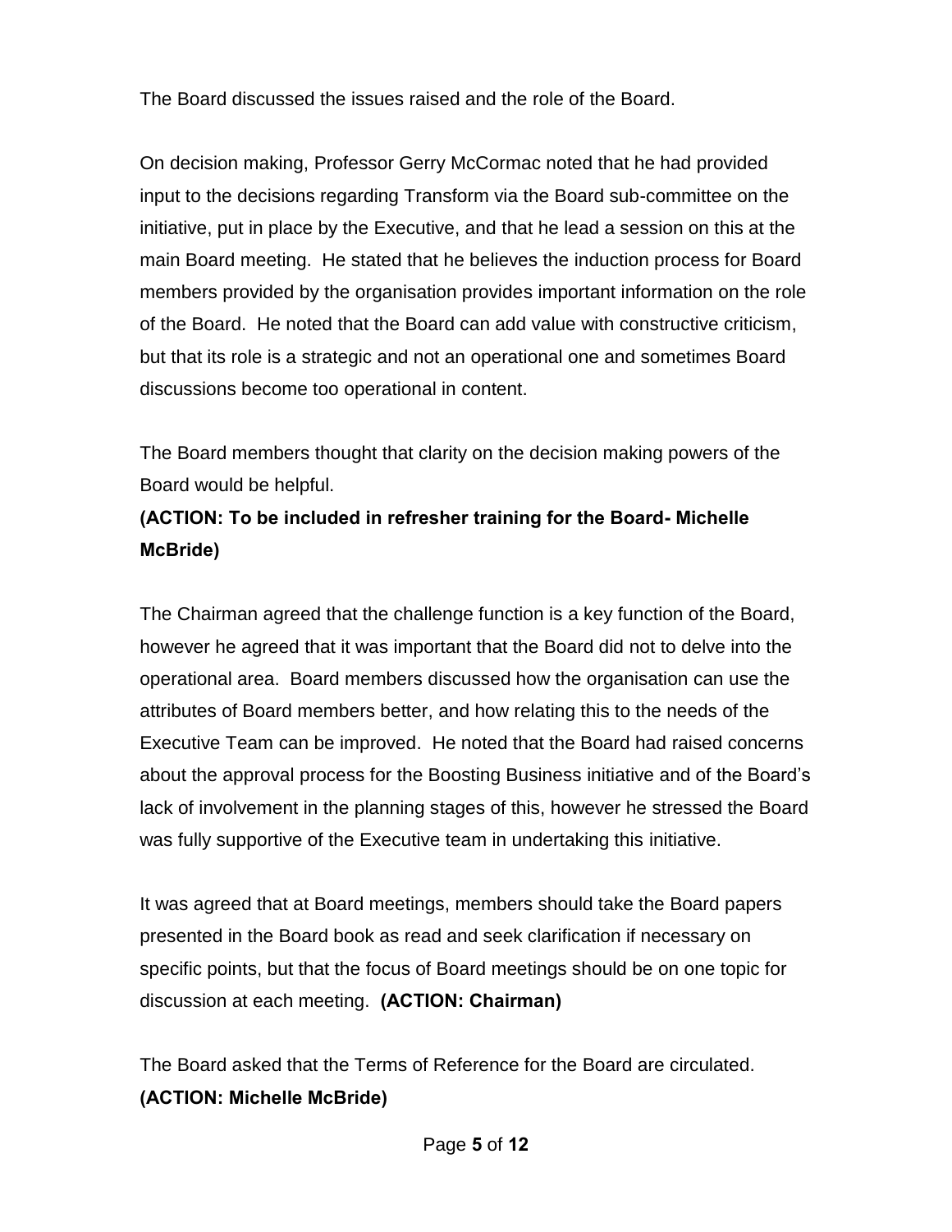The Board discussed the issues raised and the role of the Board.

On decision making, Professor Gerry McCormac noted that he had provided input to the decisions regarding Transform via the Board sub-committee on the initiative, put in place by the Executive, and that he lead a session on this at the main Board meeting. He stated that he believes the induction process for Board members provided by the organisation provides important information on the role of the Board. He noted that the Board can add value with constructive criticism, but that its role is a strategic and not an operational one and sometimes Board discussions become too operational in content.

The Board members thought that clarity on the decision making powers of the Board would be helpful.
**(ACTION: To be included in refresher training for the Board- Michelle McBride)**

The Chairman agreed that the challenge function is a key function of the Board, however he agreed that it was important that the Board did not to delve into the operational area. Board members discussed how the organisation can use the attributes of Board members better, and how relating this to the needs of the Executive Team can be improved. He noted that the Board had raised concerns about the approval process for the Boosting Business initiative and of the Board's lack of involvement in the planning stages of this, however he stressed the Board was fully supportive of the Executive team in undertaking this initiative.

It was agreed that at Board meetings, members should take the Board papers presented in the Board book as read and seek clarification if necessary on specific points, but that the focus of Board meetings should be on one topic for discussion at each meeting. **(ACTION: Chairman)**

The Board asked that the Terms of Reference for the Board are circulated.
**(ACTION: Michelle McBride)**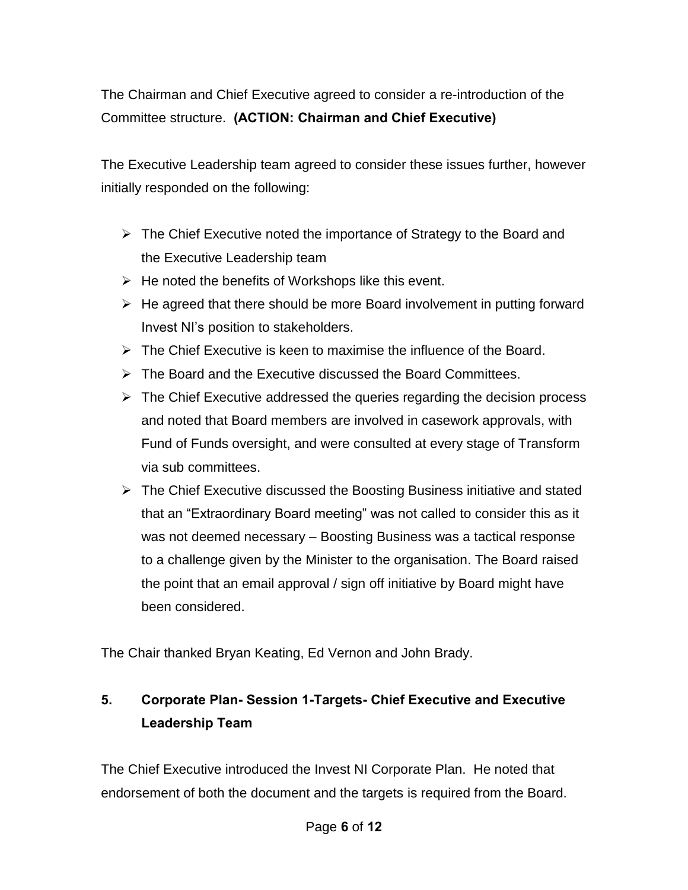The Chairman and Chief Executive agreed to consider a re-introduction of the Committee structure. **(ACTION: Chairman and Chief Executive)**

The Executive Leadership team agreed to consider these issues further, however initially responded on the following:

- The Chief Executive noted the importance of Strategy to the Board and the Executive Leadership team
- He noted the benefits of Workshops like this event.
- He agreed that there should be more Board involvement in putting forward Invest NI's position to stakeholders.
- The Chief Executive is keen to maximise the influence of the Board.
- The Board and the Executive discussed the Board Committees.
- The Chief Executive addressed the queries regarding the decision process and noted that Board members are involved in casework approvals, with Fund of Funds oversight, and were consulted at every stage of Transform via sub committees.
- The Chief Executive discussed the Boosting Business initiative and stated that an "Extraordinary Board meeting" was not called to consider this as it was not deemed necessary – Boosting Business was a tactical response to a challenge given by the Minister to the organisation. The Board raised the point that an email approval / sign off initiative by Board might have been considered.

The Chair thanked Bryan Keating, Ed Vernon and John Brady.

## 5. Corporate Plan- Session 1-Targets- Chief Executive and Executive Leadership Team

The Chief Executive introduced the Invest NI Corporate Plan. He noted that endorsement of both the document and the targets is required from the Board.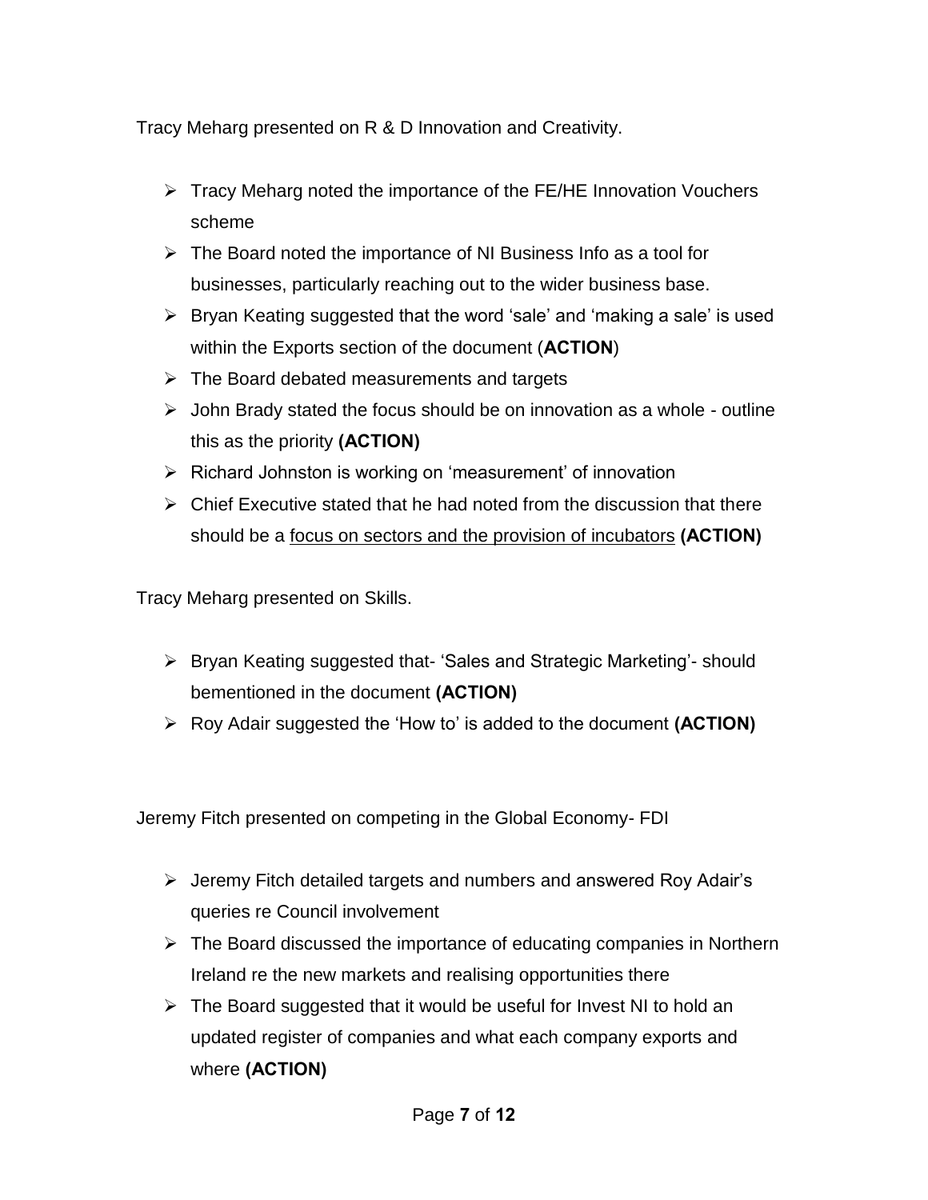Tracy Meharg presented on R & D Innovation and Creativity.

- Tracy Meharg noted the importance of the FE/HE Innovation Vouchers scheme
- The Board noted the importance of NI Business Info as a tool for businesses, particularly reaching out to the wider business base.
- Bryan Keating suggested that the word 'sale' and 'making a sale' is used within the Exports section of the document (**ACTION**)
- The Board debated measurements and targets
- John Brady stated the focus should be on innovation as a whole - outline this as the priority **(ACTION)**
- Richard Johnston is working on 'measurement' of innovation
- Chief Executive stated that he had noted from the discussion that there should be a <u>focus on sectors and the provision of incubators</u> **(ACTION)**

Tracy Meharg presented on Skills.

- Bryan Keating suggested that- 'Sales and Strategic Marketing'- should bementioned in the document **(ACTION)**
- Roy Adair suggested the 'How to' is added to the document **(ACTION)**

Jeremy Fitch presented on competing in the Global Economy- FDI

- Jeremy Fitch detailed targets and numbers and answered Roy Adair's queries re Council involvement
- The Board discussed the importance of educating companies in Northern Ireland re the new markets and realising opportunities there
- The Board suggested that it would be useful for Invest NI to hold an updated register of companies and what each company exports and where **(ACTION)**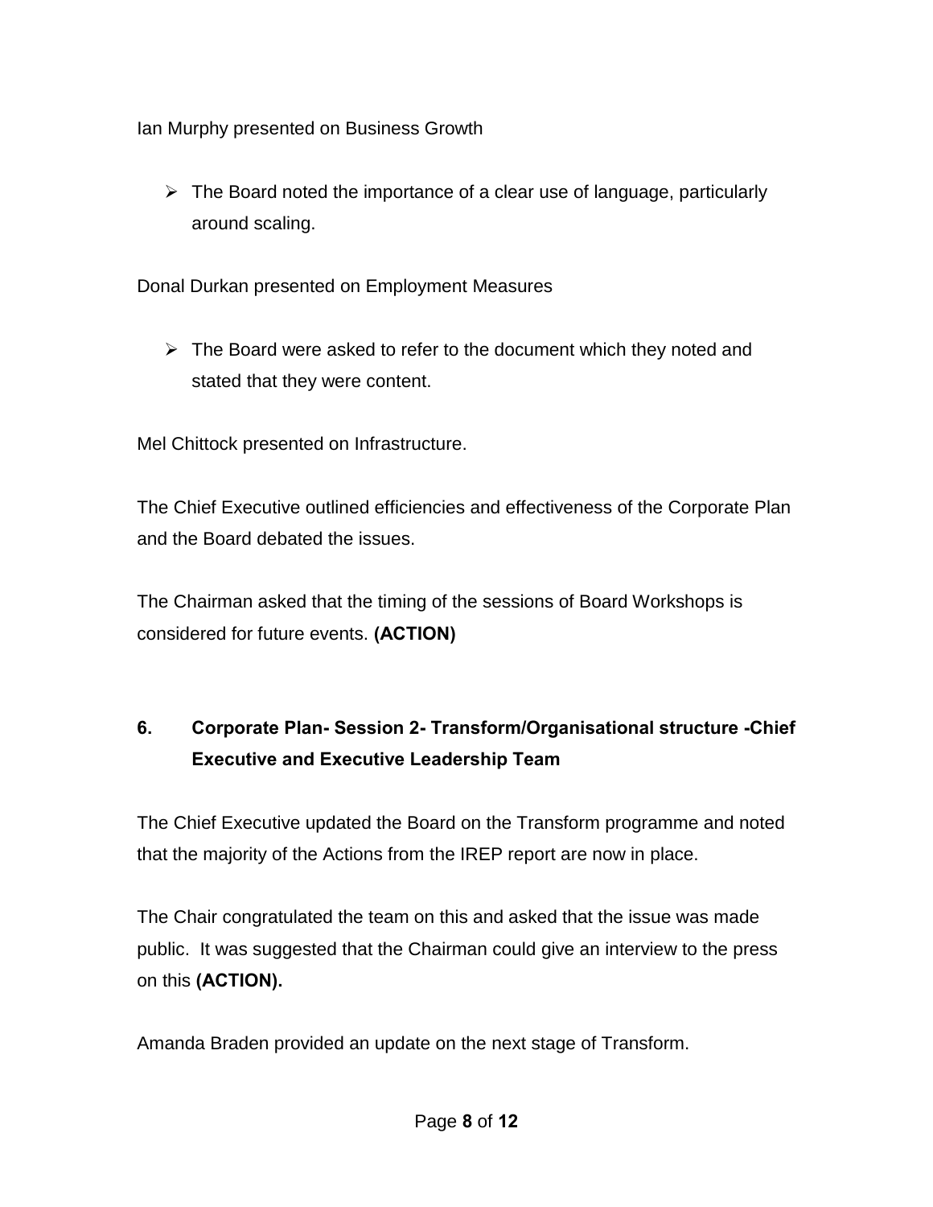Ian Murphy presented on Business Growth

- The Board noted the importance of a clear use of language, particularly around scaling.

Donal Durkan presented on Employment Measures

- The Board were asked to refer to the document which they noted and stated that they were content.

Mel Chittock presented on Infrastructure.

The Chief Executive outlined efficiencies and effectiveness of the Corporate Plan and the Board debated the issues.

The Chairman asked that the timing of the sessions of Board Workshops is considered for future events. **(ACTION)**

## 6. Corporate Plan- Session 2- Transform/Organisational structure -Chief Executive and Executive Leadership Team

The Chief Executive updated the Board on the Transform programme and noted that the majority of the Actions from the IREP report are now in place.

The Chair congratulated the team on this and asked that the issue was made public. It was suggested that the Chairman could give an interview to the press on this **(ACTION).**

Amanda Braden provided an update on the next stage of Transform.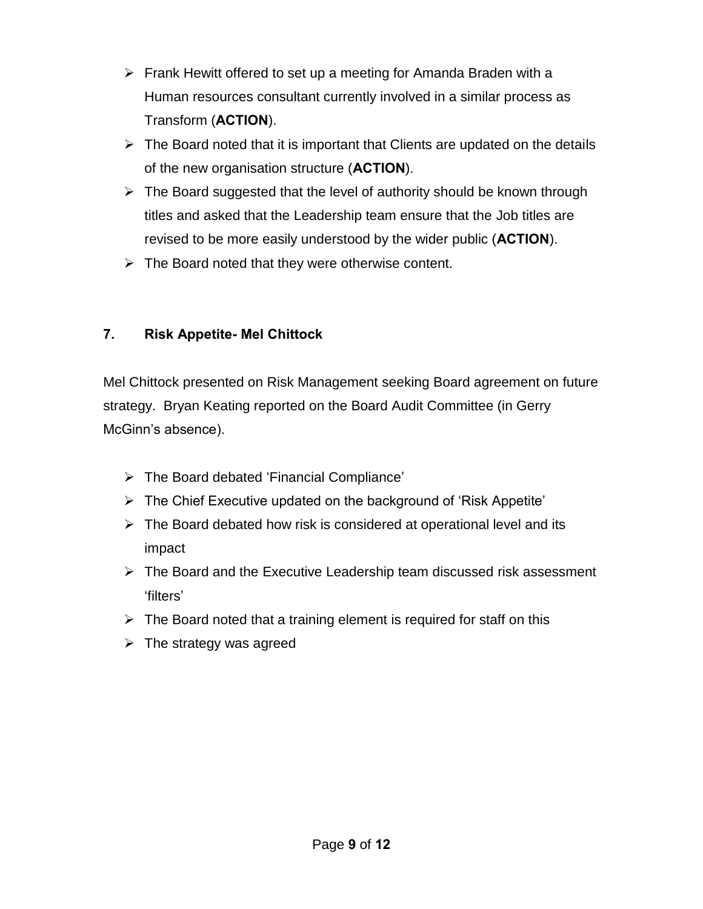- Frank Hewitt offered to set up a meeting for Amanda Braden with a Human resources consultant currently involved in a similar process as Transform (**ACTION**).
- The Board noted that it is important that Clients are updated on the details of the new organisation structure (**ACTION**).
- The Board suggested that the level of authority should be known through titles and asked that the Leadership team ensure that the Job titles are revised to be more easily understood by the wider public (**ACTION**).
- The Board noted that they were otherwise content.

### 7. Risk Appetite- Mel Chittock

Mel Chittock presented on Risk Management seeking Board agreement on future strategy. Bryan Keating reported on the Board Audit Committee (in Gerry McGinn's absence).

- The Board debated 'Financial Compliance'
- The Chief Executive updated on the background of 'Risk Appetite'
- The Board debated how risk is considered at operational level and its impact
- The Board and the Executive Leadership team discussed risk assessment 'filters'
- The Board noted that a training element is required for staff on this
- The strategy was agreed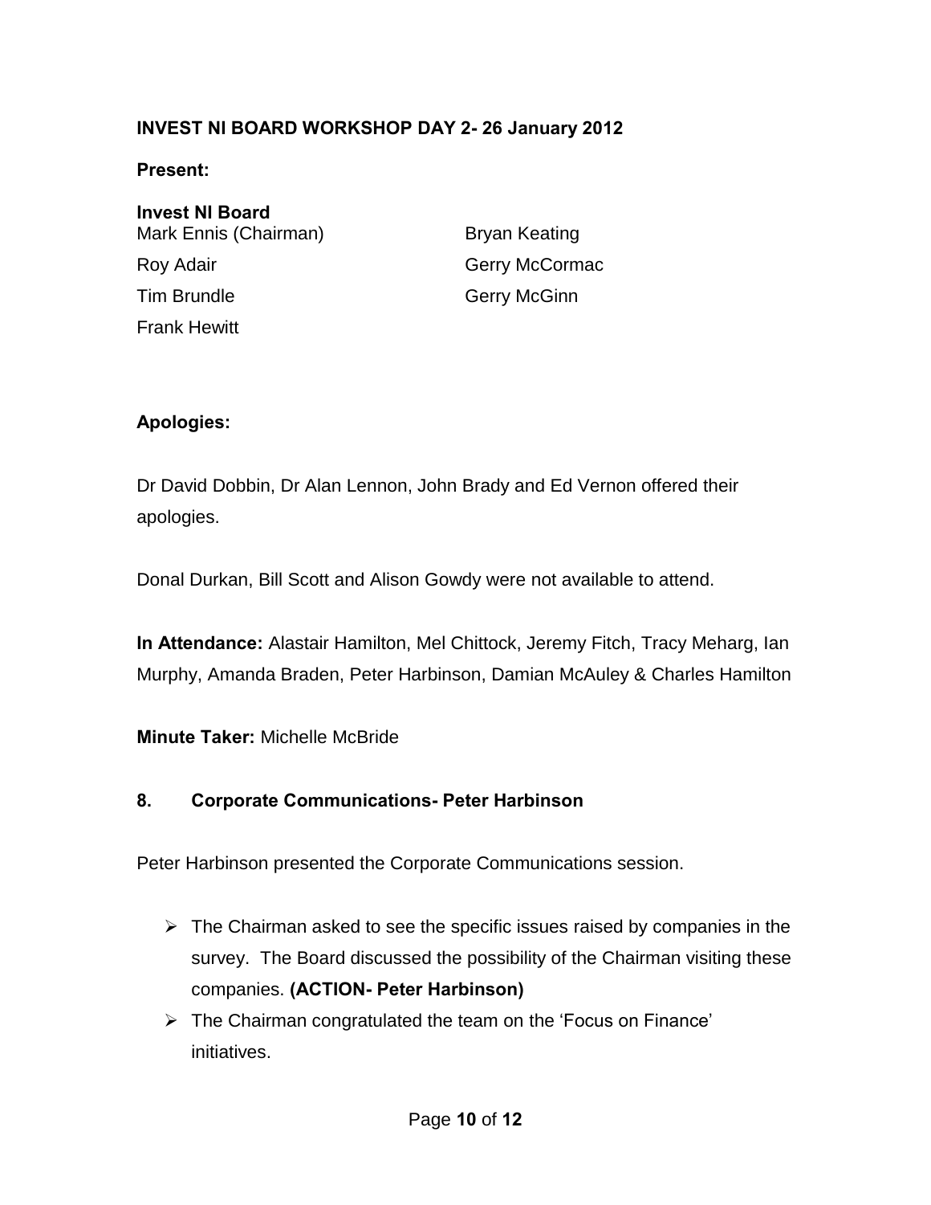## INVEST NI BOARD WORKSHOP DAY 2- 26 January 2012

**Present:**

**Invest NI Board**

Mark Ennis (Chairman)
Roy Adair
Tim Brundle
Frank Hewitt
Bryan Keating
Gerry McCormac
Gerry McGinn

**Apologies:**

Dr David Dobbin, Dr Alan Lennon, John Brady and Ed Vernon offered their apologies.

Donal Durkan, Bill Scott and Alison Gowdy were not available to attend.

**In Attendance:** Alastair Hamilton, Mel Chittock, Jeremy Fitch, Tracy Meharg, Ian Murphy, Amanda Braden, Peter Harbinson, Damian McAuley & Charles Hamilton

**Minute Taker:** Michelle McBride

### 8. Corporate Communications- Peter Harbinson

Peter Harbinson presented the Corporate Communications session.

- The Chairman asked to see the specific issues raised by companies in the survey. The Board discussed the possibility of the Chairman visiting these companies. **(ACTION- Peter Harbinson)**
- The Chairman congratulated the team on the 'Focus on Finance' initiatives.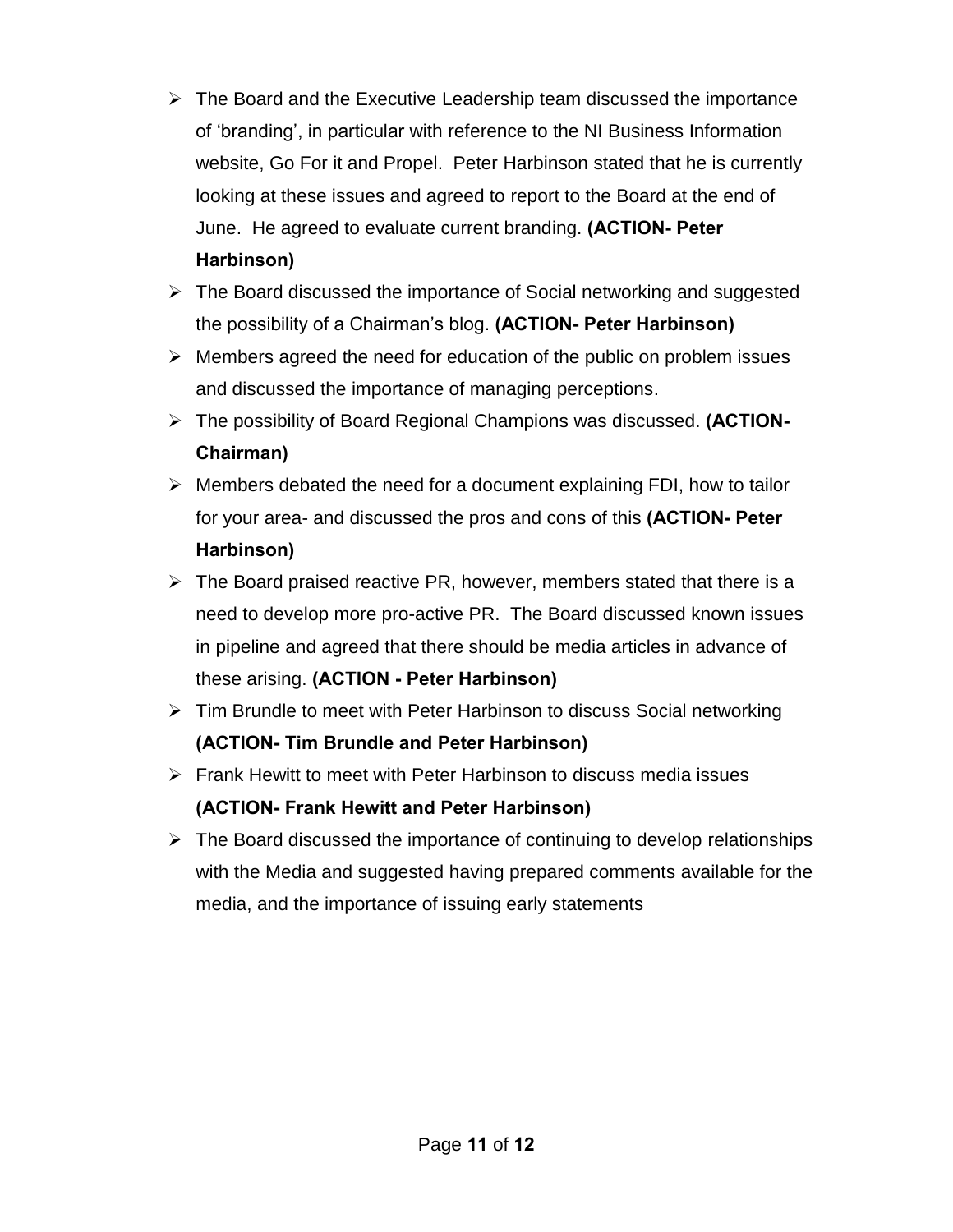- The Board and the Executive Leadership team discussed the importance of 'branding', in particular with reference to the NI Business Information website, Go For it and Propel. Peter Harbinson stated that he is currently looking at these issues and agreed to report to the Board at the end of June. He agreed to evaluate current branding. **(ACTION- Peter Harbinson)**
- The Board discussed the importance of Social networking and suggested the possibility of a Chairman's blog. **(ACTION- Peter Harbinson)**
- Members agreed the need for education of the public on problem issues and discussed the importance of managing perceptions.
- The possibility of Board Regional Champions was discussed. **(ACTION- Chairman)**
- Members debated the need for a document explaining FDI, how to tailor for your area- and discussed the pros and cons of this **(ACTION- Peter Harbinson)**
- The Board praised reactive PR, however, members stated that there is a need to develop more pro-active PR. The Board discussed known issues in pipeline and agreed that there should be media articles in advance of these arising. **(ACTION - Peter Harbinson)**
- Tim Brundle to meet with Peter Harbinson to discuss Social networking **(ACTION- Tim Brundle and Peter Harbinson)**
- Frank Hewitt to meet with Peter Harbinson to discuss media issues **(ACTION- Frank Hewitt and Peter Harbinson)**
- The Board discussed the importance of continuing to develop relationships with the Media and suggested having prepared comments available for the media, and the importance of issuing early statements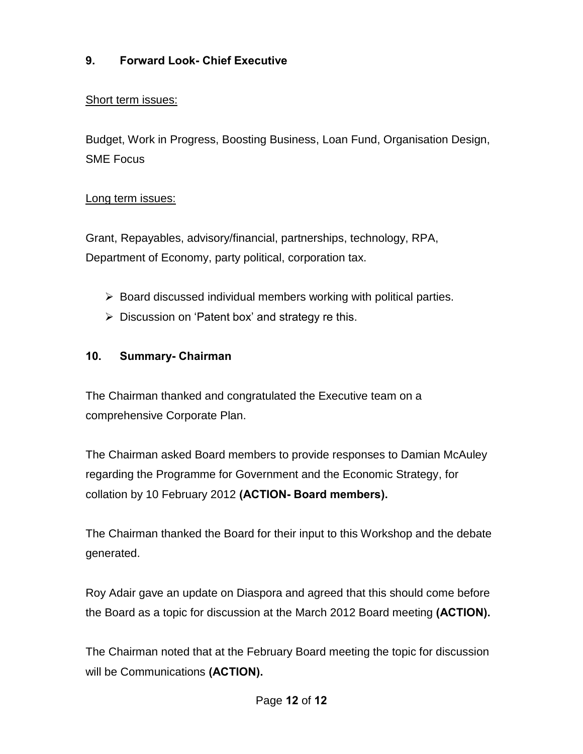### 9. Forward Look- Chief Executive

Short term issues:

Budget, Work in Progress, Boosting Business, Loan Fund, Organisation Design, SME Focus

Long term issues:

Grant, Repayables, advisory/financial, partnerships, technology, RPA, Department of Economy, party political, corporation tax.

- Board discussed individual members working with political parties.
- Discussion on 'Patent box' and strategy re this.

### 10. Summary- Chairman

The Chairman thanked and congratulated the Executive team on a comprehensive Corporate Plan.

The Chairman asked Board members to provide responses to Damian McAuley regarding the Programme for Government and the Economic Strategy, for collation by 10 February 2012 **(ACTION- Board members).**

The Chairman thanked the Board for their input to this Workshop and the debate generated.

Roy Adair gave an update on Diaspora and agreed that this should come before the Board as a topic for discussion at the March 2012 Board meeting **(ACTION).**

The Chairman noted that at the February Board meeting the topic for discussion will be Communications **(ACTION).**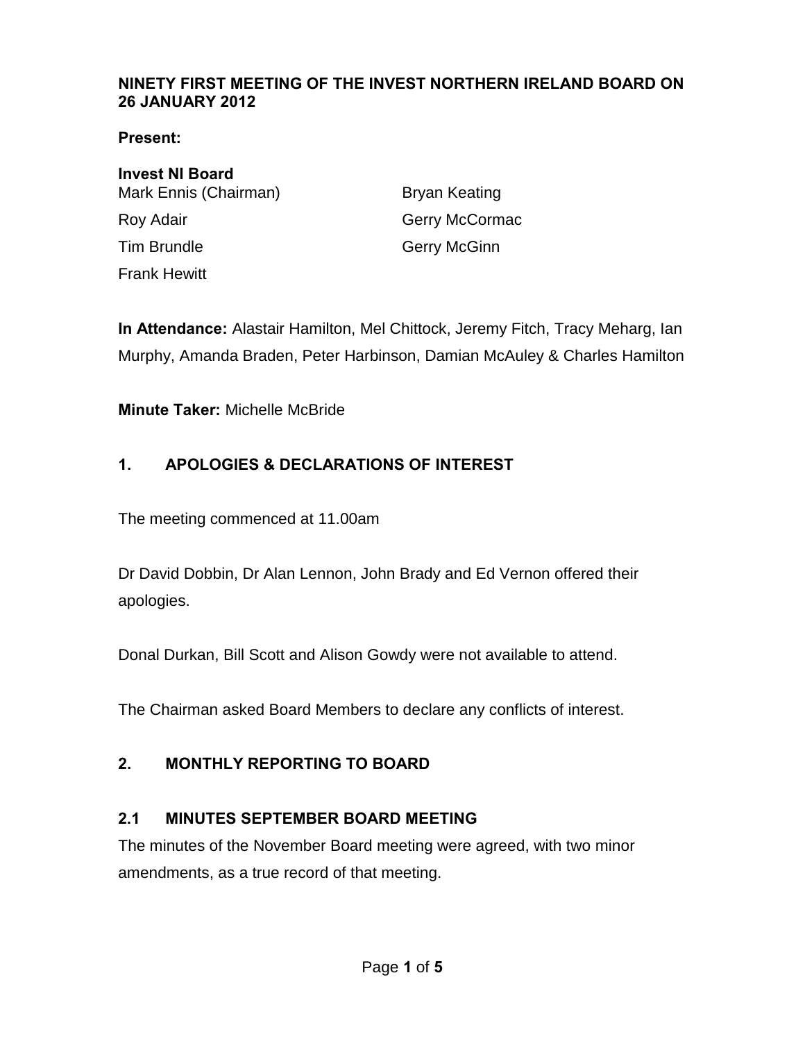**NINETY FIRST MEETING OF THE INVEST NORTHERN IRELAND BOARD ON 26 JANUARY 2012**

**Present:**

**Invest NI Board**

Mark Ennis (Chairman)
Roy Adair
Tim Brundle
Frank Hewitt
Bryan Keating
Gerry McCormac
Gerry McGinn

**In Attendance:** Alastair Hamilton, Mel Chittock, Jeremy Fitch, Tracy Meharg, Ian Murphy, Amanda Braden, Peter Harbinson, Damian McAuley & Charles Hamilton

**Minute Taker:** Michelle McBride

## 1. APOLOGIES & DECLARATIONS OF INTEREST

The meeting commenced at 11.00am

Dr David Dobbin, Dr Alan Lennon, John Brady and Ed Vernon offered their apologies.

Donal Durkan, Bill Scott and Alison Gowdy were not available to attend.

The Chairman asked Board Members to declare any conflicts of interest.

## 2. MONTHLY REPORTING TO BOARD

### 2.1 MINUTES SEPTEMBER BOARD MEETING

The minutes of the November Board meeting were agreed, with two minor amendments, as a true record of that meeting.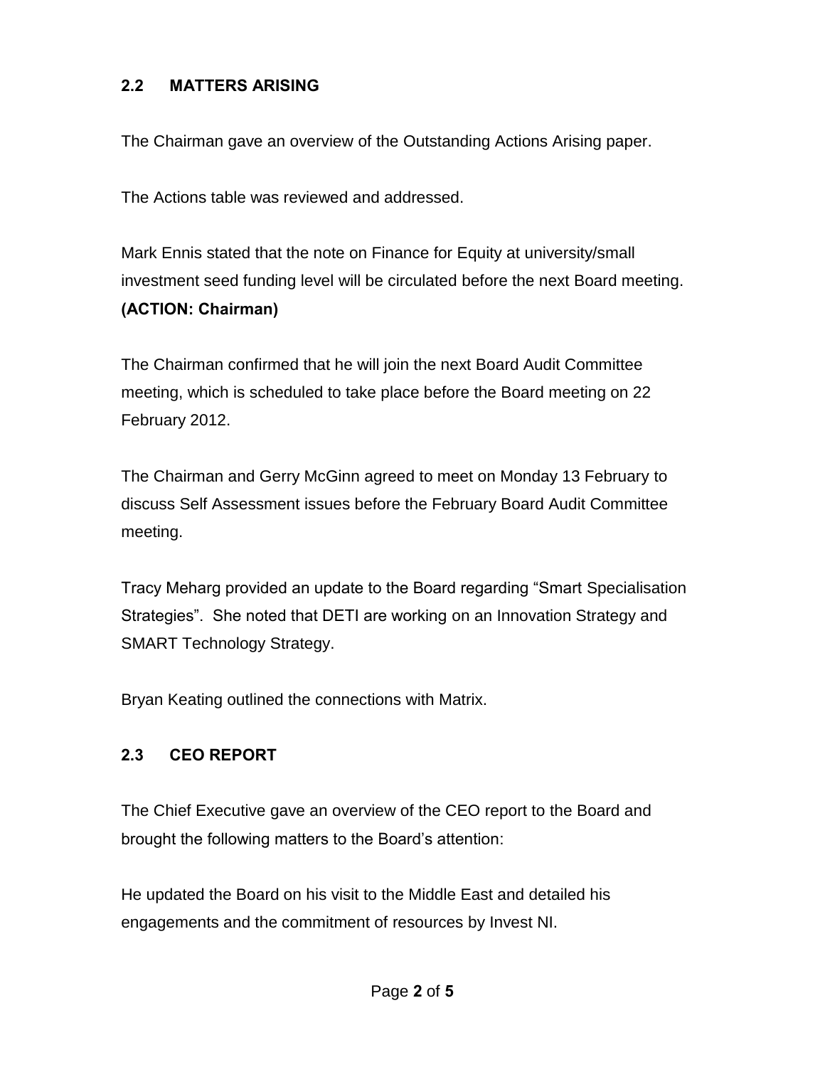## 2.2 MATTERS ARISING

The Chairman gave an overview of the Outstanding Actions Arising paper.

The Actions table was reviewed and addressed.

Mark Ennis stated that the note on Finance for Equity at university/small investment seed funding level will be circulated before the next Board meeting.
**(ACTION: Chairman)**

The Chairman confirmed that he will join the next Board Audit Committee meeting, which is scheduled to take place before the Board meeting on 22 February 2012.

The Chairman and Gerry McGinn agreed to meet on Monday 13 February to discuss Self Assessment issues before the February Board Audit Committee meeting.

Tracy Meharg provided an update to the Board regarding "Smart Specialisation Strategies". She noted that DETI are working on an Innovation Strategy and SMART Technology Strategy.

Bryan Keating outlined the connections with Matrix.

## 2.3 CEO REPORT

The Chief Executive gave an overview of the CEO report to the Board and brought the following matters to the Board's attention:

He updated the Board on his visit to the Middle East and detailed his engagements and the commitment of resources by Invest NI.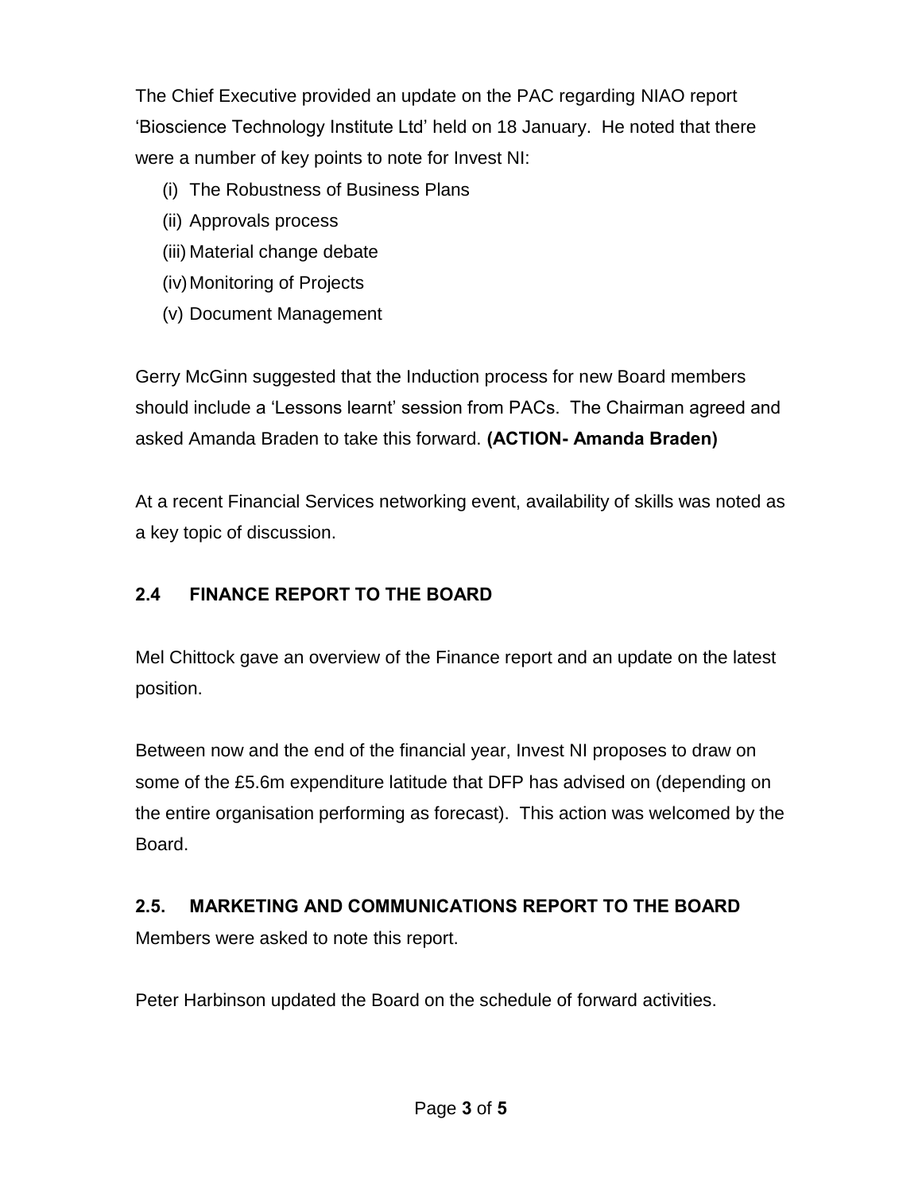The Chief Executive provided an update on the PAC regarding NIAO report 'Bioscience Technology Institute Ltd' held on 18 January. He noted that there were a number of key points to note for Invest NI:

(i) The Robustness of Business Plans
(ii) Approvals process
(iii) Material change debate
(iv) Monitoring of Projects
(v) Document Management

Gerry McGinn suggested that the Induction process for new Board members should include a 'Lessons learnt' session from PACs. The Chairman agreed and asked Amanda Braden to take this forward. **(ACTION- Amanda Braden)**

At a recent Financial Services networking event, availability of skills was noted as a key topic of discussion.

## 2.4 FINANCE REPORT TO THE BOARD

Mel Chittock gave an overview of the Finance report and an update on the latest position.

Between now and the end of the financial year, Invest NI proposes to draw on some of the £5.6m expenditure latitude that DFP has advised on (depending on the entire organisation performing as forecast). This action was welcomed by the Board.

## 2.5. MARKETING AND COMMUNICATIONS REPORT TO THE BOARD

Members were asked to note this report.

Peter Harbinson updated the Board on the schedule of forward activities.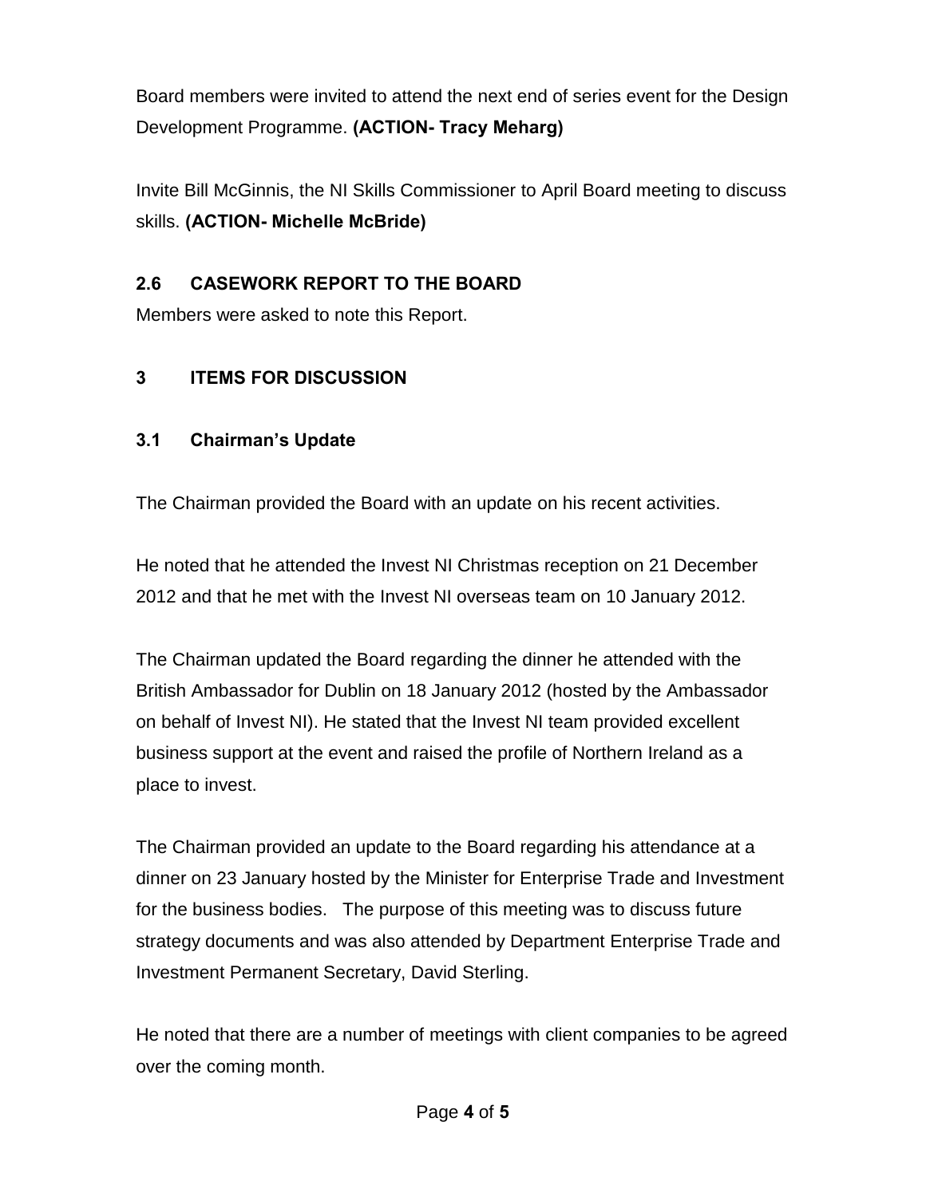Board members were invited to attend the next end of series event for the Design Development Programme. **(ACTION- Tracy Meharg)**

Invite Bill McGinnis, the NI Skills Commissioner to April Board meeting to discuss skills. **(ACTION- Michelle McBride)**

## 2.6 CASEWORK REPORT TO THE BOARD

Members were asked to note this Report.

## 3 ITEMS FOR DISCUSSION

### 3.1 Chairman's Update

The Chairman provided the Board with an update on his recent activities.

He noted that he attended the Invest NI Christmas reception on 21 December 2012 and that he met with the Invest NI overseas team on 10 January 2012.

The Chairman updated the Board regarding the dinner he attended with the British Ambassador for Dublin on 18 January 2012 (hosted by the Ambassador on behalf of Invest NI). He stated that the Invest NI team provided excellent business support at the event and raised the profile of Northern Ireland as a place to invest.

The Chairman provided an update to the Board regarding his attendance at a dinner on 23 January hosted by the Minister for Enterprise Trade and Investment for the business bodies. The purpose of this meeting was to discuss future strategy documents and was also attended by Department Enterprise Trade and Investment Permanent Secretary, David Sterling.

He noted that there are a number of meetings with client companies to be agreed over the coming month.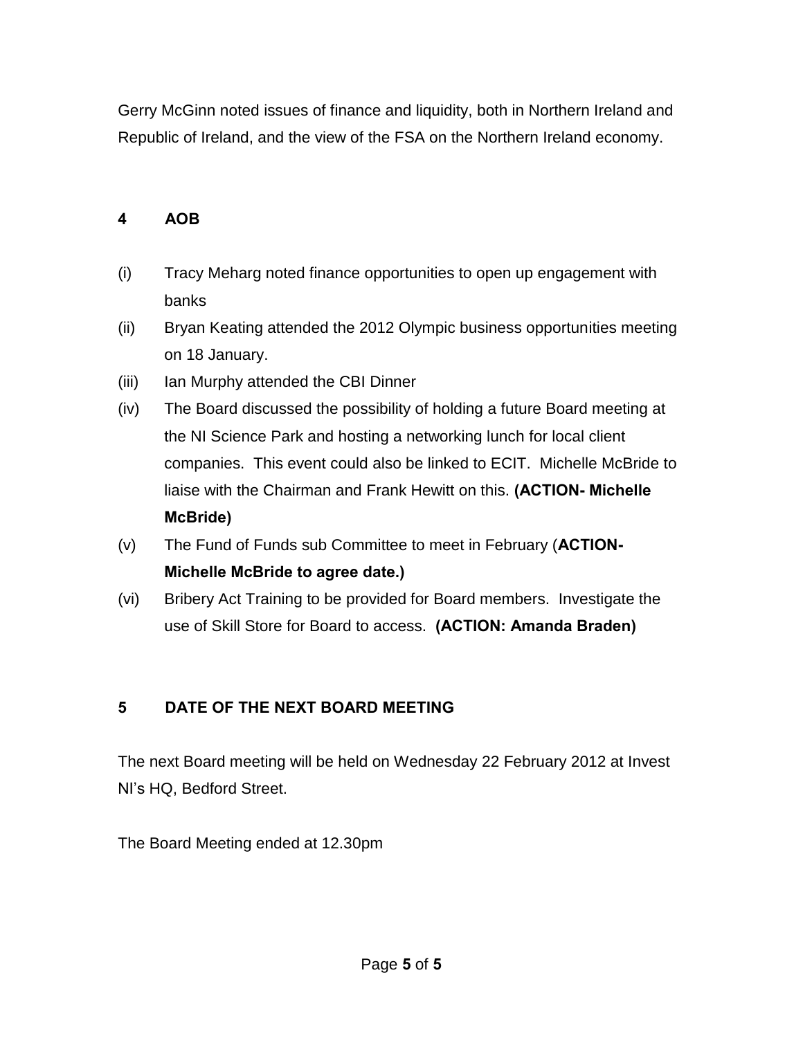Gerry McGinn noted issues of finance and liquidity, both in Northern Ireland and Republic of Ireland, and the view of the FSA on the Northern Ireland economy.

## 4 AOB

(i) Tracy Meharg noted finance opportunities to open up engagement with banks

(ii) Bryan Keating attended the 2012 Olympic business opportunities meeting on 18 January.

(iii) Ian Murphy attended the CBI Dinner

(iv) The Board discussed the possibility of holding a future Board meeting at the NI Science Park and hosting a networking lunch for local client companies. This event could also be linked to ECIT. Michelle McBride to liaise with the Chairman and Frank Hewitt on this. **(ACTION- Michelle McBride)**

(v) The Fund of Funds sub Committee to meet in February (**ACTION- Michelle McBride to agree date.)**

(vi) Bribery Act Training to be provided for Board members. Investigate the use of Skill Store for Board to access. **(ACTION: Amanda Braden)**

## 5 DATE OF THE NEXT BOARD MEETING

The next Board meeting will be held on Wednesday 22 February 2012 at Invest NI's HQ, Bedford Street.

The Board Meeting ended at 12.30pm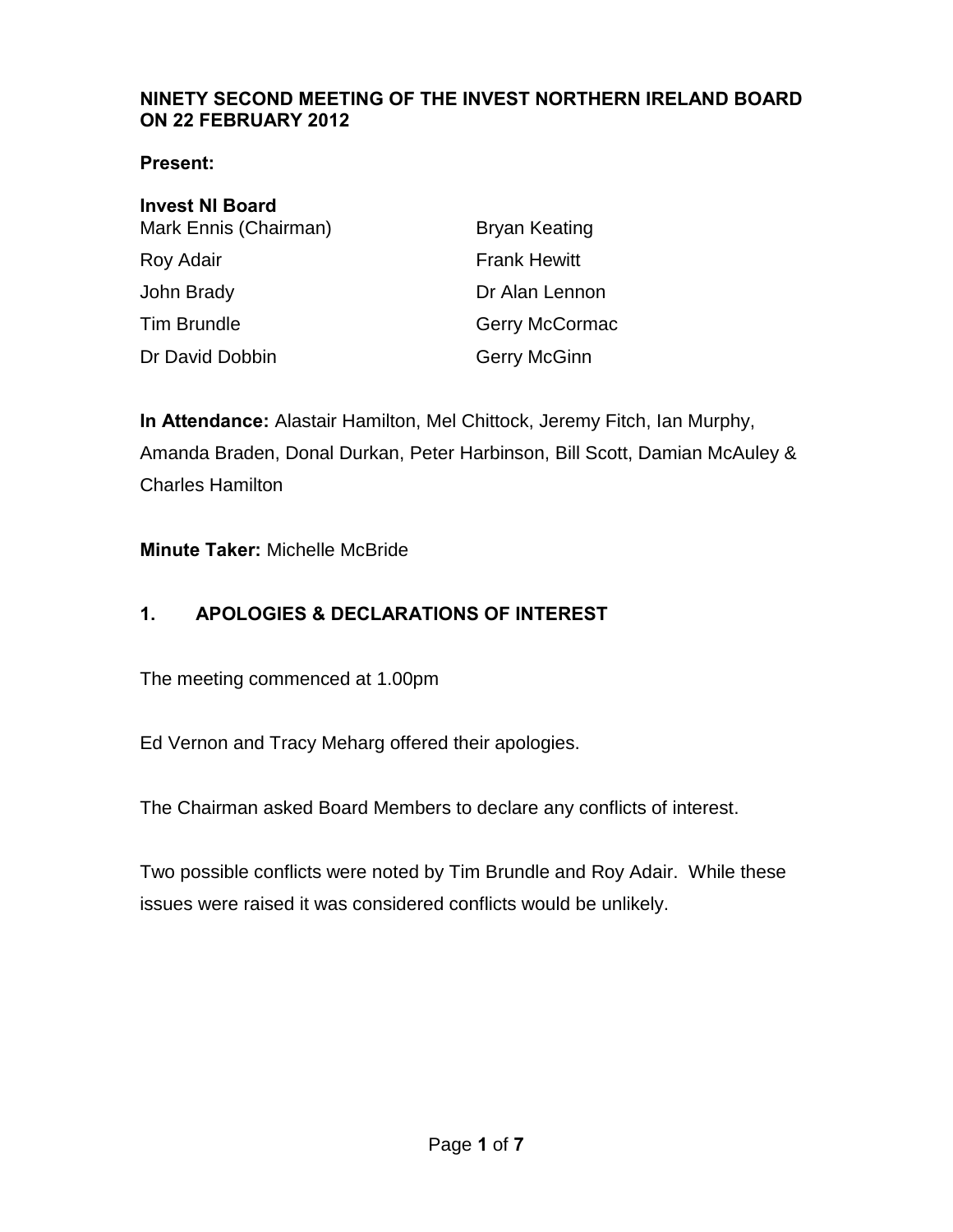**NINETY SECOND MEETING OF THE INVEST NORTHERN IRELAND BOARD ON 22 FEBRUARY 2012**

**Present:**

**Invest NI Board**

| | |
|---|---|
| Mark Ennis (Chairman) | Bryan Keating |
| Roy Adair | Frank Hewitt |
| John Brady | Dr Alan Lennon |
| Tim Brundle | Gerry McCormac |
| Dr David Dobbin | Gerry McGinn |

**In Attendance:** Alastair Hamilton, Mel Chittock, Jeremy Fitch, Ian Murphy, Amanda Braden, Donal Durkan, Peter Harbinson, Bill Scott, Damian McAuley & Charles Hamilton

**Minute Taker:** Michelle McBride

## 1. APOLOGIES & DECLARATIONS OF INTEREST

The meeting commenced at 1.00pm

Ed Vernon and Tracy Meharg offered their apologies.

The Chairman asked Board Members to declare any conflicts of interest.

Two possible conflicts were noted by Tim Brundle and Roy Adair. While these issues were raised it was considered conflicts would be unlikely.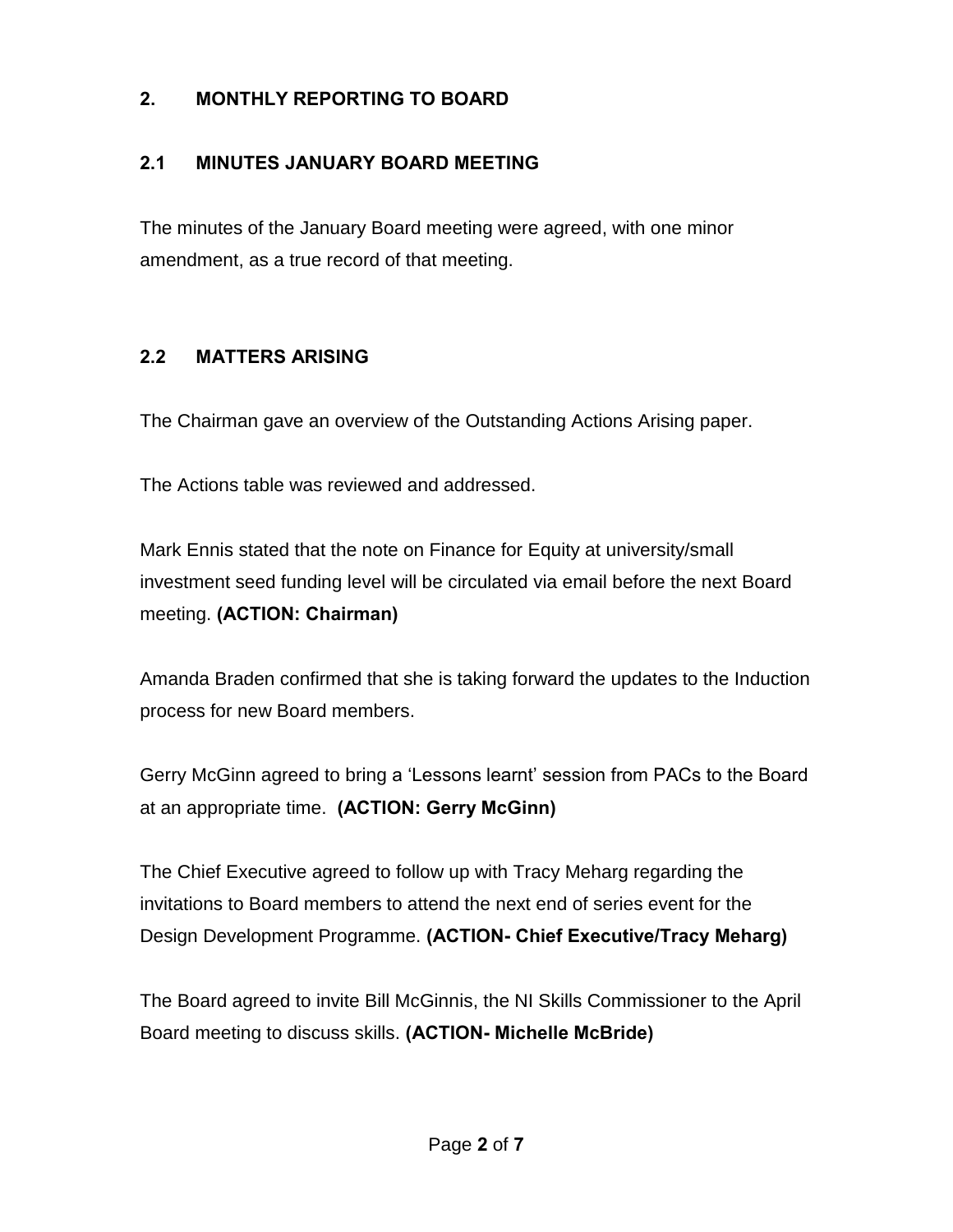## 2. MONTHLY REPORTING TO BOARD

### 2.1 MINUTES JANUARY BOARD MEETING

The minutes of the January Board meeting were agreed, with one minor amendment, as a true record of that meeting.

### 2.2 MATTERS ARISING

The Chairman gave an overview of the Outstanding Actions Arising paper.

The Actions table was reviewed and addressed.

Mark Ennis stated that the note on Finance for Equity at university/small investment seed funding level will be circulated via email before the next Board meeting. **(ACTION: Chairman)**

Amanda Braden confirmed that she is taking forward the updates to the Induction process for new Board members.

Gerry McGinn agreed to bring a 'Lessons learnt' session from PACs to the Board at an appropriate time. **(ACTION: Gerry McGinn)**

The Chief Executive agreed to follow up with Tracy Meharg regarding the invitations to Board members to attend the next end of series event for the Design Development Programme. **(ACTION- Chief Executive/Tracy Meharg)**

The Board agreed to invite Bill McGinnis, the NI Skills Commissioner to the April Board meeting to discuss skills. **(ACTION- Michelle McBride)**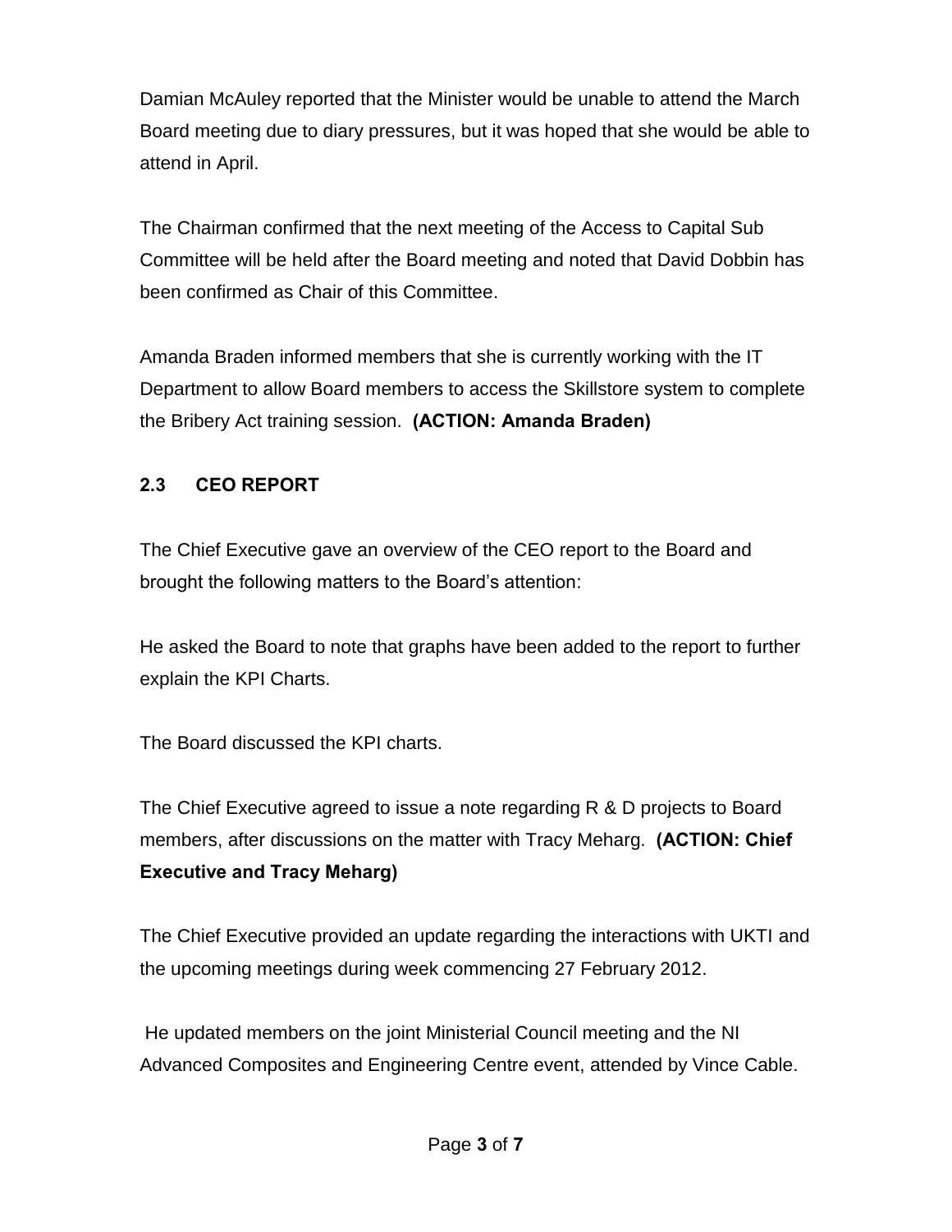Damian McAuley reported that the Minister would be unable to attend the March Board meeting due to diary pressures, but it was hoped that she would be able to attend in April.

The Chairman confirmed that the next meeting of the Access to Capital Sub Committee will be held after the Board meeting and noted that David Dobbin has been confirmed as Chair of this Committee.

Amanda Braden informed members that she is currently working with the IT Department to allow Board members to access the Skillstore system to complete the Bribery Act training session. **(ACTION: Amanda Braden)**

### 2.3 CEO REPORT

The Chief Executive gave an overview of the CEO report to the Board and brought the following matters to the Board's attention:

He asked the Board to note that graphs have been added to the report to further explain the KPI Charts.

The Board discussed the KPI charts.

The Chief Executive agreed to issue a note regarding R & D projects to Board members, after discussions on the matter with Tracy Meharg. **(ACTION: Chief Executive and Tracy Meharg)**

The Chief Executive provided an update regarding the interactions with UKTI and the upcoming meetings during week commencing 27 February 2012.

He updated members on the joint Ministerial Council meeting and the NI Advanced Composites and Engineering Centre event, attended by Vince Cable.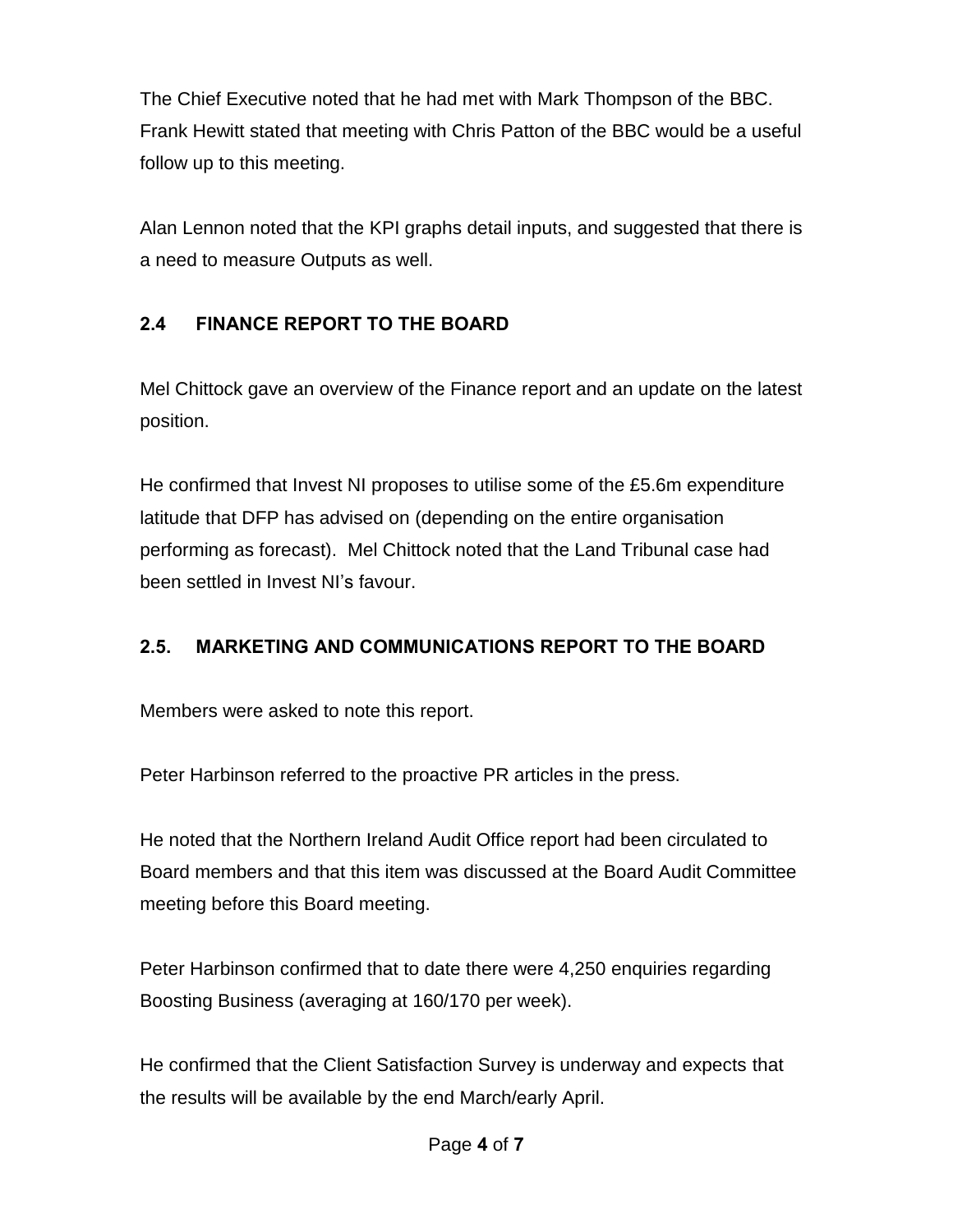The Chief Executive noted that he had met with Mark Thompson of the BBC. Frank Hewitt stated that meeting with Chris Patton of the BBC would be a useful follow up to this meeting.

Alan Lennon noted that the KPI graphs detail inputs, and suggested that there is a need to measure Outputs as well.

## 2.4 FINANCE REPORT TO THE BOARD

Mel Chittock gave an overview of the Finance report and an update on the latest position.

He confirmed that Invest NI proposes to utilise some of the £5.6m expenditure latitude that DFP has advised on (depending on the entire organisation performing as forecast). Mel Chittock noted that the Land Tribunal case had been settled in Invest NI's favour.

## 2.5. MARKETING AND COMMUNICATIONS REPORT TO THE BOARD

Members were asked to note this report.

Peter Harbinson referred to the proactive PR articles in the press.

He noted that the Northern Ireland Audit Office report had been circulated to Board members and that this item was discussed at the Board Audit Committee meeting before this Board meeting.

Peter Harbinson confirmed that to date there were 4,250 enquiries regarding Boosting Business (averaging at 160/170 per week).

He confirmed that the Client Satisfaction Survey is underway and expects that the results will be available by the end March/early April.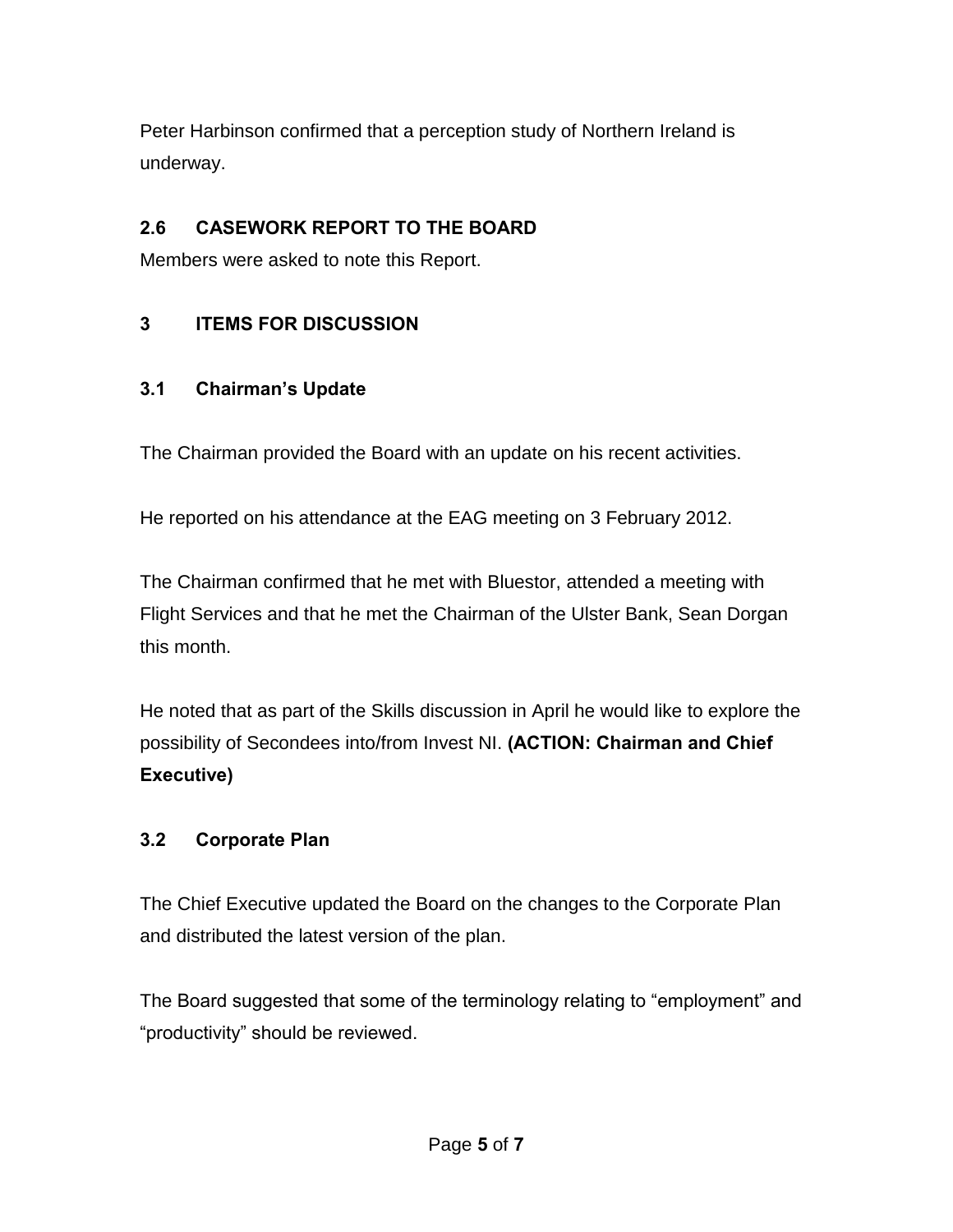Peter Harbinson confirmed that a perception study of Northern Ireland is underway.

## 2.6 CASEWORK REPORT TO THE BOARD

Members were asked to note this Report.

# 3 ITEMS FOR DISCUSSION

### 3.1 Chairman's Update

The Chairman provided the Board with an update on his recent activities.

He reported on his attendance at the EAG meeting on 3 February 2012.

The Chairman confirmed that he met with Bluestor, attended a meeting with Flight Services and that he met the Chairman of the Ulster Bank, Sean Dorgan this month.

He noted that as part of the Skills discussion in April he would like to explore the possibility of Secondees into/from Invest NI. **(ACTION: Chairman and Chief Executive)**

### 3.2 Corporate Plan

The Chief Executive updated the Board on the changes to the Corporate Plan and distributed the latest version of the plan.

The Board suggested that some of the terminology relating to "employment" and "productivity" should be reviewed.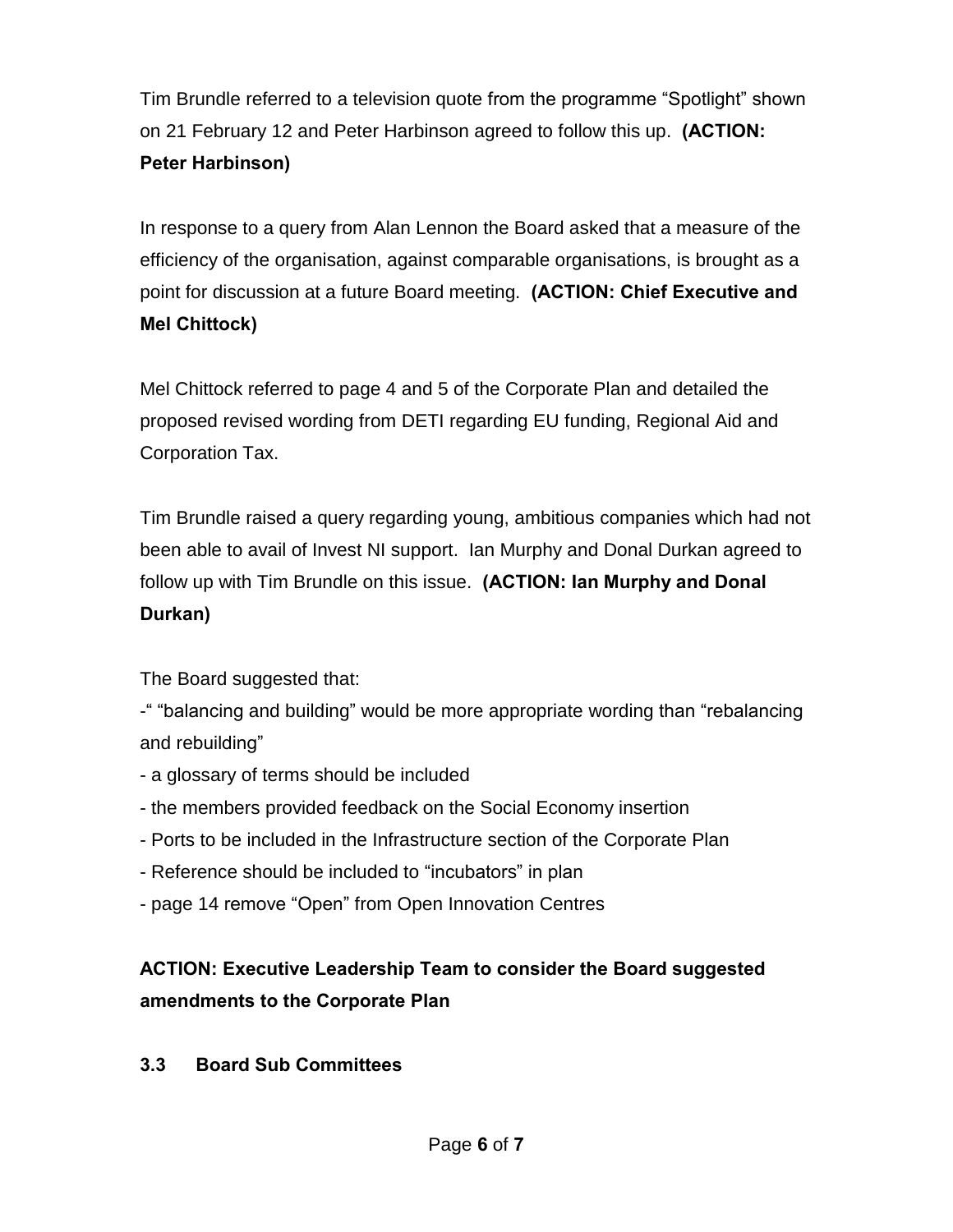Tim Brundle referred to a television quote from the programme “Spotlight” shown on 21 February 12 and Peter Harbinson agreed to follow this up. **(ACTION: Peter Harbinson)**

In response to a query from Alan Lennon the Board asked that a measure of the efficiency of the organisation, against comparable organisations, is brought as a point for discussion at a future Board meeting. **(ACTION: Chief Executive and Mel Chittock)**

Mel Chittock referred to page 4 and 5 of the Corporate Plan and detailed the proposed revised wording from DETI regarding EU funding, Regional Aid and Corporation Tax.

Tim Brundle raised a query regarding young, ambitious companies which had not been able to avail of Invest NI support. Ian Murphy and Donal Durkan agreed to follow up with Tim Brundle on this issue. **(ACTION: Ian Murphy and Donal Durkan)**

The Board suggested that:

-“ “balancing and building” would be more appropriate wording than “rebalancing and rebuilding”

- a glossary of terms should be included
- the members provided feedback on the Social Economy insertion
- Ports to be included in the Infrastructure section of the Corporate Plan
- Reference should be included to “incubators” in plan
- page 14 remove “Open” from Open Innovation Centres

**ACTION: Executive Leadership Team to consider the Board suggested amendments to the Corporate Plan**

### 3.3 Board Sub Committees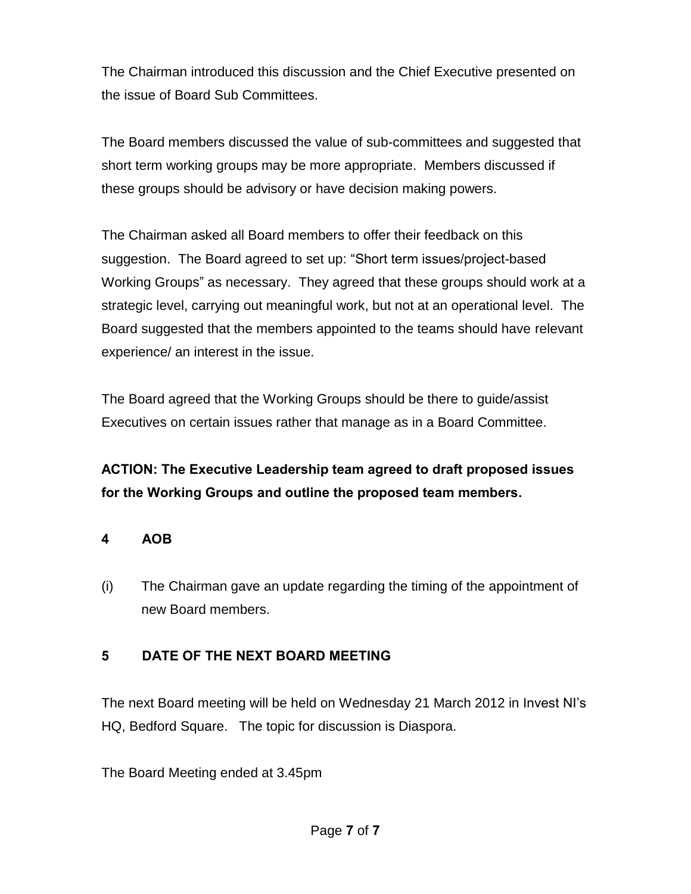The Chairman introduced this discussion and the Chief Executive presented on the issue of Board Sub Committees.

The Board members discussed the value of sub-committees and suggested that short term working groups may be more appropriate. Members discussed if these groups should be advisory or have decision making powers.

The Chairman asked all Board members to offer their feedback on this suggestion. The Board agreed to set up: "Short term issues/project-based Working Groups" as necessary. They agreed that these groups should work at a strategic level, carrying out meaningful work, but not at an operational level. The Board suggested that the members appointed to the teams should have relevant experience/ an interest in the issue.

The Board agreed that the Working Groups should be there to guide/assist Executives on certain issues rather that manage as in a Board Committee.

**ACTION: The Executive Leadership team agreed to draft proposed issues for the Working Groups and outline the proposed team members.**

## 4 AOB

(i) The Chairman gave an update regarding the timing of the appointment of new Board members.

## 5 DATE OF THE NEXT BOARD MEETING

The next Board meeting will be held on Wednesday 21 March 2012 in Invest NI's HQ, Bedford Square. The topic for discussion is Diaspora.

The Board Meeting ended at 3.45pm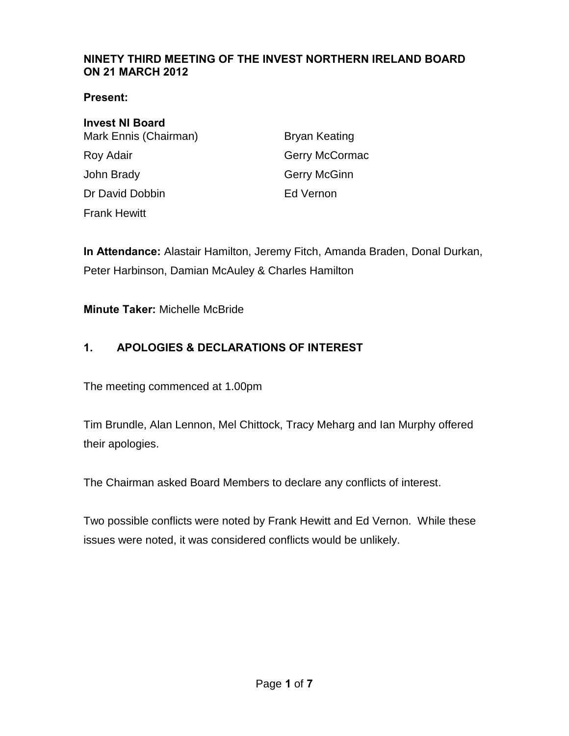**NINETY THIRD MEETING OF THE INVEST NORTHERN IRELAND BOARD ON 21 MARCH 2012**

**Present:**

**Invest NI Board**

| | |
|---|---|
| Mark Ennis (Chairman) | Bryan Keating |
| Roy Adair | Gerry McCormac |
| John Brady | Gerry McGinn |
| Dr David Dobbin | Ed Vernon |
| Frank Hewitt | |

**In Attendance:** Alastair Hamilton, Jeremy Fitch, Amanda Braden, Donal Durkan, Peter Harbinson, Damian McAuley & Charles Hamilton

**Minute Taker:** Michelle McBride

## 1. APOLOGIES & DECLARATIONS OF INTEREST

The meeting commenced at 1.00pm

Tim Brundle, Alan Lennon, Mel Chittock, Tracy Meharg and Ian Murphy offered their apologies.

The Chairman asked Board Members to declare any conflicts of interest.

Two possible conflicts were noted by Frank Hewitt and Ed Vernon. While these issues were noted, it was considered conflicts would be unlikely.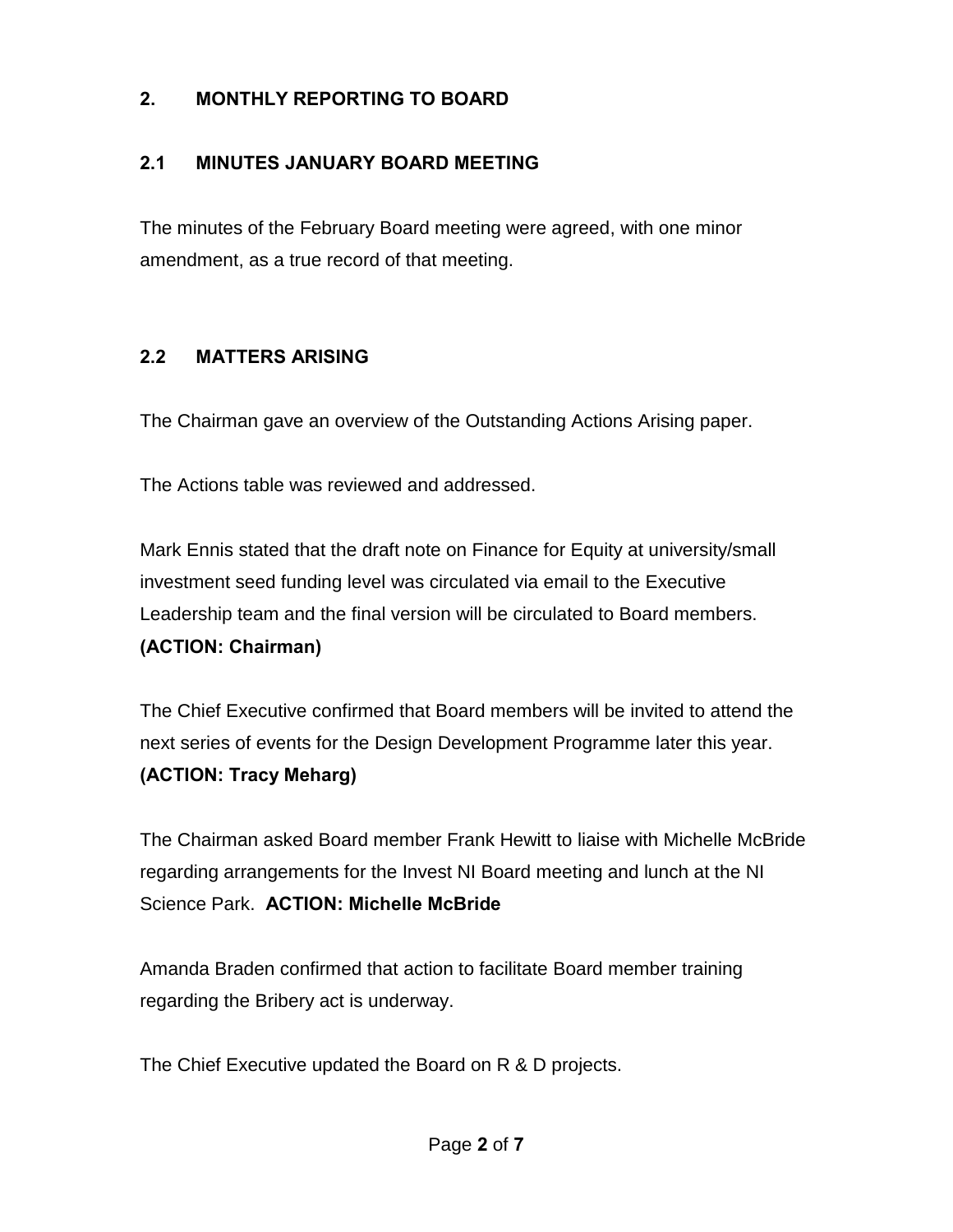## 2. MONTHLY REPORTING TO BOARD

### 2.1 MINUTES JANUARY BOARD MEETING

The minutes of the February Board meeting were agreed, with one minor amendment, as a true record of that meeting.

### 2.2 MATTERS ARISING

The Chairman gave an overview of the Outstanding Actions Arising paper.

The Actions table was reviewed and addressed.

Mark Ennis stated that the draft note on Finance for Equity at university/small investment seed funding level was circulated via email to the Executive Leadership team and the final version will be circulated to Board members.
**(ACTION: Chairman)**

The Chief Executive confirmed that Board members will be invited to attend the next series of events for the Design Development Programme later this year.
**(ACTION: Tracy Meharg)**

The Chairman asked Board member Frank Hewitt to liaise with Michelle McBride regarding arrangements for the Invest NI Board meeting and lunch at the NI Science Park. **ACTION: Michelle McBride**

Amanda Braden confirmed that action to facilitate Board member training regarding the Bribery act is underway.

The Chief Executive updated the Board on R & D projects.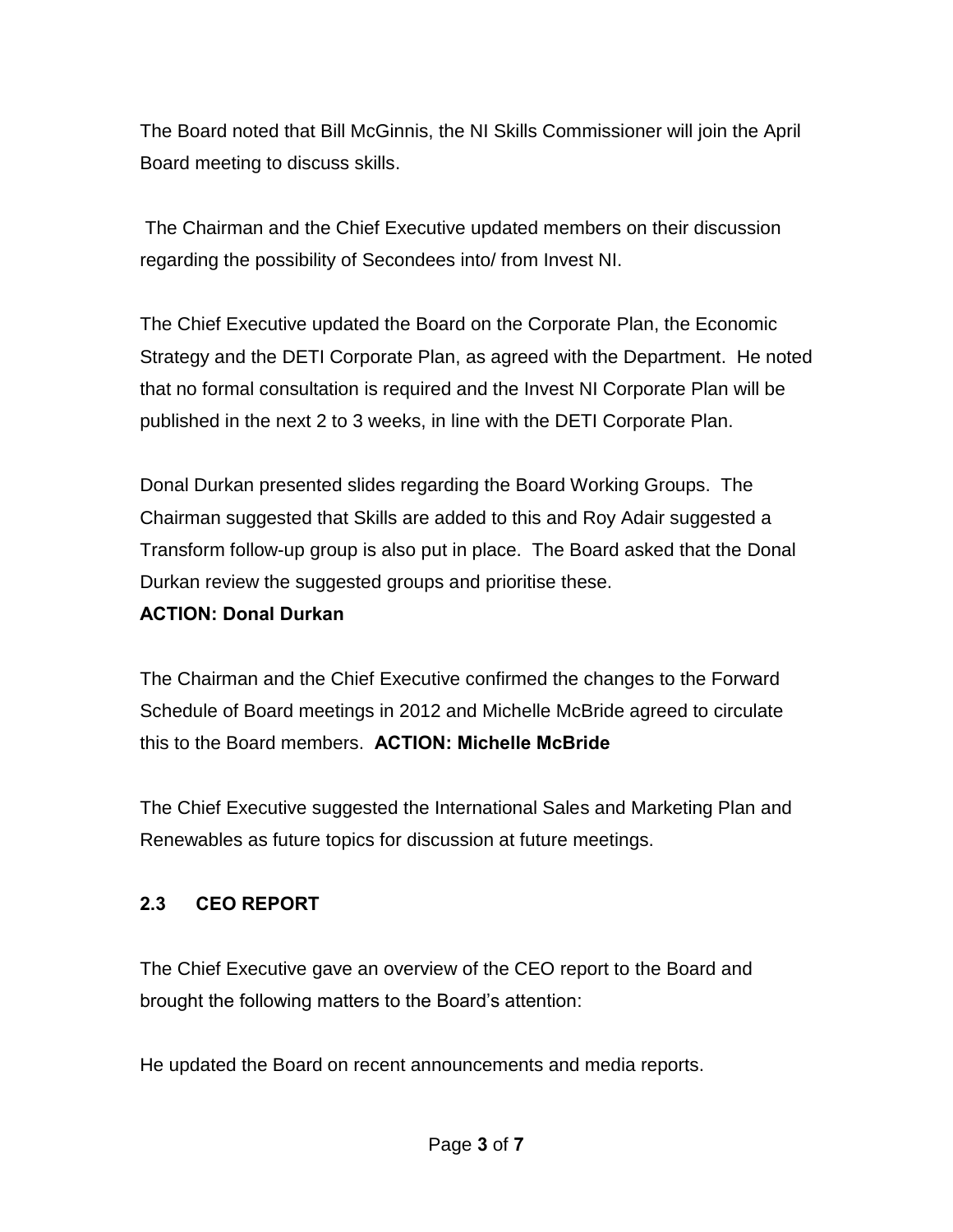The Board noted that Bill McGinnis, the NI Skills Commissioner will join the April Board meeting to discuss skills.

The Chairman and the Chief Executive updated members on their discussion regarding the possibility of Secondees into/ from Invest NI.

The Chief Executive updated the Board on the Corporate Plan, the Economic Strategy and the DETI Corporate Plan, as agreed with the Department. He noted that no formal consultation is required and the Invest NI Corporate Plan will be published in the next 2 to 3 weeks, in line with the DETI Corporate Plan.

Donal Durkan presented slides regarding the Board Working Groups. The Chairman suggested that Skills are added to this and Roy Adair suggested a Transform follow-up group is also put in place. The Board asked that the Donal Durkan review the suggested groups and prioritise these.
**ACTION: Donal Durkan**

The Chairman and the Chief Executive confirmed the changes to the Forward Schedule of Board meetings in 2012 and Michelle McBride agreed to circulate this to the Board members. **ACTION: Michelle McBride**

The Chief Executive suggested the International Sales and Marketing Plan and Renewables as future topics for discussion at future meetings.

### 2.3 CEO REPORT

The Chief Executive gave an overview of the CEO report to the Board and brought the following matters to the Board's attention:

He updated the Board on recent announcements and media reports.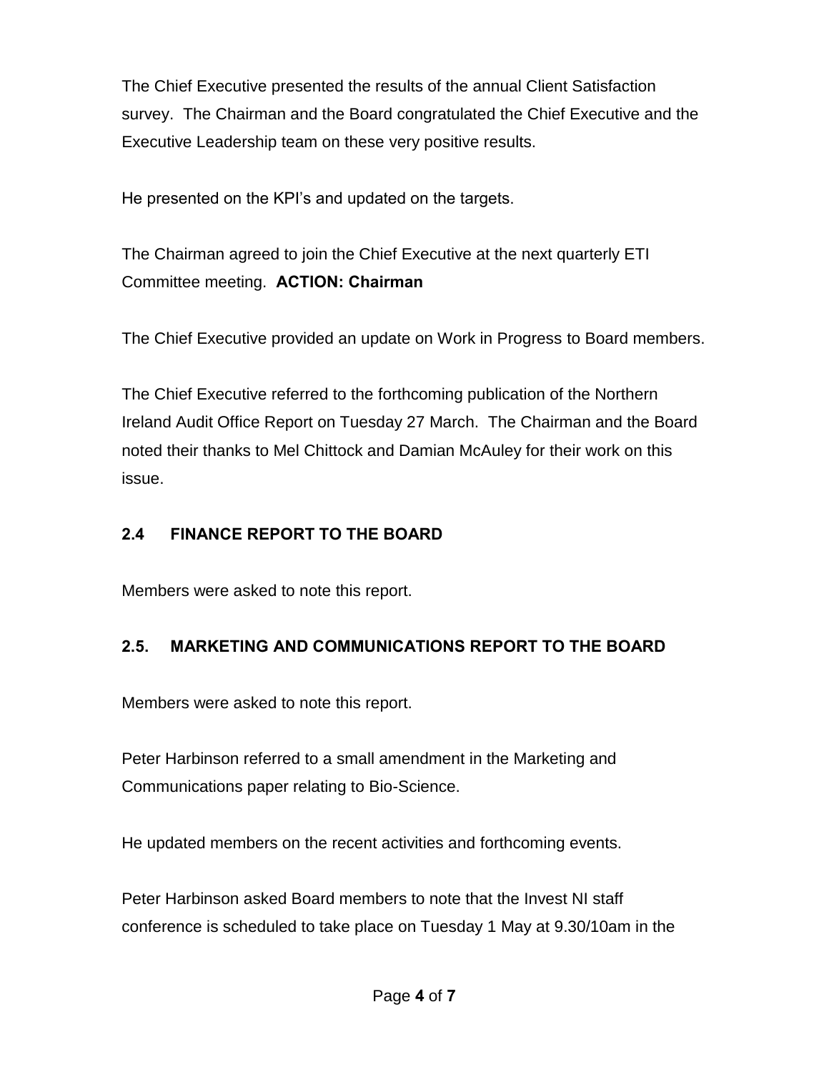The Chief Executive presented the results of the annual Client Satisfaction survey. The Chairman and the Board congratulated the Chief Executive and the Executive Leadership team on these very positive results.

He presented on the KPI's and updated on the targets.

The Chairman agreed to join the Chief Executive at the next quarterly ETI Committee meeting. **ACTION: Chairman**

The Chief Executive provided an update on Work in Progress to Board members.

The Chief Executive referred to the forthcoming publication of the Northern Ireland Audit Office Report on Tuesday 27 March. The Chairman and the Board noted their thanks to Mel Chittock and Damian McAuley for their work on this issue.

## 2.4 FINANCE REPORT TO THE BOARD

Members were asked to note this report.

## 2.5. MARKETING AND COMMUNICATIONS REPORT TO THE BOARD

Members were asked to note this report.

Peter Harbinson referred to a small amendment in the Marketing and Communications paper relating to Bio-Science.

He updated members on the recent activities and forthcoming events.

Peter Harbinson asked Board members to note that the Invest NI staff conference is scheduled to take place on Tuesday 1 May at 9.30/10am in the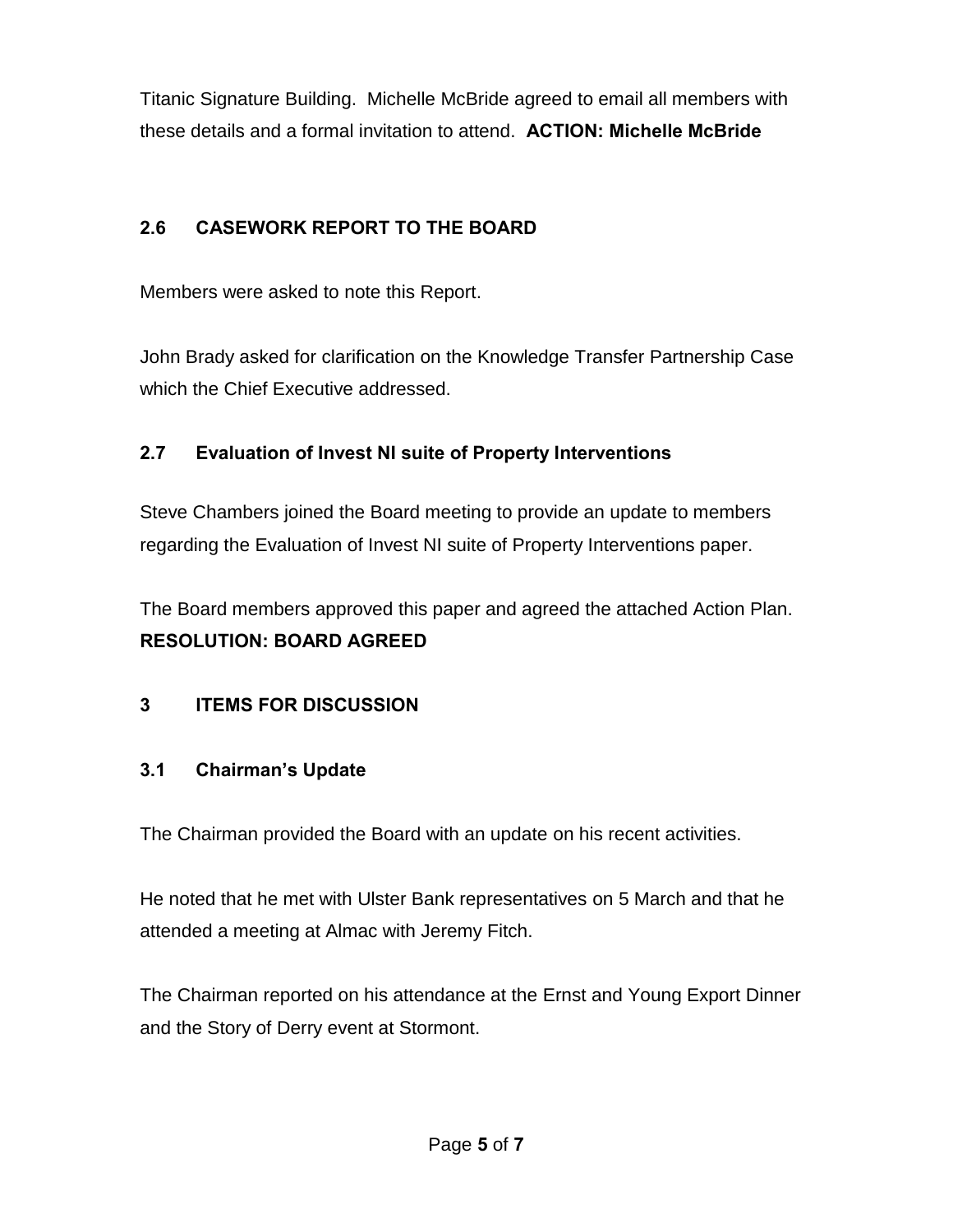Titanic Signature Building. Michelle McBride agreed to email all members with these details and a formal invitation to attend. **ACTION: Michelle McBride**

### 2.6 CASEWORK REPORT TO THE BOARD

Members were asked to note this Report.

John Brady asked for clarification on the Knowledge Transfer Partnership Case which the Chief Executive addressed.

### 2.7 Evaluation of Invest NI suite of Property Interventions

Steve Chambers joined the Board meeting to provide an update to members regarding the Evaluation of Invest NI suite of Property Interventions paper.

The Board members approved this paper and agreed the attached Action Plan.
**RESOLUTION: BOARD AGREED**

## 3 ITEMS FOR DISCUSSION

### 3.1 Chairman's Update

The Chairman provided the Board with an update on his recent activities.

He noted that he met with Ulster Bank representatives on 5 March and that he attended a meeting at Almac with Jeremy Fitch.

The Chairman reported on his attendance at the Ernst and Young Export Dinner and the Story of Derry event at Stormont.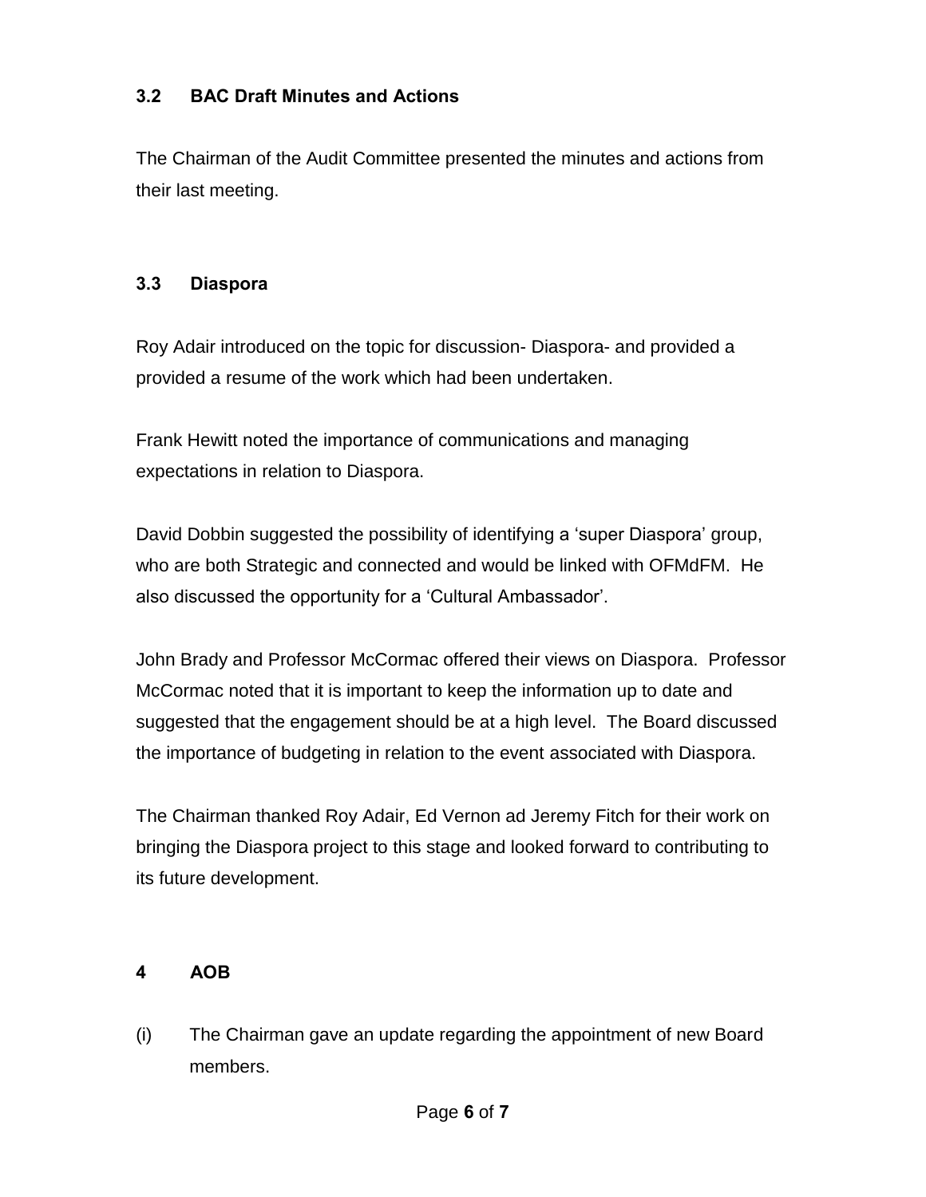### 3.2 BAC Draft Minutes and Actions

The Chairman of the Audit Committee presented the minutes and actions from their last meeting.

### 3.3 Diaspora

Roy Adair introduced on the topic for discussion- Diaspora- and provided a provided a resume of the work which had been undertaken.

Frank Hewitt noted the importance of communications and managing expectations in relation to Diaspora.

David Dobbin suggested the possibility of identifying a 'super Diaspora' group, who are both Strategic and connected and would be linked with OFMdFM. He also discussed the opportunity for a 'Cultural Ambassador'.

John Brady and Professor McCormac offered their views on Diaspora. Professor McCormac noted that it is important to keep the information up to date and suggested that the engagement should be at a high level. The Board discussed the importance of budgeting in relation to the event associated with Diaspora.

The Chairman thanked Roy Adair, Ed Vernon ad Jeremy Fitch for their work on bringing the Diaspora project to this stage and looked forward to contributing to its future development.

## 4 AOB

(i) The Chairman gave an update regarding the appointment of new Board members.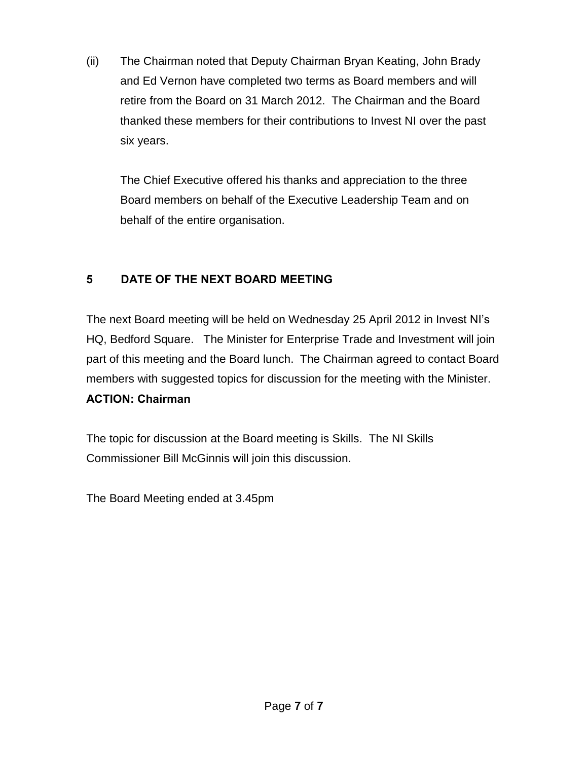(ii) The Chairman noted that Deputy Chairman Bryan Keating, John Brady and Ed Vernon have completed two terms as Board members and will retire from the Board on 31 March 2012. The Chairman and the Board thanked these members for their contributions to Invest NI over the past six years.

The Chief Executive offered his thanks and appreciation to the three Board members on behalf of the Executive Leadership Team and on behalf of the entire organisation.

## 5 DATE OF THE NEXT BOARD MEETING

The next Board meeting will be held on Wednesday 25 April 2012 in Invest NI's HQ, Bedford Square. The Minister for Enterprise Trade and Investment will join part of this meeting and the Board lunch. The Chairman agreed to contact Board members with suggested topics for discussion for the meeting with the Minister.
**ACTION: Chairman**

The topic for discussion at the Board meeting is Skills. The NI Skills Commissioner Bill McGinnis will join this discussion.

The Board Meeting ended at 3.45pm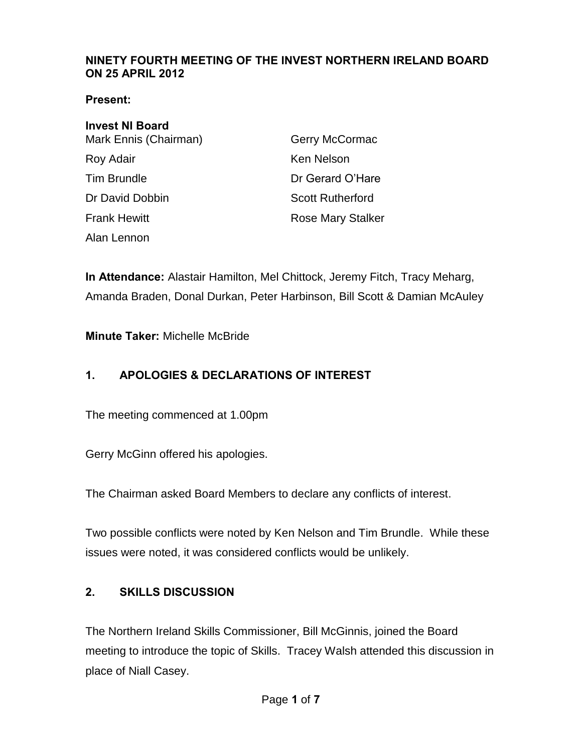**NINETY FOURTH MEETING OF THE INVEST NORTHERN IRELAND BOARD ON 25 APRIL 2012**

**Present:**

**Invest NI Board**

| | |
|---|---|
| Mark Ennis (Chairman) | Gerry McCormac |
| Roy Adair | Ken Nelson |
| Tim Brundle | Dr Gerard O'Hare |
| Dr David Dobbin | Scott Rutherford |
| Frank Hewitt | Rose Mary Stalker |
| Alan Lennon | |

**In Attendance:** Alastair Hamilton, Mel Chittock, Jeremy Fitch, Tracy Meharg, Amanda Braden, Donal Durkan, Peter Harbinson, Bill Scott & Damian McAuley

**Minute Taker:** Michelle McBride

## 1. APOLOGIES & DECLARATIONS OF INTEREST

The meeting commenced at 1.00pm

Gerry McGinn offered his apologies.

The Chairman asked Board Members to declare any conflicts of interest.

Two possible conflicts were noted by Ken Nelson and Tim Brundle. While these issues were noted, it was considered conflicts would be unlikely.

## 2. SKILLS DISCUSSION

The Northern Ireland Skills Commissioner, Bill McGinnis, joined the Board meeting to introduce the topic of Skills. Tracey Walsh attended this discussion in place of Niall Casey.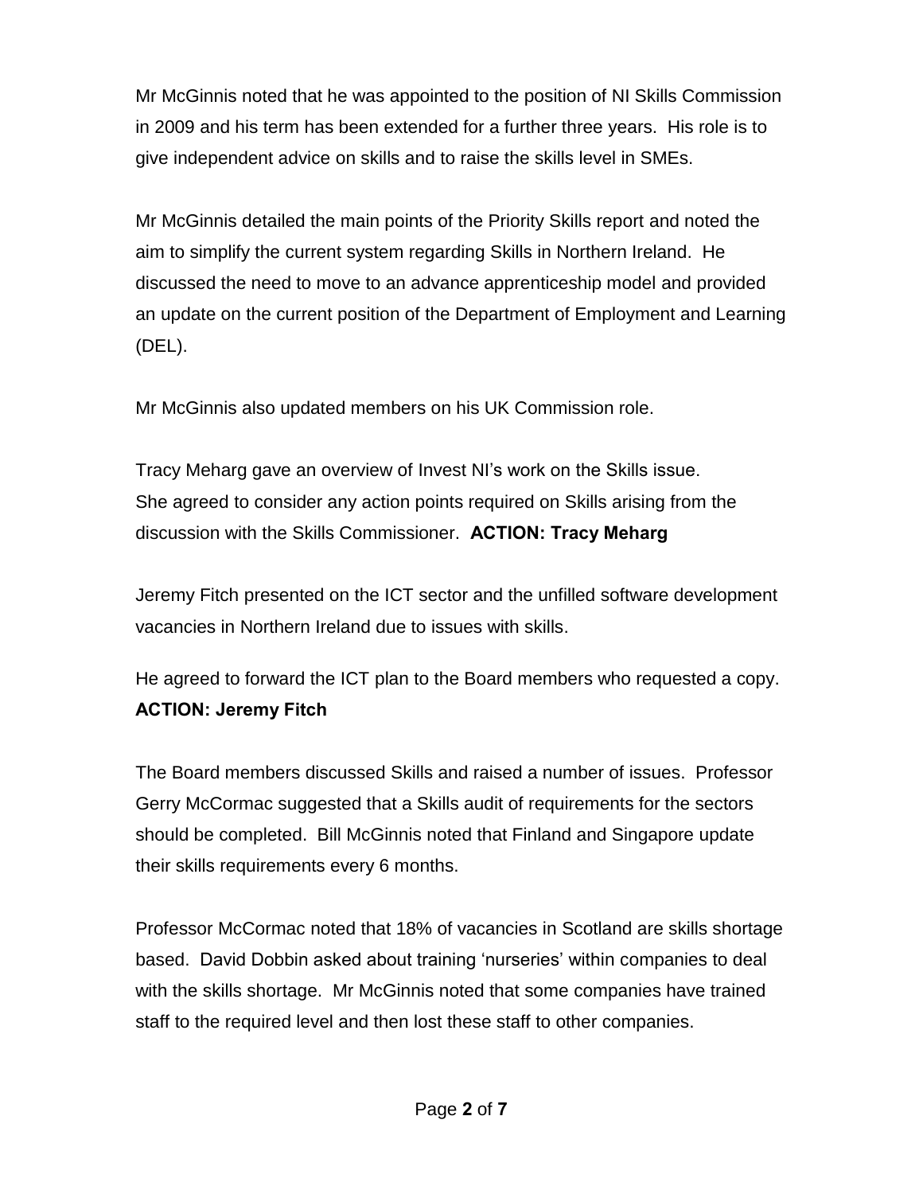Mr McGinnis noted that he was appointed to the position of NI Skills Commission in 2009 and his term has been extended for a further three years. His role is to give independent advice on skills and to raise the skills level in SMEs.

Mr McGinnis detailed the main points of the Priority Skills report and noted the aim to simplify the current system regarding Skills in Northern Ireland. He discussed the need to move to an advance apprenticeship model and provided an update on the current position of the Department of Employment and Learning (DEL).

Mr McGinnis also updated members on his UK Commission role.

Tracy Meharg gave an overview of Invest NI's work on the Skills issue. She agreed to consider any action points required on Skills arising from the discussion with the Skills Commissioner. **ACTION: Tracy Meharg**

Jeremy Fitch presented on the ICT sector and the unfilled software development vacancies in Northern Ireland due to issues with skills.

He agreed to forward the ICT plan to the Board members who requested a copy. **ACTION: Jeremy Fitch**

The Board members discussed Skills and raised a number of issues. Professor Gerry McCormac suggested that a Skills audit of requirements for the sectors should be completed. Bill McGinnis noted that Finland and Singapore update their skills requirements every 6 months.

Professor McCormac noted that 18% of vacancies in Scotland are skills shortage based. David Dobbin asked about training 'nurseries' within companies to deal with the skills shortage. Mr McGinnis noted that some companies have trained staff to the required level and then lost these staff to other companies.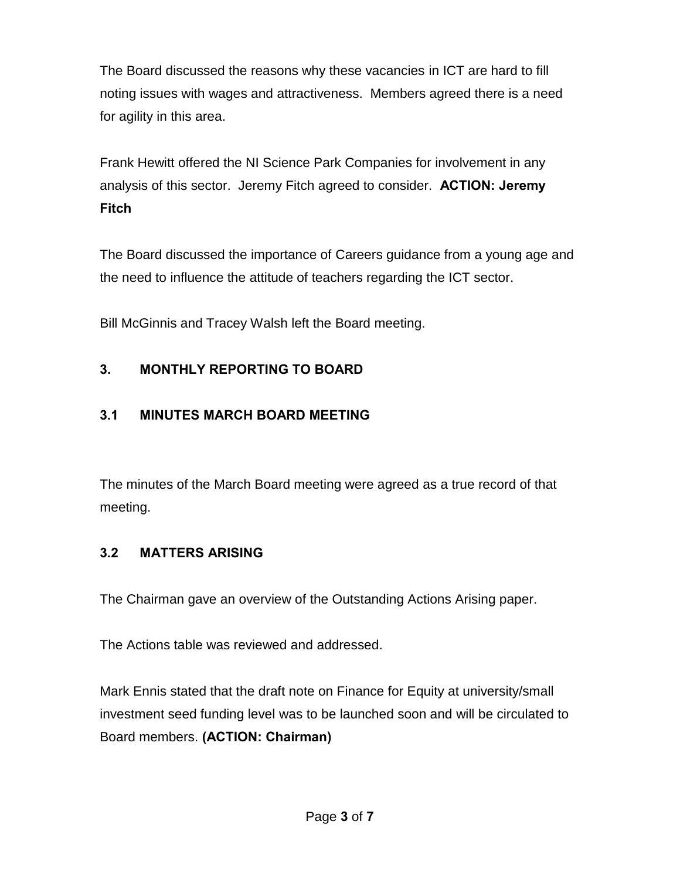The Board discussed the reasons why these vacancies in ICT are hard to fill noting issues with wages and attractiveness. Members agreed there is a need for agility in this area.

Frank Hewitt offered the NI Science Park Companies for involvement in any analysis of this sector. Jeremy Fitch agreed to consider. **ACTION: Jeremy Fitch**

The Board discussed the importance of Careers guidance from a young age and the need to influence the attitude of teachers regarding the ICT sector.

Bill McGinnis and Tracey Walsh left the Board meeting.

## 3. MONTHLY REPORTING TO BOARD

### 3.1 MINUTES MARCH BOARD MEETING

The minutes of the March Board meeting were agreed as a true record of that meeting.

### 3.2 MATTERS ARISING

The Chairman gave an overview of the Outstanding Actions Arising paper.

The Actions table was reviewed and addressed.

Mark Ennis stated that the draft note on Finance for Equity at university/small investment seed funding level was to be launched soon and will be circulated to Board members. **(ACTION: Chairman)**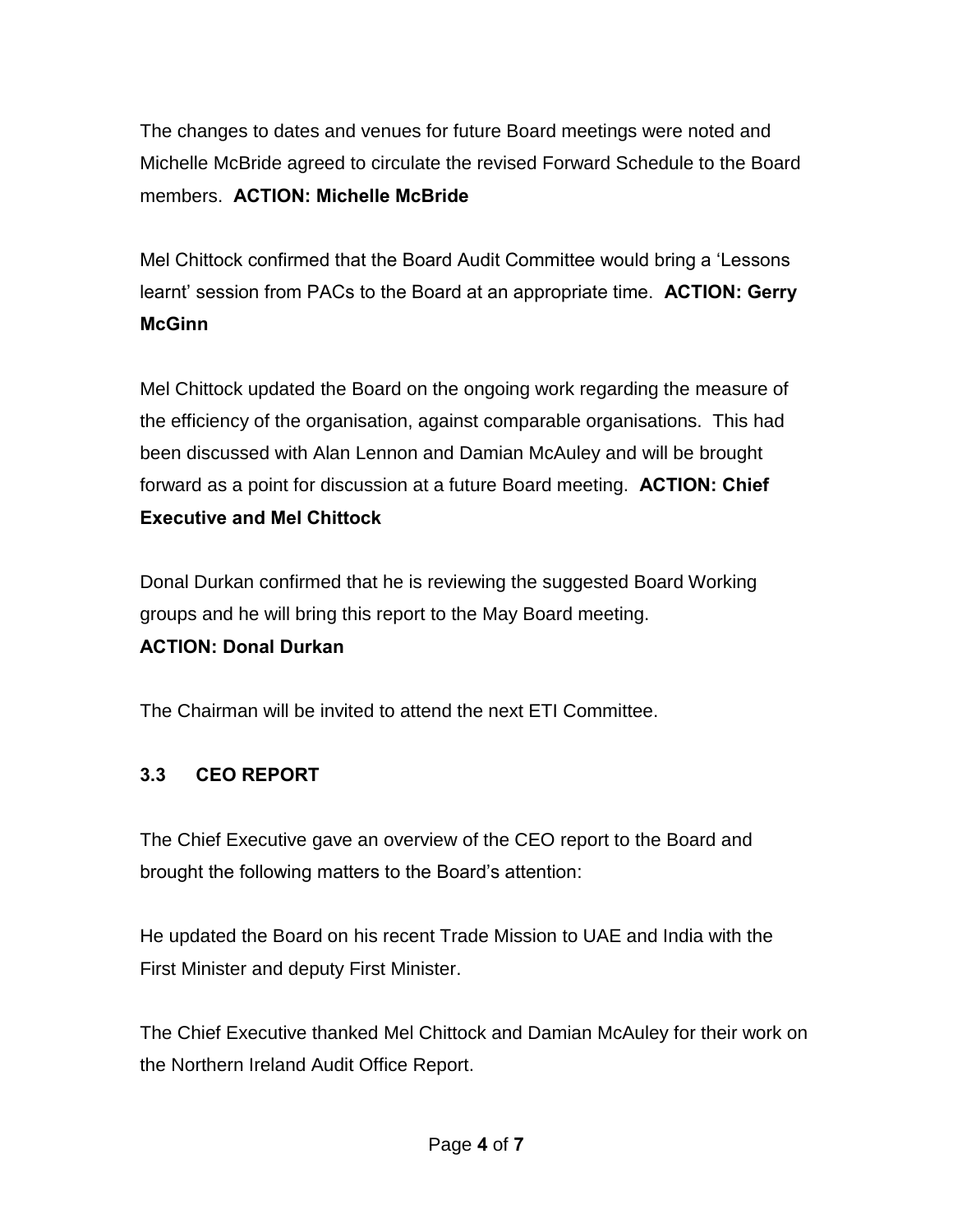The changes to dates and venues for future Board meetings were noted and Michelle McBride agreed to circulate the revised Forward Schedule to the Board members. **ACTION: Michelle McBride**

Mel Chittock confirmed that the Board Audit Committee would bring a 'Lessons learnt' session from PACs to the Board at an appropriate time. **ACTION: Gerry McGinn**

Mel Chittock updated the Board on the ongoing work regarding the measure of the efficiency of the organisation, against comparable organisations. This had been discussed with Alan Lennon and Damian McAuley and will be brought forward as a point for discussion at a future Board meeting. **ACTION: Chief Executive and Mel Chittock**

Donal Durkan confirmed that he is reviewing the suggested Board Working groups and he will bring this report to the May Board meeting.
**ACTION: Donal Durkan**

The Chairman will be invited to attend the next ETI Committee.

### 3.3 CEO REPORT

The Chief Executive gave an overview of the CEO report to the Board and brought the following matters to the Board's attention:

He updated the Board on his recent Trade Mission to UAE and India with the First Minister and deputy First Minister.

The Chief Executive thanked Mel Chittock and Damian McAuley for their work on the Northern Ireland Audit Office Report.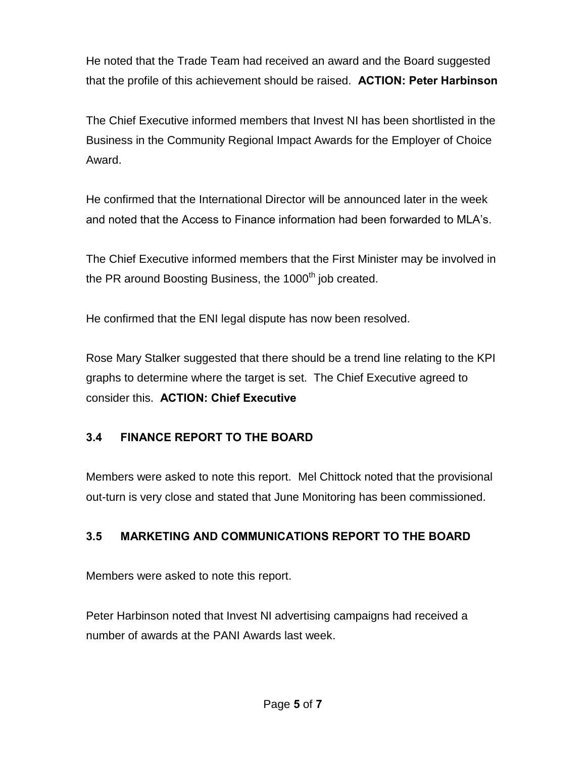He noted that the Trade Team had received an award and the Board suggested that the profile of this achievement should be raised.  **ACTION: Peter Harbinson**

The Chief Executive informed members that Invest NI has been shortlisted in the Business in the Community Regional Impact Awards for the Employer of Choice Award.

He confirmed that the International Director will be announced later in the week and noted that the Access to Finance information had been forwarded to MLA's.

The Chief Executive informed members that the First Minister may be involved in the PR around Boosting Business, the 1000th job created.

He confirmed that the ENI legal dispute has now been resolved.

Rose Mary Stalker suggested that there should be a trend line relating to the KPI graphs to determine where the target is set.  The Chief Executive agreed to consider this.  **ACTION: Chief Executive**

### 3.4 FINANCE REPORT TO THE BOARD

Members were asked to note this report.  Mel Chittock noted that the provisional out-turn is very close and stated that June Monitoring has been commissioned.

### 3.5 MARKETING AND COMMUNICATIONS REPORT TO THE BOARD

Members were asked to note this report.

Peter Harbinson noted that Invest NI advertising campaigns had received a number of awards at the PANI Awards last week.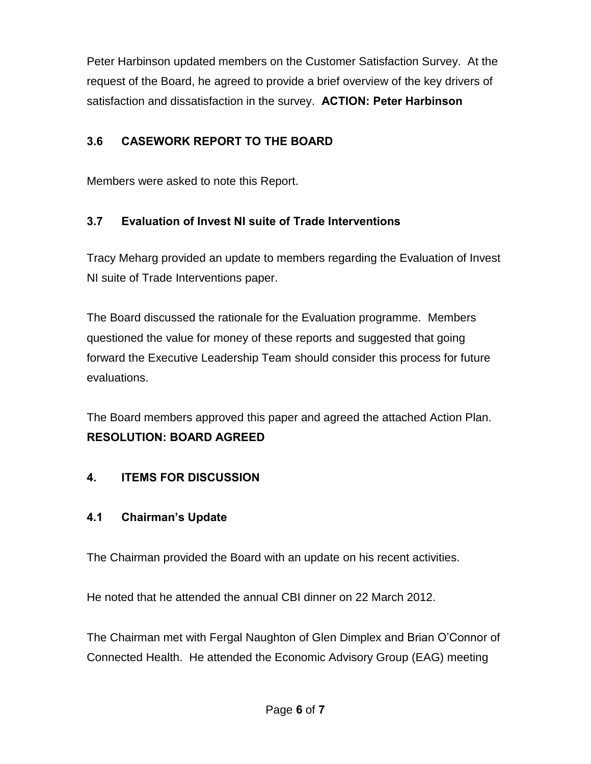Peter Harbinson updated members on the Customer Satisfaction Survey. At the request of the Board, he agreed to provide a brief overview of the key drivers of satisfaction and dissatisfaction in the survey. **ACTION: Peter Harbinson**

### 3.6 CASEWORK REPORT TO THE BOARD

Members were asked to note this Report.

### 3.7 Evaluation of Invest NI suite of Trade Interventions

Tracy Meharg provided an update to members regarding the Evaluation of Invest NI suite of Trade Interventions paper.

The Board discussed the rationale for the Evaluation programme. Members questioned the value for money of these reports and suggested that going forward the Executive Leadership Team should consider this process for future evaluations.

The Board members approved this paper and agreed the attached Action Plan.
**RESOLUTION: BOARD AGREED**

## 4. ITEMS FOR DISCUSSION

### 4.1 Chairman's Update

The Chairman provided the Board with an update on his recent activities.

He noted that he attended the annual CBI dinner on 22 March 2012.

The Chairman met with Fergal Naughton of Glen Dimplex and Brian O'Connor of Connected Health. He attended the Economic Advisory Group (EAG) meeting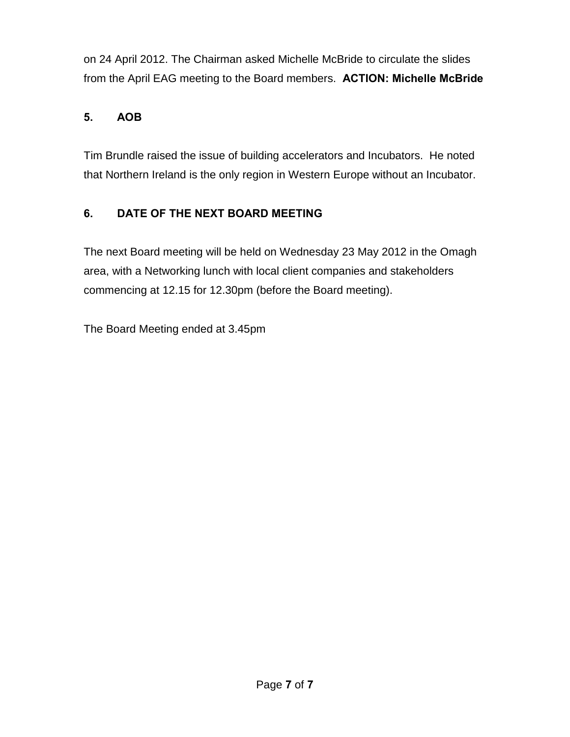on 24 April 2012. The Chairman asked Michelle McBride to circulate the slides from the April EAG meeting to the Board members. **ACTION: Michelle McBride**

## 5. AOB

Tim Brundle raised the issue of building accelerators and Incubators. He noted that Northern Ireland is the only region in Western Europe without an Incubator.

## 6. DATE OF THE NEXT BOARD MEETING

The next Board meeting will be held on Wednesday 23 May 2012 in the Omagh area, with a Networking lunch with local client companies and stakeholders commencing at 12.15 for 12.30pm (before the Board meeting).

The Board Meeting ended at 3.45pm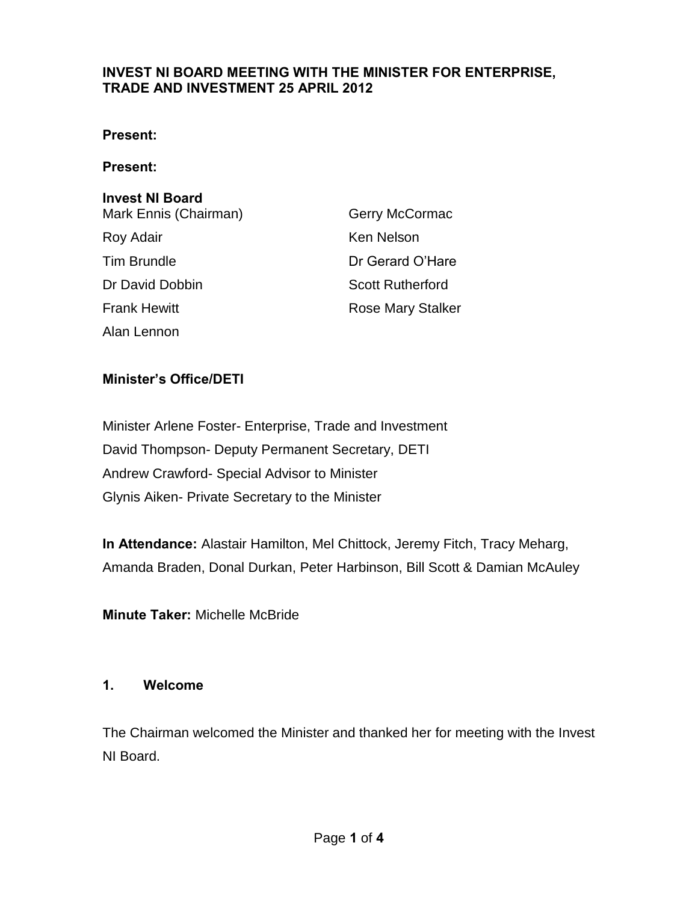**INVEST NI BOARD MEETING WITH THE MINISTER FOR ENTERPRISE, TRADE AND INVESTMENT 25 APRIL 2012**

**Present:**

**Present:**

**Invest NI Board**

| | |
|---|---|
| Mark Ennis (Chairman) | Gerry McCormac |
| Roy Adair | Ken Nelson |
| Tim Brundle | Dr Gerard O'Hare |
| Dr David Dobbin | Scott Rutherford |
| Frank Hewitt | Rose Mary Stalker |
| Alan Lennon | |

**Minister's Office/DETI**

Minister Arlene Foster- Enterprise, Trade and Investment
David Thompson- Deputy Permanent Secretary, DETI
Andrew Crawford- Special Advisor to Minister
Glynis Aiken- Private Secretary to the Minister

**In Attendance:** Alastair Hamilton, Mel Chittock, Jeremy Fitch, Tracy Meharg, Amanda Braden, Donal Durkan, Peter Harbinson, Bill Scott & Damian McAuley

**Minute Taker:** Michelle McBride

## 1. Welcome

The Chairman welcomed the Minister and thanked her for meeting with the Invest NI Board.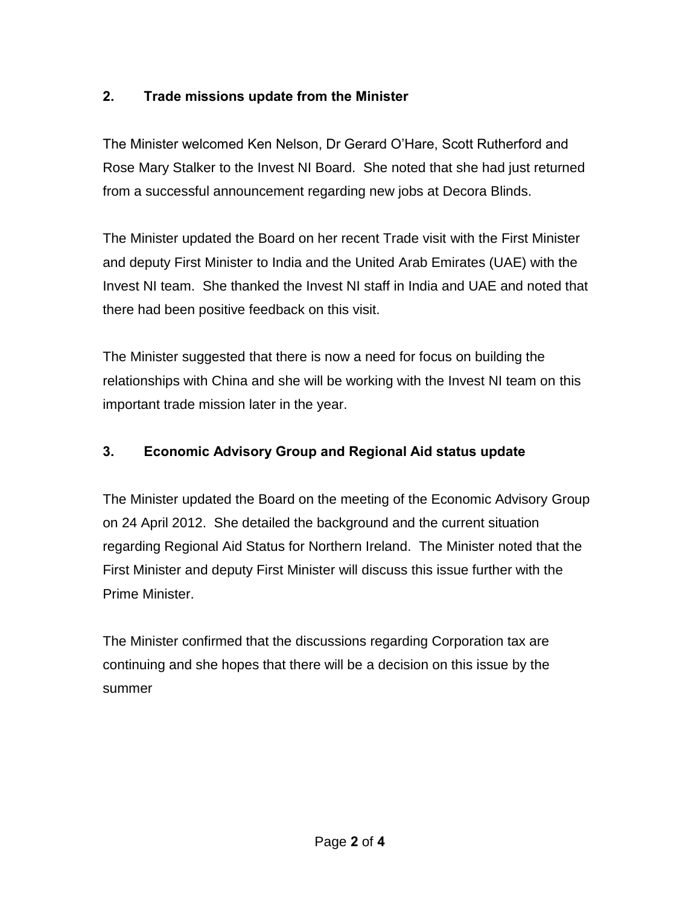## 2. Trade missions update from the Minister

The Minister welcomed Ken Nelson, Dr Gerard O'Hare, Scott Rutherford and Rose Mary Stalker to the Invest NI Board. She noted that she had just returned from a successful announcement regarding new jobs at Decora Blinds.

The Minister updated the Board on her recent Trade visit with the First Minister and deputy First Minister to India and the United Arab Emirates (UAE) with the Invest NI team. She thanked the Invest NI staff in India and UAE and noted that there had been positive feedback on this visit.

The Minister suggested that there is now a need for focus on building the relationships with China and she will be working with the Invest NI team on this important trade mission later in the year.

## 3. Economic Advisory Group and Regional Aid status update

The Minister updated the Board on the meeting of the Economic Advisory Group on 24 April 2012. She detailed the background and the current situation regarding Regional Aid Status for Northern Ireland. The Minister noted that the First Minister and deputy First Minister will discuss this issue further with the Prime Minister.

The Minister confirmed that the discussions regarding Corporation tax are continuing and she hopes that there will be a decision on this issue by the summer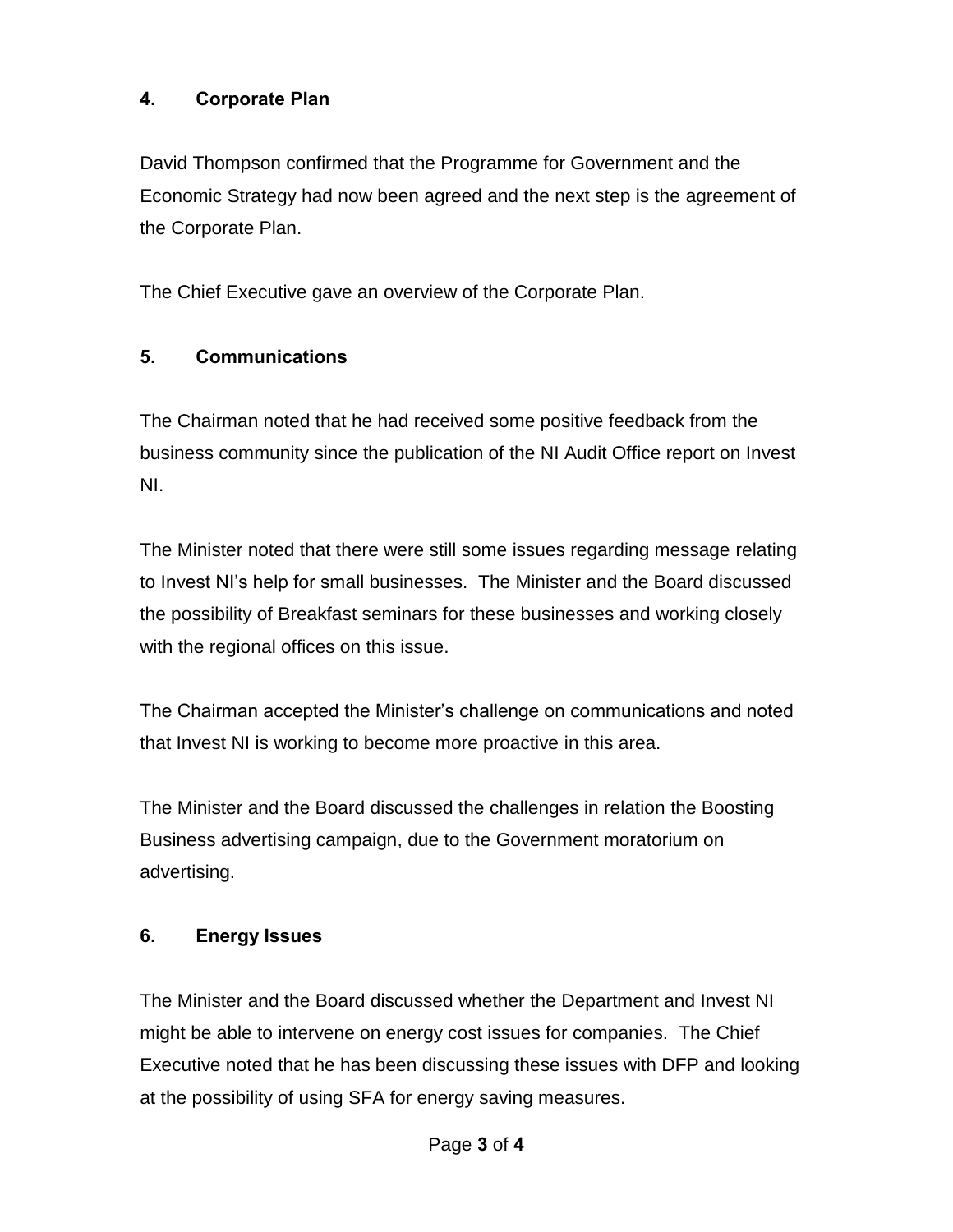## 4. Corporate Plan

David Thompson confirmed that the Programme for Government and the Economic Strategy had now been agreed and the next step is the agreement of the Corporate Plan.

The Chief Executive gave an overview of the Corporate Plan.

## 5. Communications

The Chairman noted that he had received some positive feedback from the business community since the publication of the NI Audit Office report on Invest NI.

The Minister noted that there were still some issues regarding message relating to Invest NI's help for small businesses. The Minister and the Board discussed the possibility of Breakfast seminars for these businesses and working closely with the regional offices on this issue.

The Chairman accepted the Minister's challenge on communications and noted that Invest NI is working to become more proactive in this area.

The Minister and the Board discussed the challenges in relation the Boosting Business advertising campaign, due to the Government moratorium on advertising.

## 6. Energy Issues

The Minister and the Board discussed whether the Department and Invest NI might be able to intervene on energy cost issues for companies. The Chief Executive noted that he has been discussing these issues with DFP and looking at the possibility of using SFA for energy saving measures.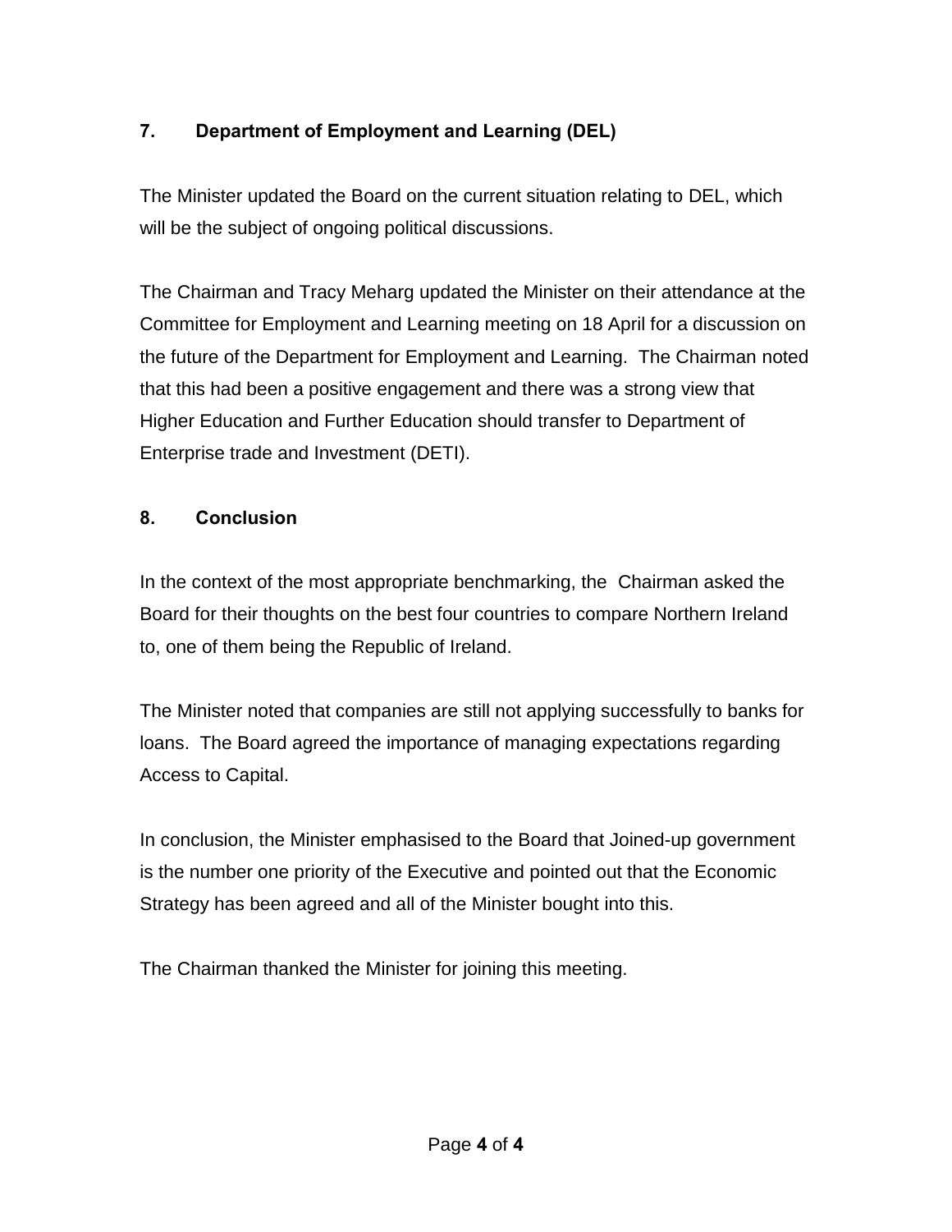## 7. Department of Employment and Learning (DEL)

The Minister updated the Board on the current situation relating to DEL, which will be the subject of ongoing political discussions.

The Chairman and Tracy Meharg updated the Minister on their attendance at the Committee for Employment and Learning meeting on 18 April for a discussion on the future of the Department for Employment and Learning. The Chairman noted that this had been a positive engagement and there was a strong view that Higher Education and Further Education should transfer to Department of Enterprise trade and Investment (DETI).

## 8. Conclusion

In the context of the most appropriate benchmarking, the Chairman asked the Board for their thoughts on the best four countries to compare Northern Ireland to, one of them being the Republic of Ireland.

The Minister noted that companies are still not applying successfully to banks for loans. The Board agreed the importance of managing expectations regarding Access to Capital.

In conclusion, the Minister emphasised to the Board that Joined-up government is the number one priority of the Executive and pointed out that the Economic Strategy has been agreed and all of the Minister bought into this.

The Chairman thanked the Minister for joining this meeting.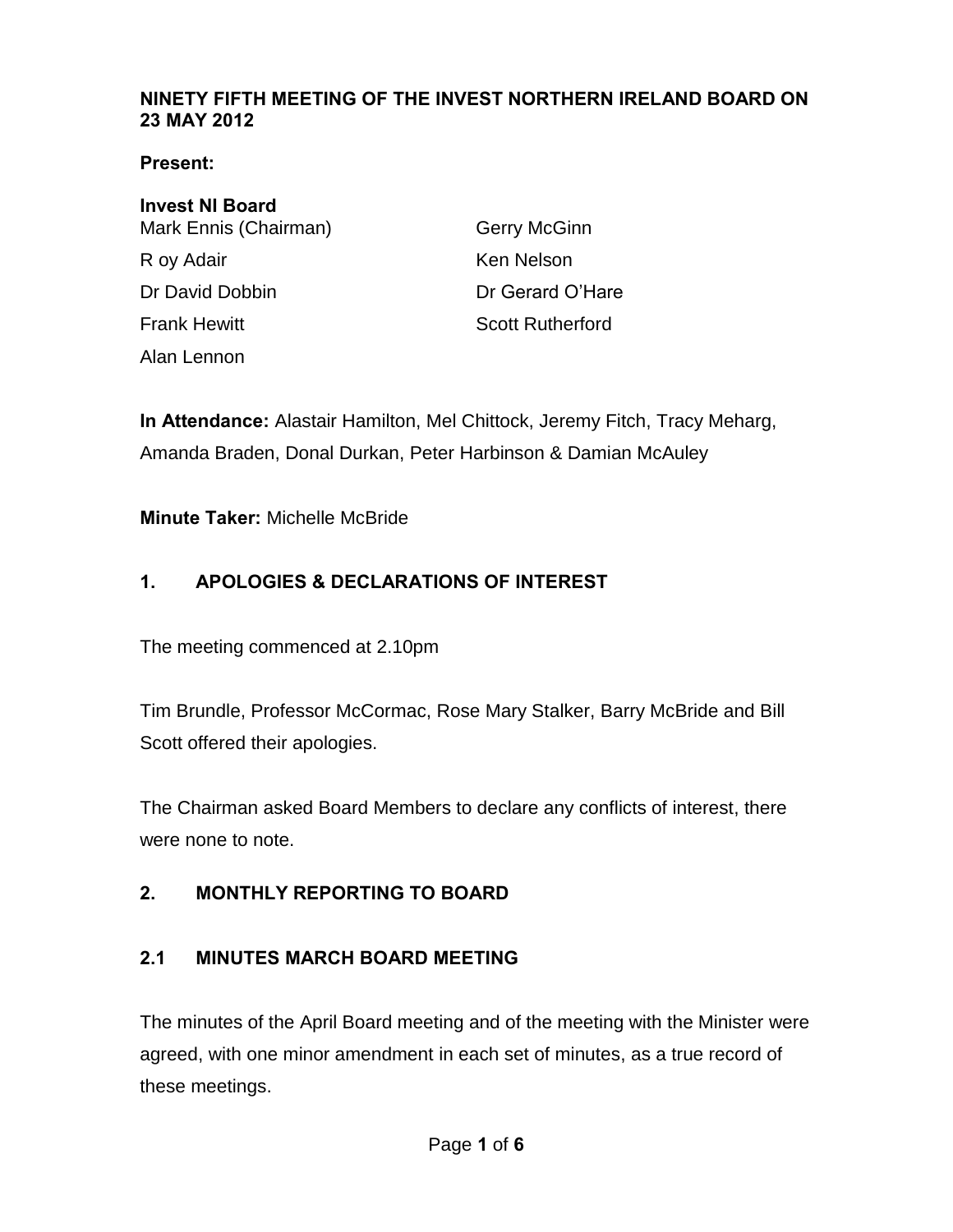**NINETY FIFTH MEETING OF THE INVEST NORTHERN IRELAND BOARD ON 23 MAY 2012**

**Present:**

**Invest NI Board**

Mark Ennis (Chairman)
R oy Adair
Dr David Dobbin
Frank Hewitt
Alan Lennon
Gerry McGinn
Ken Nelson
Dr Gerard O'Hare
Scott Rutherford

**In Attendance:** Alastair Hamilton, Mel Chittock, Jeremy Fitch, Tracy Meharg, Amanda Braden, Donal Durkan, Peter Harbinson & Damian McAuley

**Minute Taker:** Michelle McBride

## 1. APOLOGIES & DECLARATIONS OF INTEREST

The meeting commenced at 2.10pm

Tim Brundle, Professor McCormac, Rose Mary Stalker, Barry McBride and Bill Scott offered their apologies.

The Chairman asked Board Members to declare any conflicts of interest, there were none to note.

## 2. MONTHLY REPORTING TO BOARD

### 2.1 MINUTES MARCH BOARD MEETING

The minutes of the April Board meeting and of the meeting with the Minister were agreed, with one minor amendment in each set of minutes, as a true record of these meetings.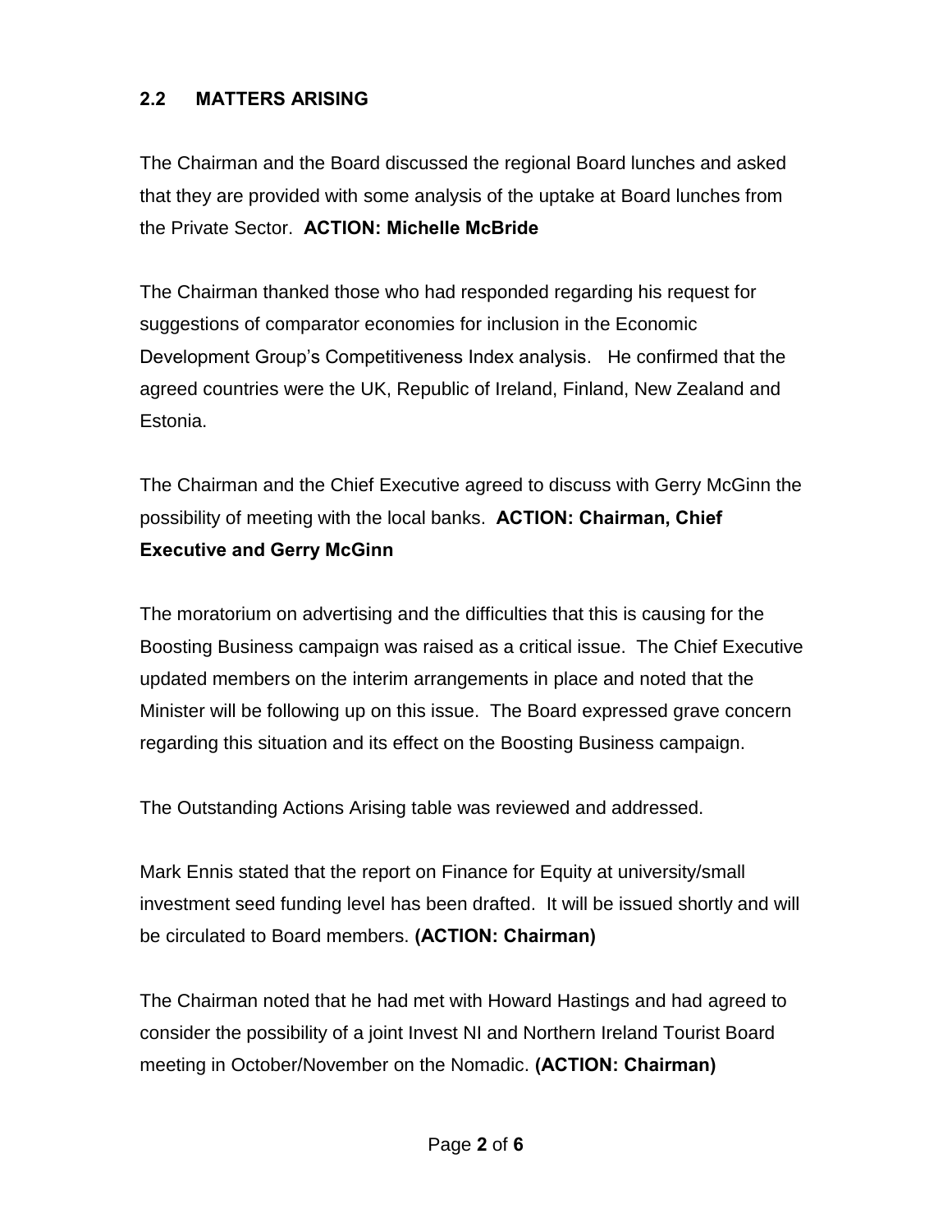## 2.2 MATTERS ARISING

The Chairman and the Board discussed the regional Board lunches and asked that they are provided with some analysis of the uptake at Board lunches from the Private Sector. **ACTION: Michelle McBride**

The Chairman thanked those who had responded regarding his request for suggestions of comparator economies for inclusion in the Economic Development Group's Competitiveness Index analysis. He confirmed that the agreed countries were the UK, Republic of Ireland, Finland, New Zealand and Estonia.

The Chairman and the Chief Executive agreed to discuss with Gerry McGinn the possibility of meeting with the local banks. **ACTION: Chairman, Chief Executive and Gerry McGinn**

The moratorium on advertising and the difficulties that this is causing for the Boosting Business campaign was raised as a critical issue. The Chief Executive updated members on the interim arrangements in place and noted that the Minister will be following up on this issue. The Board expressed grave concern regarding this situation and its effect on the Boosting Business campaign.

The Outstanding Actions Arising table was reviewed and addressed.

Mark Ennis stated that the report on Finance for Equity at university/small investment seed funding level has been drafted. It will be issued shortly and will be circulated to Board members. **(ACTION: Chairman)**

The Chairman noted that he had met with Howard Hastings and had agreed to consider the possibility of a joint Invest NI and Northern Ireland Tourist Board meeting in October/November on the Nomadic. **(ACTION: Chairman)**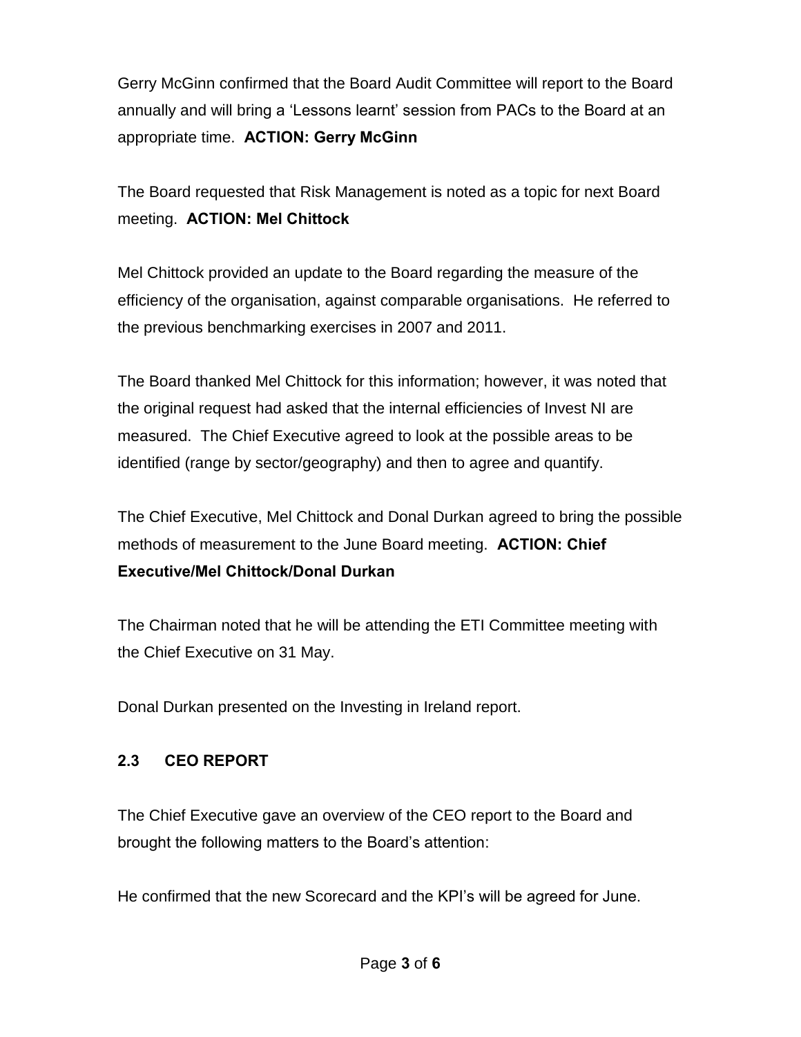Gerry McGinn confirmed that the Board Audit Committee will report to the Board annually and will bring a 'Lessons learnt' session from PACs to the Board at an appropriate time. **ACTION: Gerry McGinn**

The Board requested that Risk Management is noted as a topic for next Board meeting. **ACTION: Mel Chittock**

Mel Chittock provided an update to the Board regarding the measure of the efficiency of the organisation, against comparable organisations. He referred to the previous benchmarking exercises in 2007 and 2011.

The Board thanked Mel Chittock for this information; however, it was noted that the original request had asked that the internal efficiencies of Invest NI are measured. The Chief Executive agreed to look at the possible areas to be identified (range by sector/geography) and then to agree and quantify.

The Chief Executive, Mel Chittock and Donal Durkan agreed to bring the possible methods of measurement to the June Board meeting. **ACTION: Chief Executive/Mel Chittock/Donal Durkan**

The Chairman noted that he will be attending the ETI Committee meeting with the Chief Executive on 31 May.

Donal Durkan presented on the Investing in Ireland report.

### 2.3 CEO REPORT

The Chief Executive gave an overview of the CEO report to the Board and brought the following matters to the Board's attention:

He confirmed that the new Scorecard and the KPI's will be agreed for June.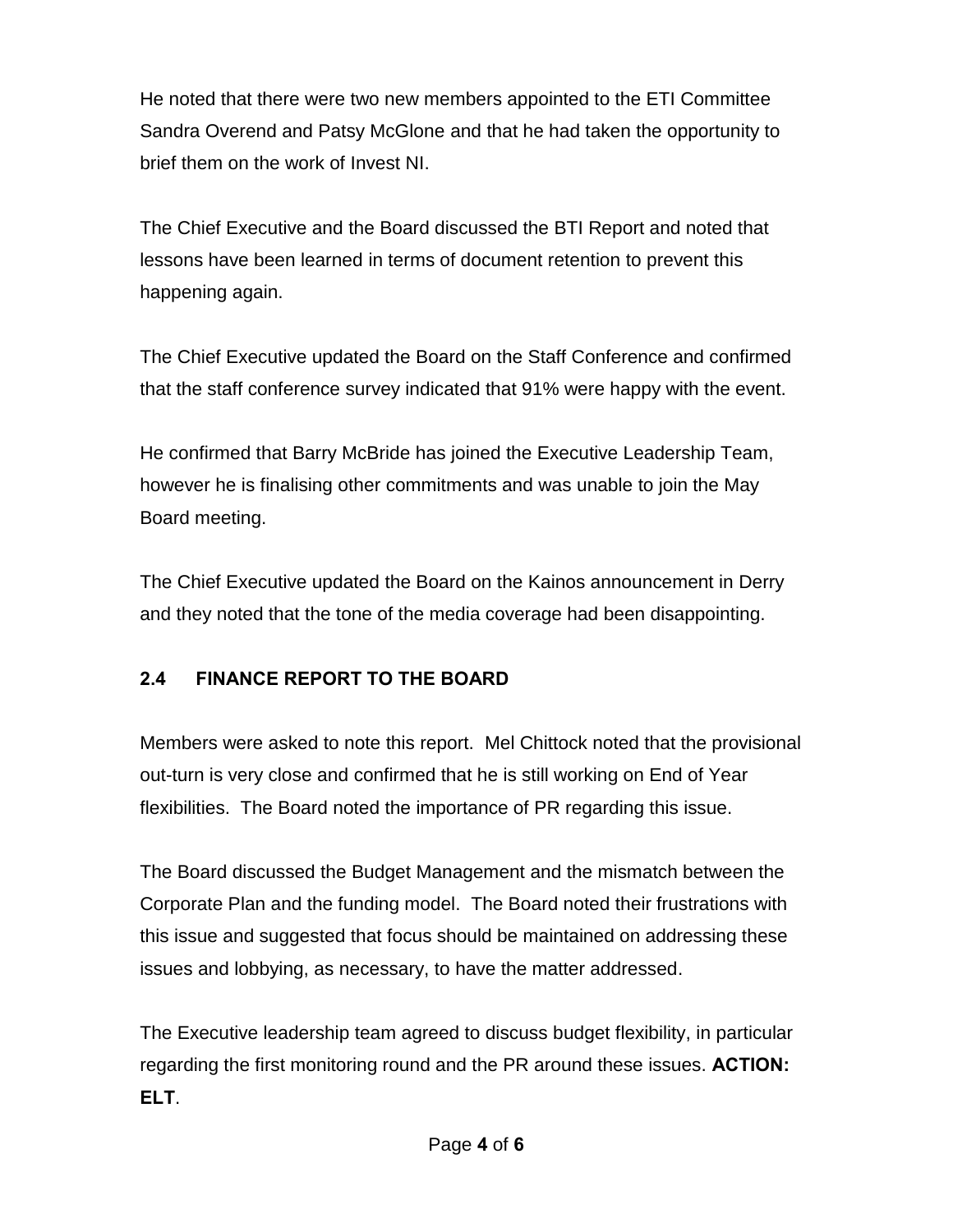He noted that there were two new members appointed to the ETI Committee Sandra Overend and Patsy McGlone and that he had taken the opportunity to brief them on the work of Invest NI.

The Chief Executive and the Board discussed the BTI Report and noted that lessons have been learned in terms of document retention to prevent this happening again.

The Chief Executive updated the Board on the Staff Conference and confirmed that the staff conference survey indicated that 91% were happy with the event.

He confirmed that Barry McBride has joined the Executive Leadership Team, however he is finalising other commitments and was unable to join the May Board meeting.

The Chief Executive updated the Board on the Kainos announcement in Derry and they noted that the tone of the media coverage had been disappointing.

### 2.4 FINANCE REPORT TO THE BOARD

Members were asked to note this report. Mel Chittock noted that the provisional out-turn is very close and confirmed that he is still working on End of Year flexibilities. The Board noted the importance of PR regarding this issue.

The Board discussed the Budget Management and the mismatch between the Corporate Plan and the funding model. The Board noted their frustrations with this issue and suggested that focus should be maintained on addressing these issues and lobbying, as necessary, to have the matter addressed.

The Executive leadership team agreed to discuss budget flexibility, in particular regarding the first monitoring round and the PR around these issues. **ACTION: ELT**.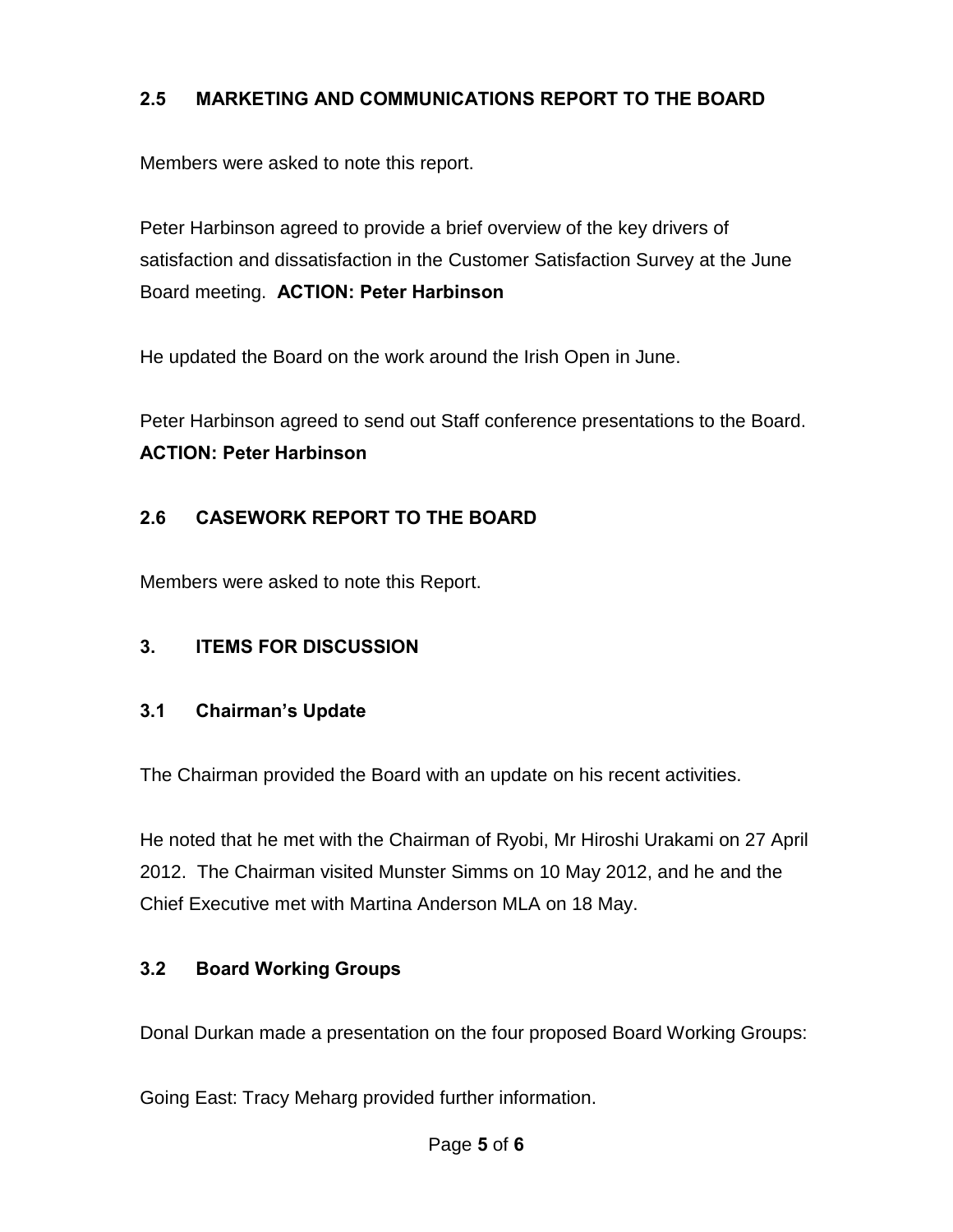## 2.5 MARKETING AND COMMUNICATIONS REPORT TO THE BOARD

Members were asked to note this report.

Peter Harbinson agreed to provide a brief overview of the key drivers of satisfaction and dissatisfaction in the Customer Satisfaction Survey at the June Board meeting. **ACTION: Peter Harbinson**

He updated the Board on the work around the Irish Open in June.

Peter Harbinson agreed to send out Staff conference presentations to the Board. **ACTION: Peter Harbinson**

## 2.6 CASEWORK REPORT TO THE BOARD

Members were asked to note this Report.

## 3. ITEMS FOR DISCUSSION

### 3.1 Chairman's Update

The Chairman provided the Board with an update on his recent activities.

He noted that he met with the Chairman of Ryobi, Mr Hiroshi Urakami on 27 April 2012. The Chairman visited Munster Simms on 10 May 2012, and he and the Chief Executive met with Martina Anderson MLA on 18 May.

### 3.2 Board Working Groups

Donal Durkan made a presentation on the four proposed Board Working Groups:

Going East: Tracy Meharg provided further information.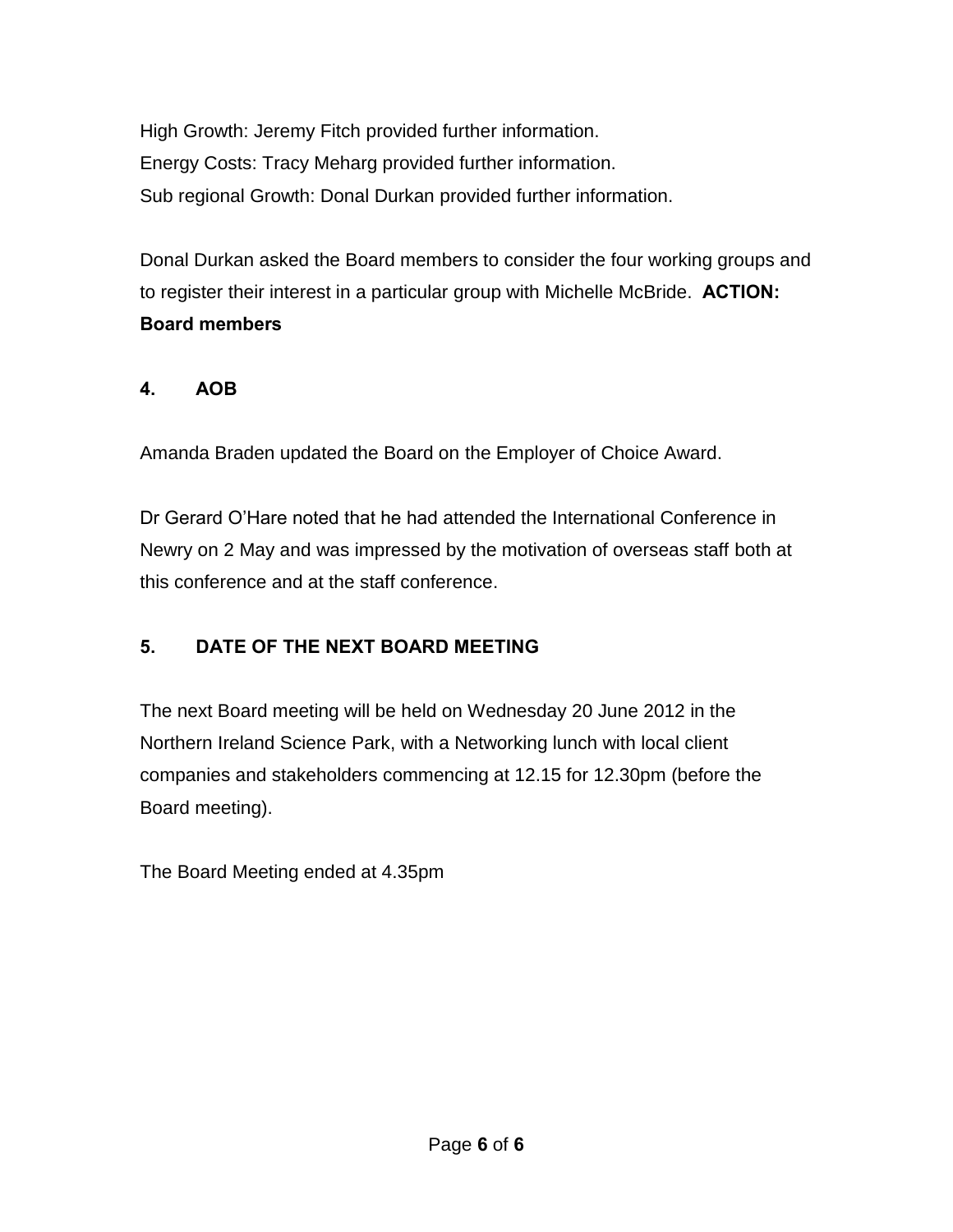High Growth: Jeremy Fitch provided further information.
Energy Costs: Tracy Meharg provided further information.
Sub regional Growth: Donal Durkan provided further information.

Donal Durkan asked the Board members to consider the four working groups and to register their interest in a particular group with Michelle McBride. **ACTION: Board members**

## 4. AOB

Amanda Braden updated the Board on the Employer of Choice Award.

Dr Gerard O'Hare noted that he had attended the International Conference in Newry on 2 May and was impressed by the motivation of overseas staff both at this conference and at the staff conference.

## 5. DATE OF THE NEXT BOARD MEETING

The next Board meeting will be held on Wednesday 20 June 2012 in the Northern Ireland Science Park, with a Networking lunch with local client companies and stakeholders commencing at 12.15 for 12.30pm (before the Board meeting).

The Board Meeting ended at 4.35pm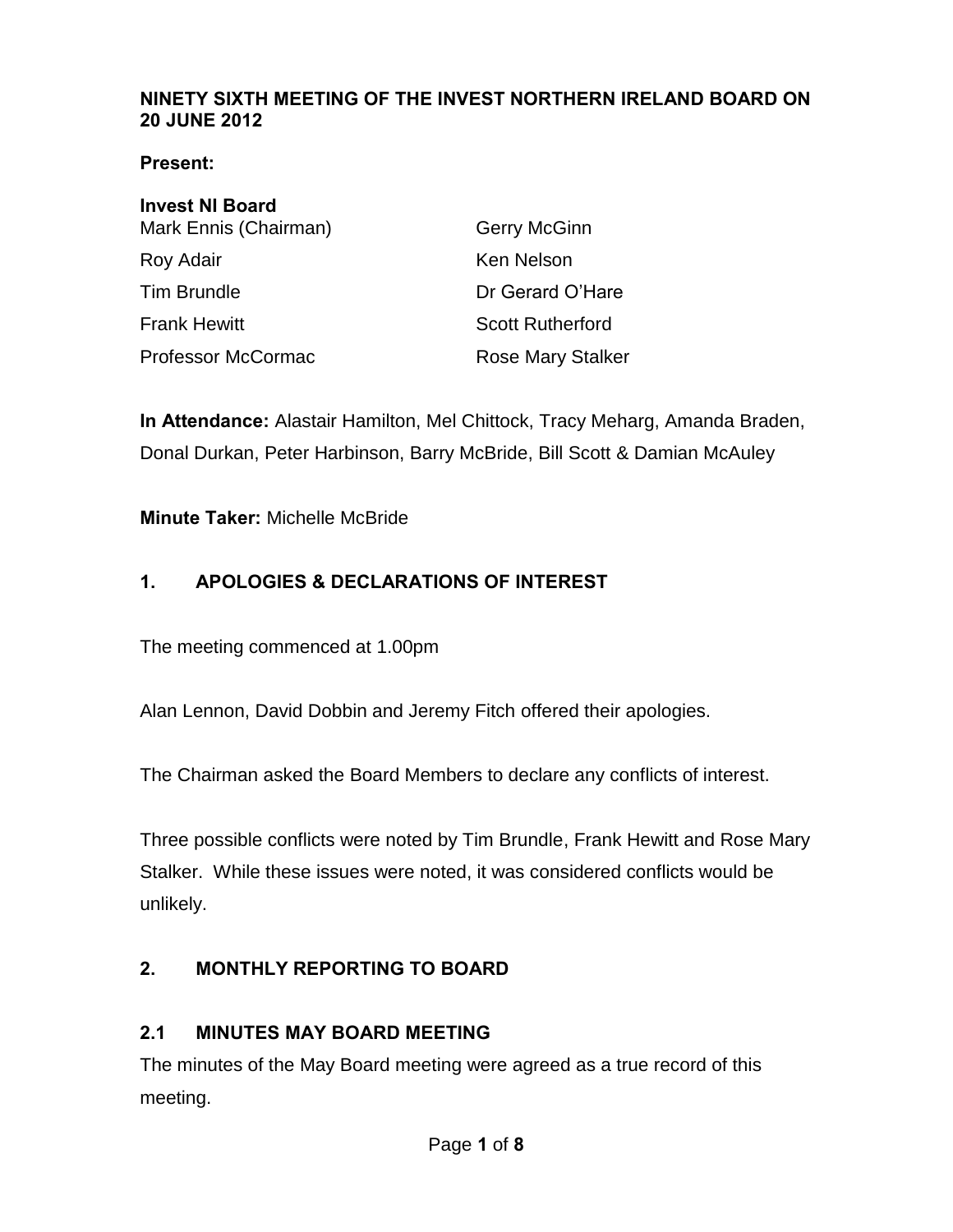**NINETY SIXTH MEETING OF THE INVEST NORTHERN IRELAND BOARD ON 20 JUNE 2012**

**Present:**

**Invest NI Board**

| | |
|---|---|
| Mark Ennis (Chairman) | Gerry McGinn |
| Roy Adair | Ken Nelson |
| Tim Brundle | Dr Gerard O'Hare |
| Frank Hewitt | Scott Rutherford |
| Professor McCormac | Rose Mary Stalker |

**In Attendance:** Alastair Hamilton, Mel Chittock, Tracy Meharg, Amanda Braden, Donal Durkan, Peter Harbinson, Barry McBride, Bill Scott & Damian McAuley

**Minute Taker:** Michelle McBride

## 1. APOLOGIES & DECLARATIONS OF INTEREST

The meeting commenced at 1.00pm

Alan Lennon, David Dobbin and Jeremy Fitch offered their apologies.

The Chairman asked the Board Members to declare any conflicts of interest.

Three possible conflicts were noted by Tim Brundle, Frank Hewitt and Rose Mary Stalker. While these issues were noted, it was considered conflicts would be unlikely.

## 2. MONTHLY REPORTING TO BOARD

### 2.1 MINUTES MAY BOARD MEETING

The minutes of the May Board meeting were agreed as a true record of this meeting.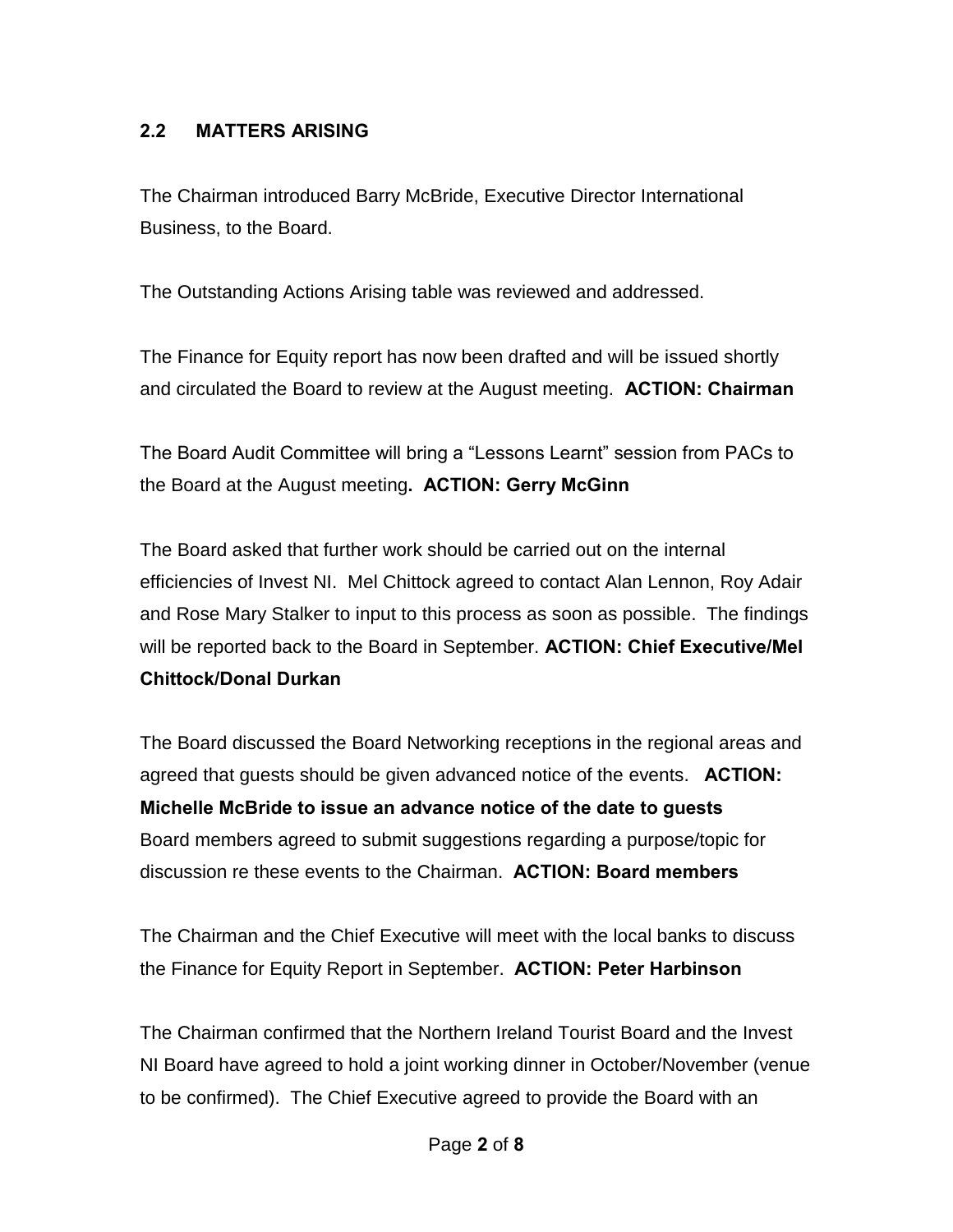### 2.2 MATTERS ARISING

The Chairman introduced Barry McBride, Executive Director International Business, to the Board.

The Outstanding Actions Arising table was reviewed and addressed.

The Finance for Equity report has now been drafted and will be issued shortly and circulated the Board to review at the August meeting. **ACTION: Chairman**

The Board Audit Committee will bring a "Lessons Learnt" session from PACs to the Board at the August meeting**. ACTION: Gerry McGinn**

The Board asked that further work should be carried out on the internal efficiencies of Invest NI. Mel Chittock agreed to contact Alan Lennon, Roy Adair and Rose Mary Stalker to input to this process as soon as possible. The findings will be reported back to the Board in September. **ACTION: Chief Executive/Mel Chittock/Donal Durkan**

The Board discussed the Board Networking receptions in the regional areas and agreed that guests should be given advanced notice of the events. **ACTION: Michelle McBride to issue an advance notice of the date to guests**
Board members agreed to submit suggestions regarding a purpose/topic for discussion re these events to the Chairman. **ACTION: Board members**

The Chairman and the Chief Executive will meet with the local banks to discuss the Finance for Equity Report in September. **ACTION: Peter Harbinson**

The Chairman confirmed that the Northern Ireland Tourist Board and the Invest NI Board have agreed to hold a joint working dinner in October/November (venue to be confirmed). The Chief Executive agreed to provide the Board with an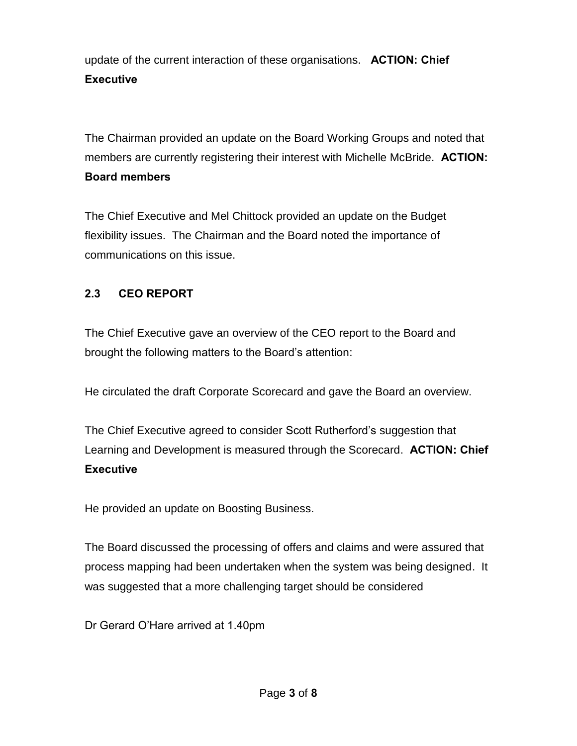update of the current interaction of these organisations.  **ACTION: Chief Executive**

The Chairman provided an update on the Board Working Groups and noted that members are currently registering their interest with Michelle McBride.  **ACTION: Board members**

The Chief Executive and Mel Chittock provided an update on the Budget flexibility issues.  The Chairman and the Board noted the importance of communications on this issue.

### 2.3 CEO REPORT

The Chief Executive gave an overview of the CEO report to the Board and brought the following matters to the Board's attention:

He circulated the draft Corporate Scorecard and gave the Board an overview.

The Chief Executive agreed to consider Scott Rutherford's suggestion that Learning and Development is measured through the Scorecard.  **ACTION: Chief Executive**

He provided an update on Boosting Business.

The Board discussed the processing of offers and claims and were assured that process mapping had been undertaken when the system was being designed.  It was suggested that a more challenging target should be considered

Dr Gerard O'Hare arrived at 1.40pm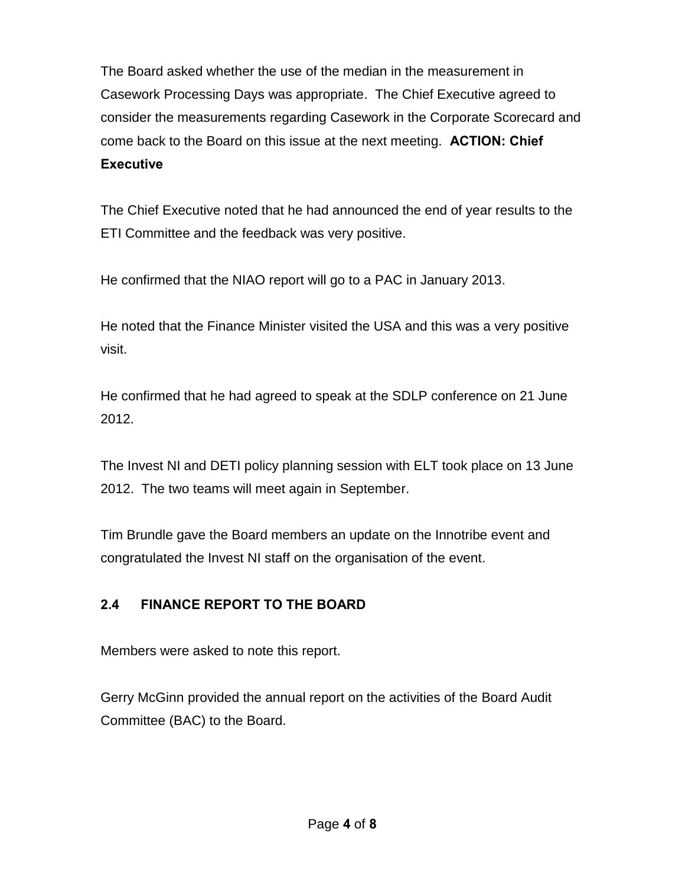The Board asked whether the use of the median in the measurement in Casework Processing Days was appropriate. The Chief Executive agreed to consider the measurements regarding Casework in the Corporate Scorecard and come back to the Board on this issue at the next meeting. **ACTION: Chief Executive**

The Chief Executive noted that he had announced the end of year results to the ETI Committee and the feedback was very positive.

He confirmed that the NIAO report will go to a PAC in January 2013.

He noted that the Finance Minister visited the USA and this was a very positive visit.

He confirmed that he had agreed to speak at the SDLP conference on 21 June 2012.

The Invest NI and DETI policy planning session with ELT took place on 13 June 2012. The two teams will meet again in September.

Tim Brundle gave the Board members an update on the Innotribe event and congratulated the Invest NI staff on the organisation of the event.

### 2.4 FINANCE REPORT TO THE BOARD

Members were asked to note this report.

Gerry McGinn provided the annual report on the activities of the Board Audit Committee (BAC) to the Board.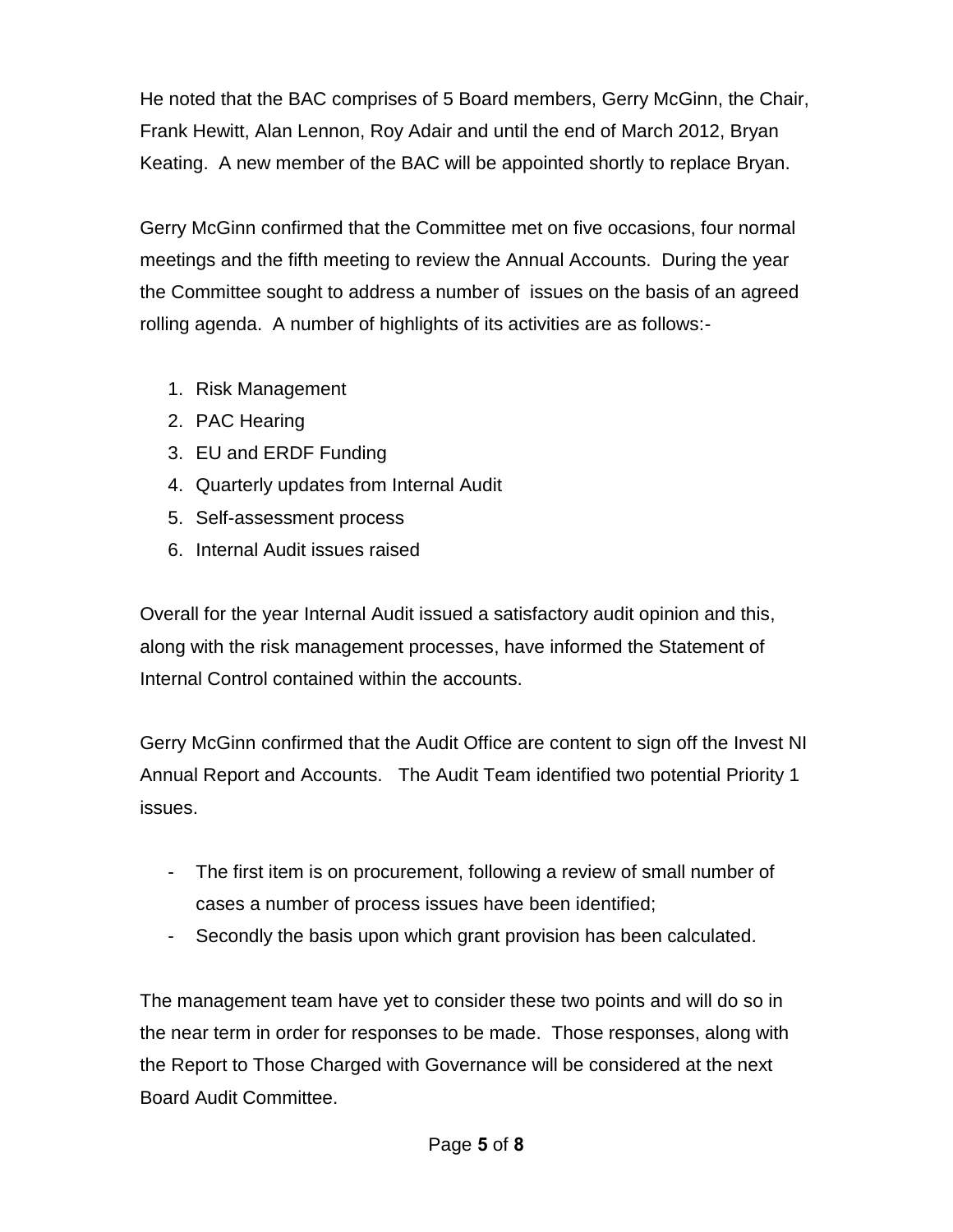He noted that the BAC comprises of 5 Board members, Gerry McGinn, the Chair, Frank Hewitt, Alan Lennon, Roy Adair and until the end of March 2012, Bryan Keating. A new member of the BAC will be appointed shortly to replace Bryan.

Gerry McGinn confirmed that the Committee met on five occasions, four normal meetings and the fifth meeting to review the Annual Accounts. During the year the Committee sought to address a number of issues on the basis of an agreed rolling agenda. A number of highlights of its activities are as follows:-

1. Risk Management
2. PAC Hearing
3. EU and ERDF Funding
4. Quarterly updates from Internal Audit
5. Self-assessment process
6. Internal Audit issues raised

Overall for the year Internal Audit issued a satisfactory audit opinion and this, along with the risk management processes, have informed the Statement of Internal Control contained within the accounts.

Gerry McGinn confirmed that the Audit Office are content to sign off the Invest NI Annual Report and Accounts. The Audit Team identified two potential Priority 1 issues.

- The first item is on procurement, following a review of small number of cases a number of process issues have been identified;
- Secondly the basis upon which grant provision has been calculated.

The management team have yet to consider these two points and will do so in the near term in order for responses to be made. Those responses, along with the Report to Those Charged with Governance will be considered at the next Board Audit Committee.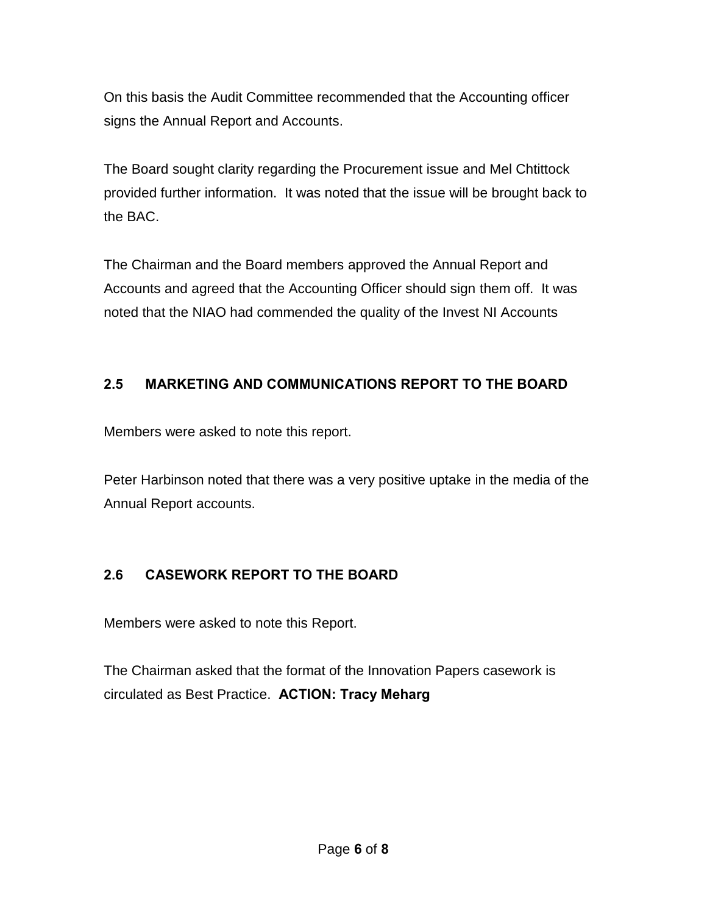On this basis the Audit Committee recommended that the Accounting officer signs the Annual Report and Accounts.

The Board sought clarity regarding the Procurement issue and Mel Chtittock provided further information. It was noted that the issue will be brought back to the BAC.

The Chairman and the Board members approved the Annual Report and Accounts and agreed that the Accounting Officer should sign them off. It was noted that the NIAO had commended the quality of the Invest NI Accounts

### 2.5 MARKETING AND COMMUNICATIONS REPORT TO THE BOARD

Members were asked to note this report.

Peter Harbinson noted that there was a very positive uptake in the media of the Annual Report accounts.

### 2.6 CASEWORK REPORT TO THE BOARD

Members were asked to note this Report.

The Chairman asked that the format of the Innovation Papers casework is circulated as Best Practice. **ACTION: Tracy Meharg**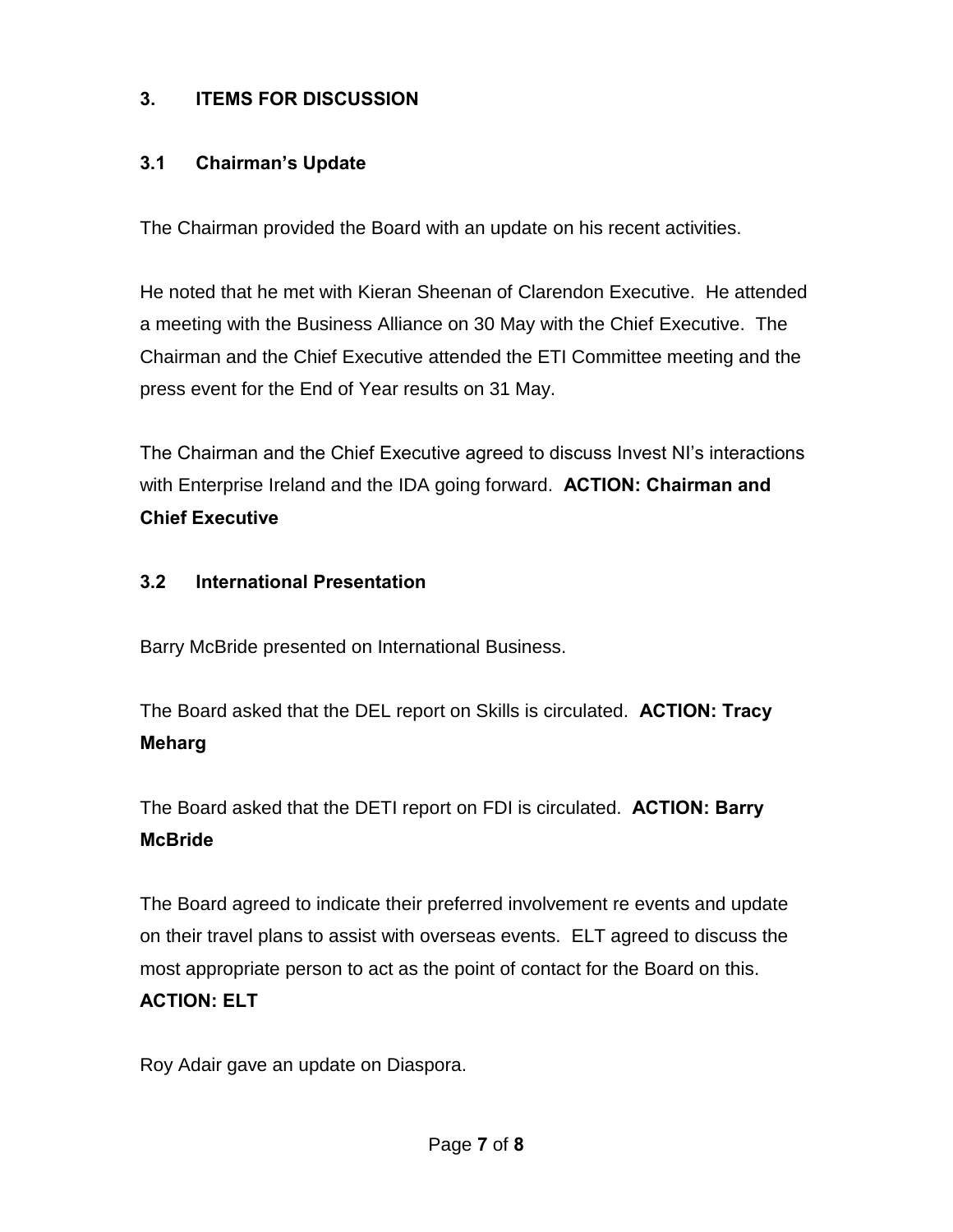## 3. ITEMS FOR DISCUSSION

### 3.1 Chairman's Update

The Chairman provided the Board with an update on his recent activities.

He noted that he met with Kieran Sheenan of Clarendon Executive. He attended a meeting with the Business Alliance on 30 May with the Chief Executive. The Chairman and the Chief Executive attended the ETI Committee meeting and the press event for the End of Year results on 31 May.

The Chairman and the Chief Executive agreed to discuss Invest NI's interactions with Enterprise Ireland and the IDA going forward. **ACTION: Chairman and Chief Executive**

### 3.2 International Presentation

Barry McBride presented on International Business.

The Board asked that the DEL report on Skills is circulated. **ACTION: Tracy Meharg**

The Board asked that the DETI report on FDI is circulated. **ACTION: Barry McBride**

The Board agreed to indicate their preferred involvement re events and update on their travel plans to assist with overseas events. ELT agreed to discuss the most appropriate person to act as the point of contact for the Board on this. **ACTION: ELT**

Roy Adair gave an update on Diaspora.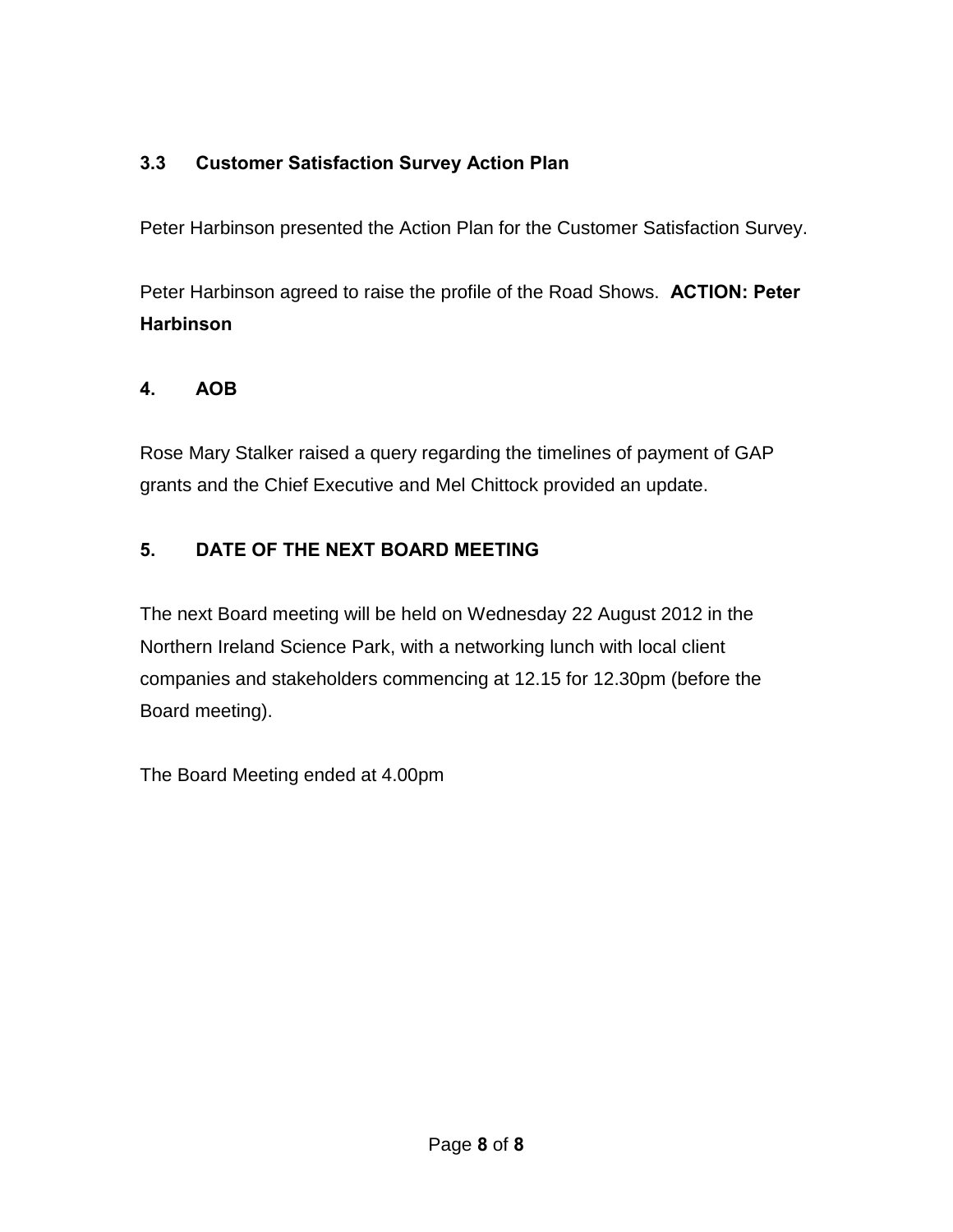### 3.3 Customer Satisfaction Survey Action Plan

Peter Harbinson presented the Action Plan for the Customer Satisfaction Survey.

Peter Harbinson agreed to raise the profile of the Road Shows. **ACTION: Peter Harbinson**

## 4. AOB

Rose Mary Stalker raised a query regarding the timelines of payment of GAP grants and the Chief Executive and Mel Chittock provided an update.

## 5. DATE OF THE NEXT BOARD MEETING

The next Board meeting will be held on Wednesday 22 August 2012 in the Northern Ireland Science Park, with a networking lunch with local client companies and stakeholders commencing at 12.15 for 12.30pm (before the Board meeting).

The Board Meeting ended at 4.00pm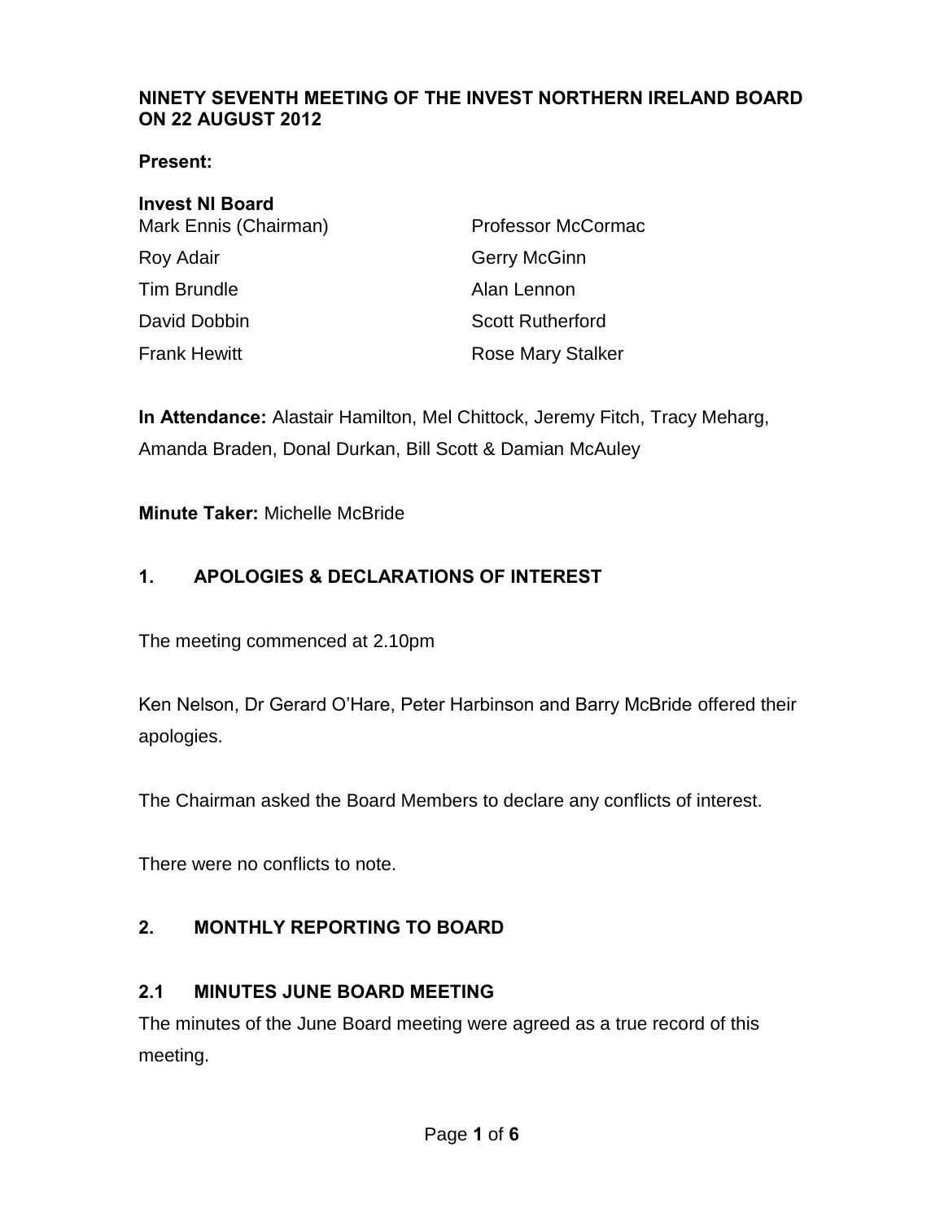**NINETY SEVENTH MEETING OF THE INVEST NORTHERN IRELAND BOARD ON 22 AUGUST 2012**

**Present:**

**Invest NI Board**

| | |
|---|---|
| Mark Ennis (Chairman) | Professor McCormac |
| Roy Adair | Gerry McGinn |
| Tim Brundle | Alan Lennon |
| David Dobbin | Scott Rutherford |
| Frank Hewitt | Rose Mary Stalker |

**In Attendance:** Alastair Hamilton, Mel Chittock, Jeremy Fitch, Tracy Meharg, Amanda Braden, Donal Durkan, Bill Scott & Damian McAuley

**Minute Taker:** Michelle McBride

## 1. APOLOGIES & DECLARATIONS OF INTEREST

The meeting commenced at 2.10pm

Ken Nelson, Dr Gerard O'Hare, Peter Harbinson and Barry McBride offered their apologies.

The Chairman asked the Board Members to declare any conflicts of interest.

There were no conflicts to note.

## 2. MONTHLY REPORTING TO BOARD

### 2.1 MINUTES JUNE BOARD MEETING

The minutes of the June Board meeting were agreed as a true record of this meeting.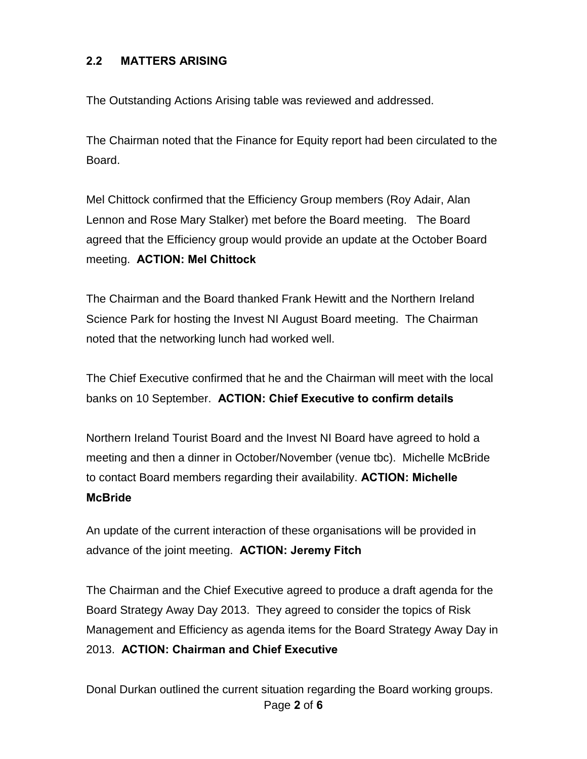## 2.2 MATTERS ARISING

The Outstanding Actions Arising table was reviewed and addressed.

The Chairman noted that the Finance for Equity report had been circulated to the Board.

Mel Chittock confirmed that the Efficiency Group members (Roy Adair, Alan Lennon and Rose Mary Stalker) met before the Board meeting. The Board agreed that the Efficiency group would provide an update at the October Board meeting. **ACTION: Mel Chittock**

The Chairman and the Board thanked Frank Hewitt and the Northern Ireland Science Park for hosting the Invest NI August Board meeting. The Chairman noted that the networking lunch had worked well.

The Chief Executive confirmed that he and the Chairman will meet with the local banks on 10 September. **ACTION: Chief Executive to confirm details**

Northern Ireland Tourist Board and the Invest NI Board have agreed to hold a meeting and then a dinner in October/November (venue tbc). Michelle McBride to contact Board members regarding their availability. **ACTION: Michelle McBride**

An update of the current interaction of these organisations will be provided in advance of the joint meeting. **ACTION: Jeremy Fitch**

The Chairman and the Chief Executive agreed to produce a draft agenda for the Board Strategy Away Day 2013. They agreed to consider the topics of Risk Management and Efficiency as agenda items for the Board Strategy Away Day in 2013. **ACTION: Chairman and Chief Executive**

Donal Durkan outlined the current situation regarding the Board working groups.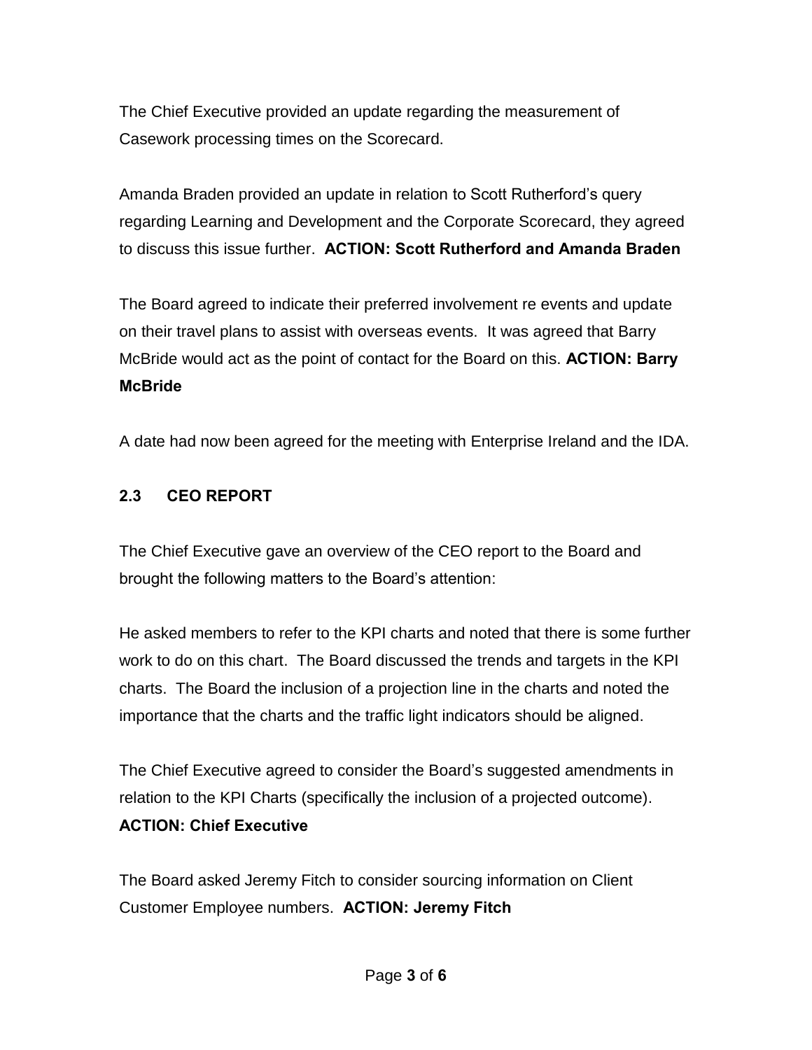The Chief Executive provided an update regarding the measurement of Casework processing times on the Scorecard.

Amanda Braden provided an update in relation to Scott Rutherford's query regarding Learning and Development and the Corporate Scorecard, they agreed to discuss this issue further. **ACTION: Scott Rutherford and Amanda Braden**

The Board agreed to indicate their preferred involvement re events and update on their travel plans to assist with overseas events. It was agreed that Barry McBride would act as the point of contact for the Board on this. **ACTION: Barry McBride**

A date had now been agreed for the meeting with Enterprise Ireland and the IDA.

### 2.3 CEO REPORT

The Chief Executive gave an overview of the CEO report to the Board and brought the following matters to the Board's attention:

He asked members to refer to the KPI charts and noted that there is some further work to do on this chart. The Board discussed the trends and targets in the KPI charts. The Board the inclusion of a projection line in the charts and noted the importance that the charts and the traffic light indicators should be aligned.

The Chief Executive agreed to consider the Board's suggested amendments in relation to the KPI Charts (specifically the inclusion of a projected outcome). **ACTION: Chief Executive**

The Board asked Jeremy Fitch to consider sourcing information on Client Customer Employee numbers. **ACTION: Jeremy Fitch**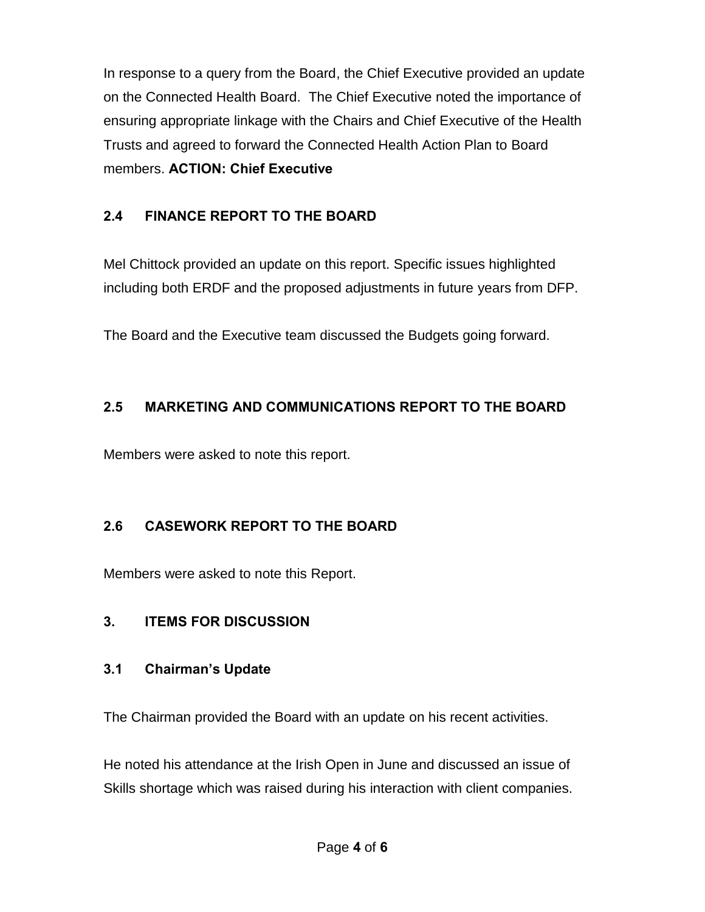In response to a query from the Board, the Chief Executive provided an update on the Connected Health Board. The Chief Executive noted the importance of ensuring appropriate linkage with the Chairs and Chief Executive of the Health Trusts and agreed to forward the Connected Health Action Plan to Board members. **ACTION: Chief Executive**

### 2.4 FINANCE REPORT TO THE BOARD

Mel Chittock provided an update on this report. Specific issues highlighted including both ERDF and the proposed adjustments in future years from DFP.

The Board and the Executive team discussed the Budgets going forward.

### 2.5 MARKETING AND COMMUNICATIONS REPORT TO THE BOARD

Members were asked to note this report.

### 2.6 CASEWORK REPORT TO THE BOARD

Members were asked to note this Report.

## 3. ITEMS FOR DISCUSSION

### 3.1 Chairman's Update

The Chairman provided the Board with an update on his recent activities.

He noted his attendance at the Irish Open in June and discussed an issue of Skills shortage which was raised during his interaction with client companies.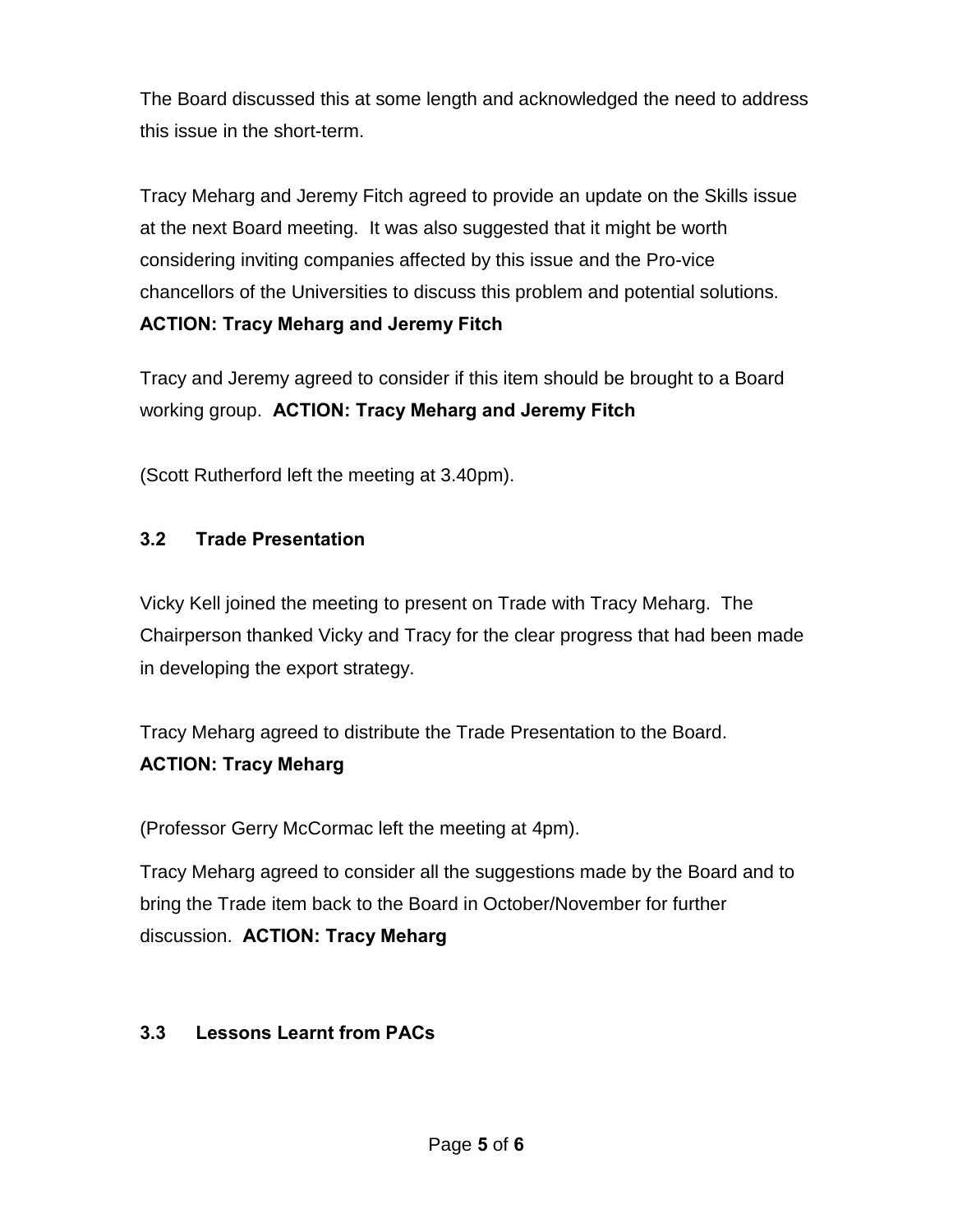The Board discussed this at some length and acknowledged the need to address this issue in the short-term.

Tracy Meharg and Jeremy Fitch agreed to provide an update on the Skills issue at the next Board meeting. It was also suggested that it might be worth considering inviting companies affected by this issue and the Pro-vice chancellors of the Universities to discuss this problem and potential solutions.
**ACTION: Tracy Meharg and Jeremy Fitch**

Tracy and Jeremy agreed to consider if this item should be brought to a Board working group. **ACTION: Tracy Meharg and Jeremy Fitch**

(Scott Rutherford left the meeting at 3.40pm).

### 3.2 Trade Presentation

Vicky Kell joined the meeting to present on Trade with Tracy Meharg. The Chairperson thanked Vicky and Tracy for the clear progress that had been made in developing the export strategy.

Tracy Meharg agreed to distribute the Trade Presentation to the Board.
**ACTION: Tracy Meharg**

(Professor Gerry McCormac left the meeting at 4pm).

Tracy Meharg agreed to consider all the suggestions made by the Board and to bring the Trade item back to the Board in October/November for further discussion. **ACTION: Tracy Meharg**

### 3.3 Lessons Learnt from PACs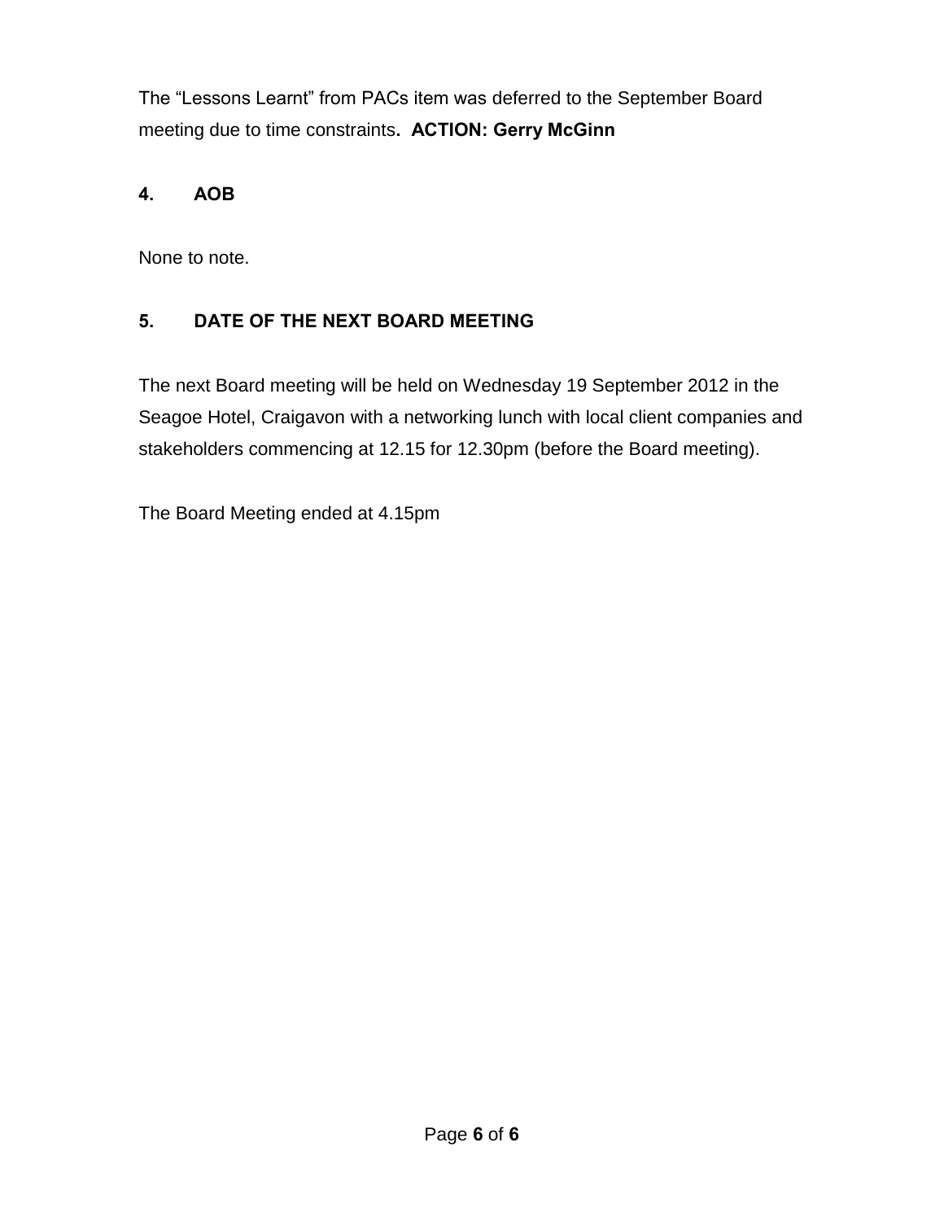The “Lessons Learnt” from PACs item was deferred to the September Board meeting due to time constraints. **ACTION: Gerry McGinn**

## 4. AOB

None to note.

## 5. DATE OF THE NEXT BOARD MEETING

The next Board meeting will be held on Wednesday 19 September 2012 in the Seagoe Hotel, Craigavon with a networking lunch with local client companies and stakeholders commencing at 12.15 for 12.30pm (before the Board meeting).

The Board Meeting ended at 4.15pm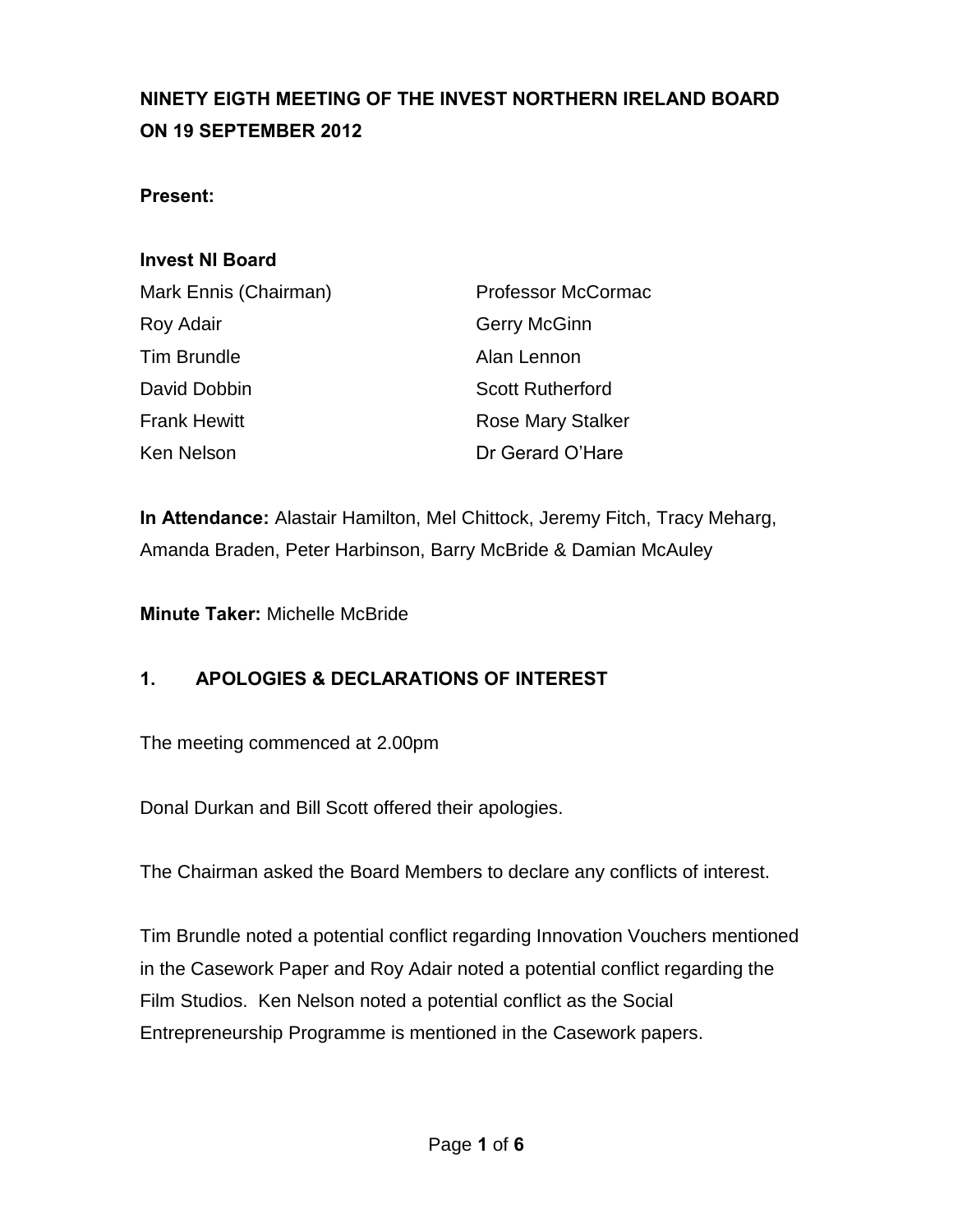**NINETY EIGTH MEETING OF THE INVEST NORTHERN IRELAND BOARD ON 19 SEPTEMBER 2012**

**Present:**

**Invest NI Board**

| | |
|---|---|
| Mark Ennis (Chairman) | Professor McCormac |
| Roy Adair | Gerry McGinn |
| Tim Brundle | Alan Lennon |
| David Dobbin | Scott Rutherford |
| Frank Hewitt | Rose Mary Stalker |
| Ken Nelson | Dr Gerard O'Hare |

**In Attendance:** Alastair Hamilton, Mel Chittock, Jeremy Fitch, Tracy Meharg, Amanda Braden, Peter Harbinson, Barry McBride & Damian McAuley

**Minute Taker:** Michelle McBride

## 1. APOLOGIES & DECLARATIONS OF INTEREST

The meeting commenced at 2.00pm

Donal Durkan and Bill Scott offered their apologies.

The Chairman asked the Board Members to declare any conflicts of interest.

Tim Brundle noted a potential conflict regarding Innovation Vouchers mentioned in the Casework Paper and Roy Adair noted a potential conflict regarding the Film Studios. Ken Nelson noted a potential conflict as the Social Entrepreneurship Programme is mentioned in the Casework papers.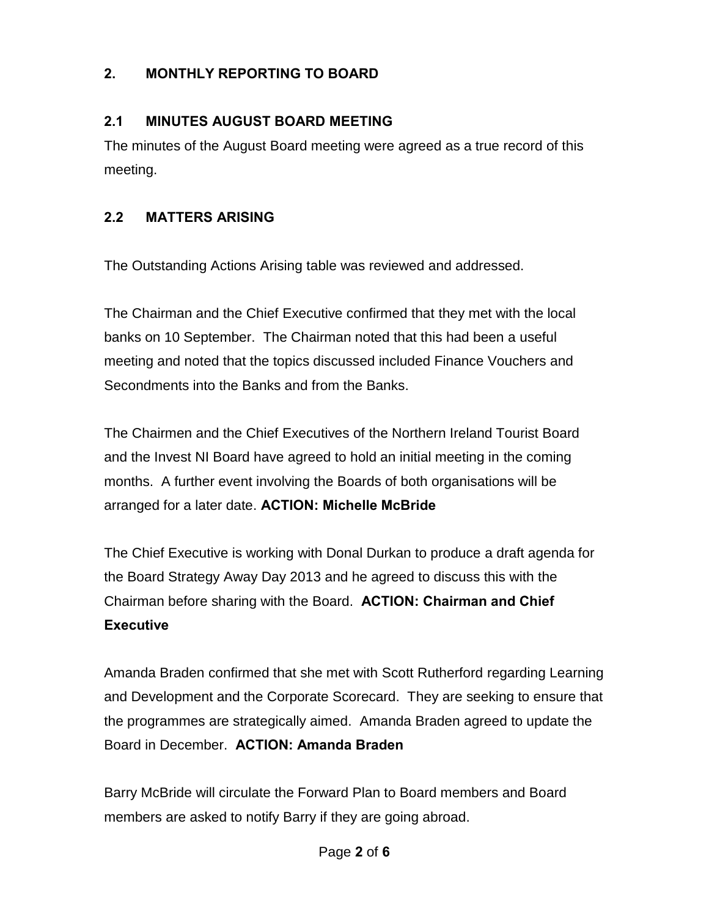## 2. MONTHLY REPORTING TO BOARD

### 2.1 MINUTES AUGUST BOARD MEETING

The minutes of the August Board meeting were agreed as a true record of this meeting.

### 2.2 MATTERS ARISING

The Outstanding Actions Arising table was reviewed and addressed.

The Chairman and the Chief Executive confirmed that they met with the local banks on 10 September. The Chairman noted that this had been a useful meeting and noted that the topics discussed included Finance Vouchers and Secondments into the Banks and from the Banks.

The Chairmen and the Chief Executives of the Northern Ireland Tourist Board and the Invest NI Board have agreed to hold an initial meeting in the coming months. A further event involving the Boards of both organisations will be arranged for a later date. **ACTION: Michelle McBride**

The Chief Executive is working with Donal Durkan to produce a draft agenda for the Board Strategy Away Day 2013 and he agreed to discuss this with the Chairman before sharing with the Board. **ACTION: Chairman and Chief Executive**

Amanda Braden confirmed that she met with Scott Rutherford regarding Learning and Development and the Corporate Scorecard. They are seeking to ensure that the programmes are strategically aimed. Amanda Braden agreed to update the Board in December. **ACTION: Amanda Braden**

Barry McBride will circulate the Forward Plan to Board members and Board members are asked to notify Barry if they are going abroad.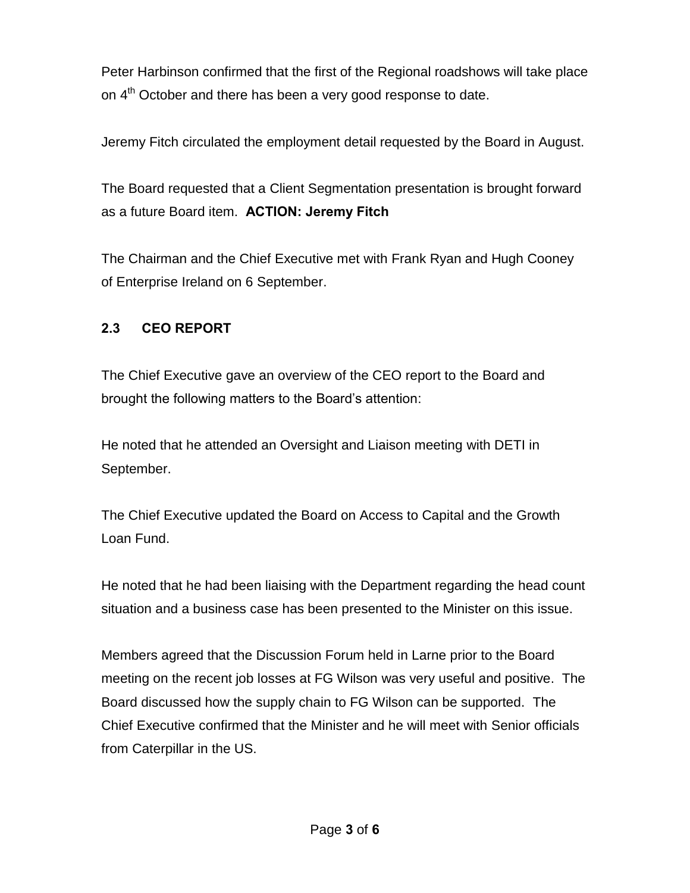Peter Harbinson confirmed that the first of the Regional roadshows will take place on 4th October and there has been a very good response to date.

Jeremy Fitch circulated the employment detail requested by the Board in August.

The Board requested that a Client Segmentation presentation is brought forward as a future Board item. **ACTION: Jeremy Fitch**

The Chairman and the Chief Executive met with Frank Ryan and Hugh Cooney of Enterprise Ireland on 6 September.

### 2.3 CEO REPORT

The Chief Executive gave an overview of the CEO report to the Board and brought the following matters to the Board's attention:

He noted that he attended an Oversight and Liaison meeting with DETI in September.

The Chief Executive updated the Board on Access to Capital and the Growth Loan Fund.

He noted that he had been liaising with the Department regarding the head count situation and a business case has been presented to the Minister on this issue.

Members agreed that the Discussion Forum held in Larne prior to the Board meeting on the recent job losses at FG Wilson was very useful and positive. The Board discussed how the supply chain to FG Wilson can be supported. The Chief Executive confirmed that the Minister and he will meet with Senior officials from Caterpillar in the US.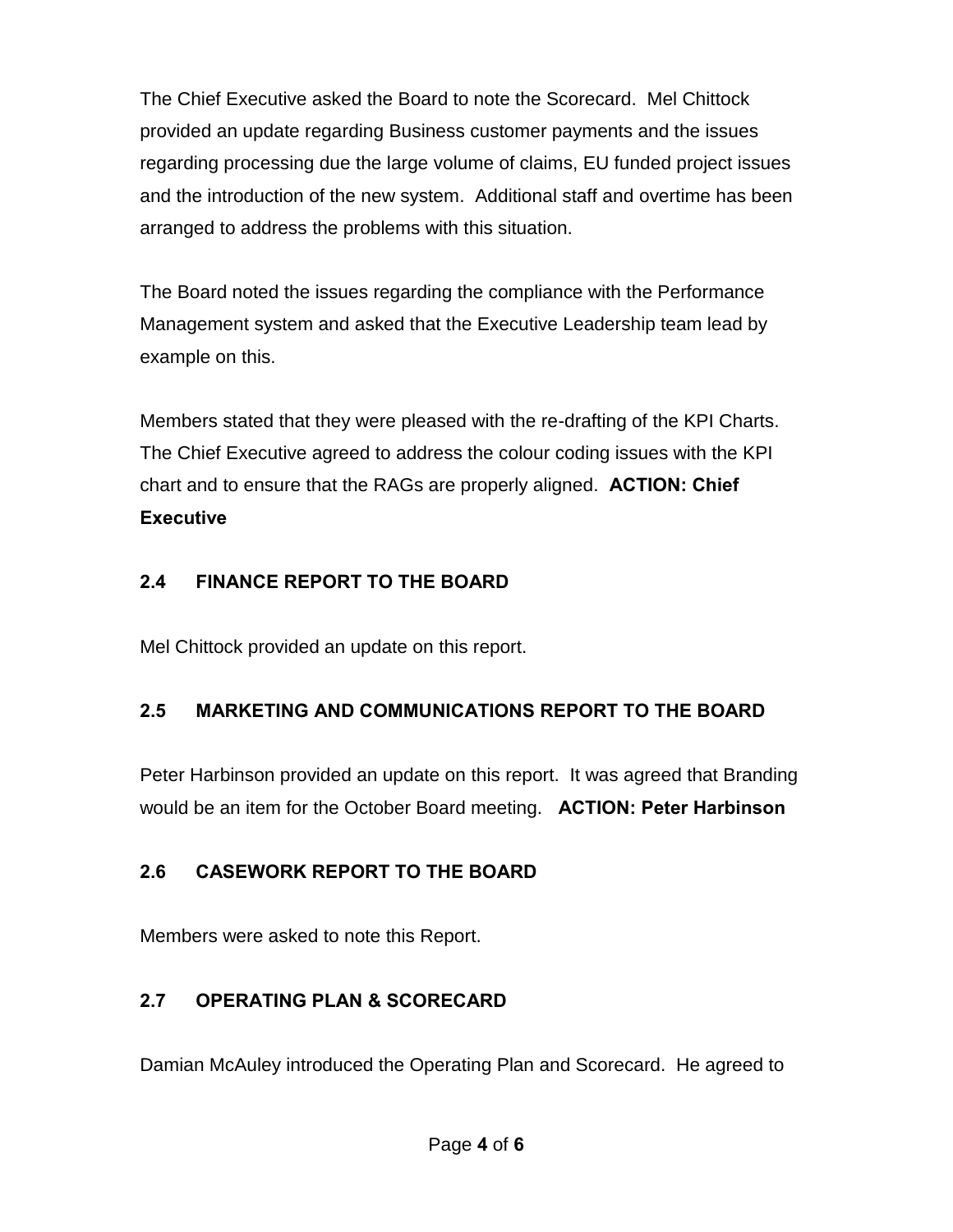The Chief Executive asked the Board to note the Scorecard. Mel Chittock provided an update regarding Business customer payments and the issues regarding processing due the large volume of claims, EU funded project issues and the introduction of the new system. Additional staff and overtime has been arranged to address the problems with this situation.

The Board noted the issues regarding the compliance with the Performance Management system and asked that the Executive Leadership team lead by example on this.

Members stated that they were pleased with the re-drafting of the KPI Charts. The Chief Executive agreed to address the colour coding issues with the KPI chart and to ensure that the RAGs are properly aligned. **ACTION: Chief Executive**

### 2.4 FINANCE REPORT TO THE BOARD

Mel Chittock provided an update on this report.

### 2.5 MARKETING AND COMMUNICATIONS REPORT TO THE BOARD

Peter Harbinson provided an update on this report. It was agreed that Branding would be an item for the October Board meeting. **ACTION: Peter Harbinson**

### 2.6 CASEWORK REPORT TO THE BOARD

Members were asked to note this Report.

### 2.7 OPERATING PLAN & SCORECARD

Damian McAuley introduced the Operating Plan and Scorecard. He agreed to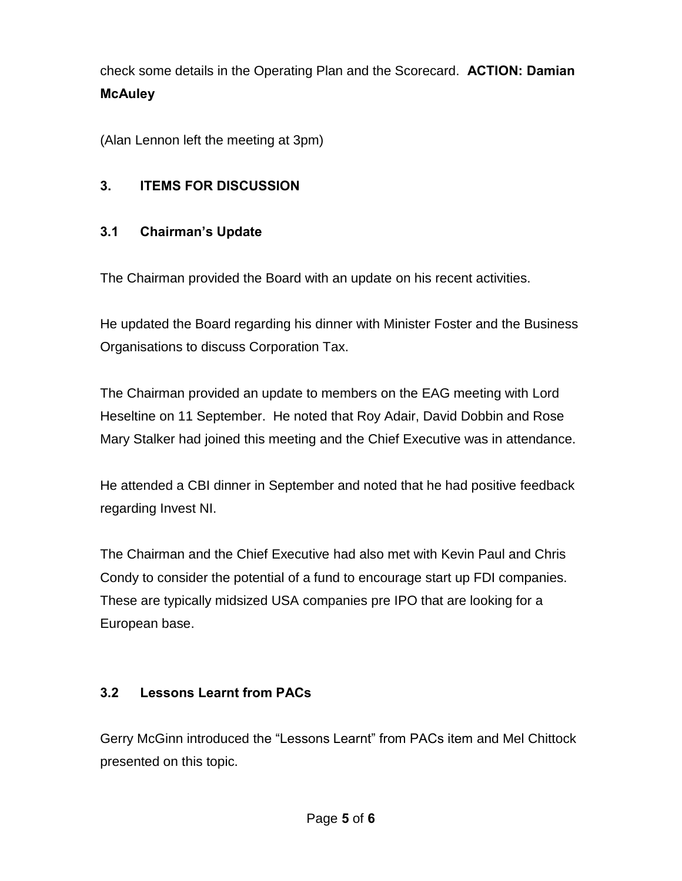check some details in the Operating Plan and the Scorecard. **ACTION: Damian McAuley**

(Alan Lennon left the meeting at 3pm)

### 3. ITEMS FOR DISCUSSION

### 3.1 Chairman's Update

The Chairman provided the Board with an update on his recent activities.

He updated the Board regarding his dinner with Minister Foster and the Business Organisations to discuss Corporation Tax.

The Chairman provided an update to members on the EAG meeting with Lord Heseltine on 11 September. He noted that Roy Adair, David Dobbin and Rose Mary Stalker had joined this meeting and the Chief Executive was in attendance.

He attended a CBI dinner in September and noted that he had positive feedback regarding Invest NI.

The Chairman and the Chief Executive had also met with Kevin Paul and Chris Condy to consider the potential of a fund to encourage start up FDI companies. These are typically midsized USA companies pre IPO that are looking for a European base.

### 3.2 Lessons Learnt from PACs

Gerry McGinn introduced the "Lessons Learnt" from PACs item and Mel Chittock presented on this topic.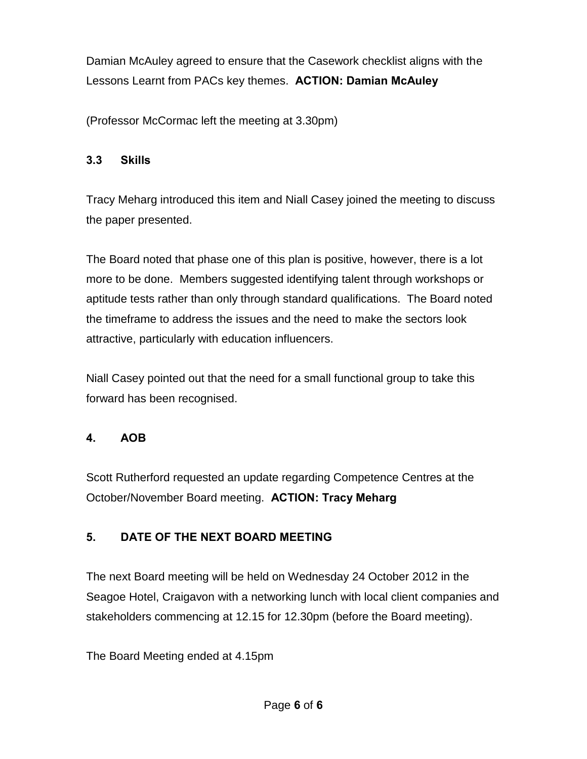Damian McAuley agreed to ensure that the Casework checklist aligns with the Lessons Learnt from PACs key themes. **ACTION: Damian McAuley**

(Professor McCormac left the meeting at 3.30pm)

### 3.3 Skills

Tracy Meharg introduced this item and Niall Casey joined the meeting to discuss the paper presented.

The Board noted that phase one of this plan is positive, however, there is a lot more to be done. Members suggested identifying talent through workshops or aptitude tests rather than only through standard qualifications. The Board noted the timeframe to address the issues and the need to make the sectors look attractive, particularly with education influencers.

Niall Casey pointed out that the need for a small functional group to take this forward has been recognised.

### 4. AOB

Scott Rutherford requested an update regarding Competence Centres at the October/November Board meeting. **ACTION: Tracy Meharg**

### 5. DATE OF THE NEXT BOARD MEETING

The next Board meeting will be held on Wednesday 24 October 2012 in the Seagoe Hotel, Craigavon with a networking lunch with local client companies and stakeholders commencing at 12.15 for 12.30pm (before the Board meeting).

The Board Meeting ended at 4.15pm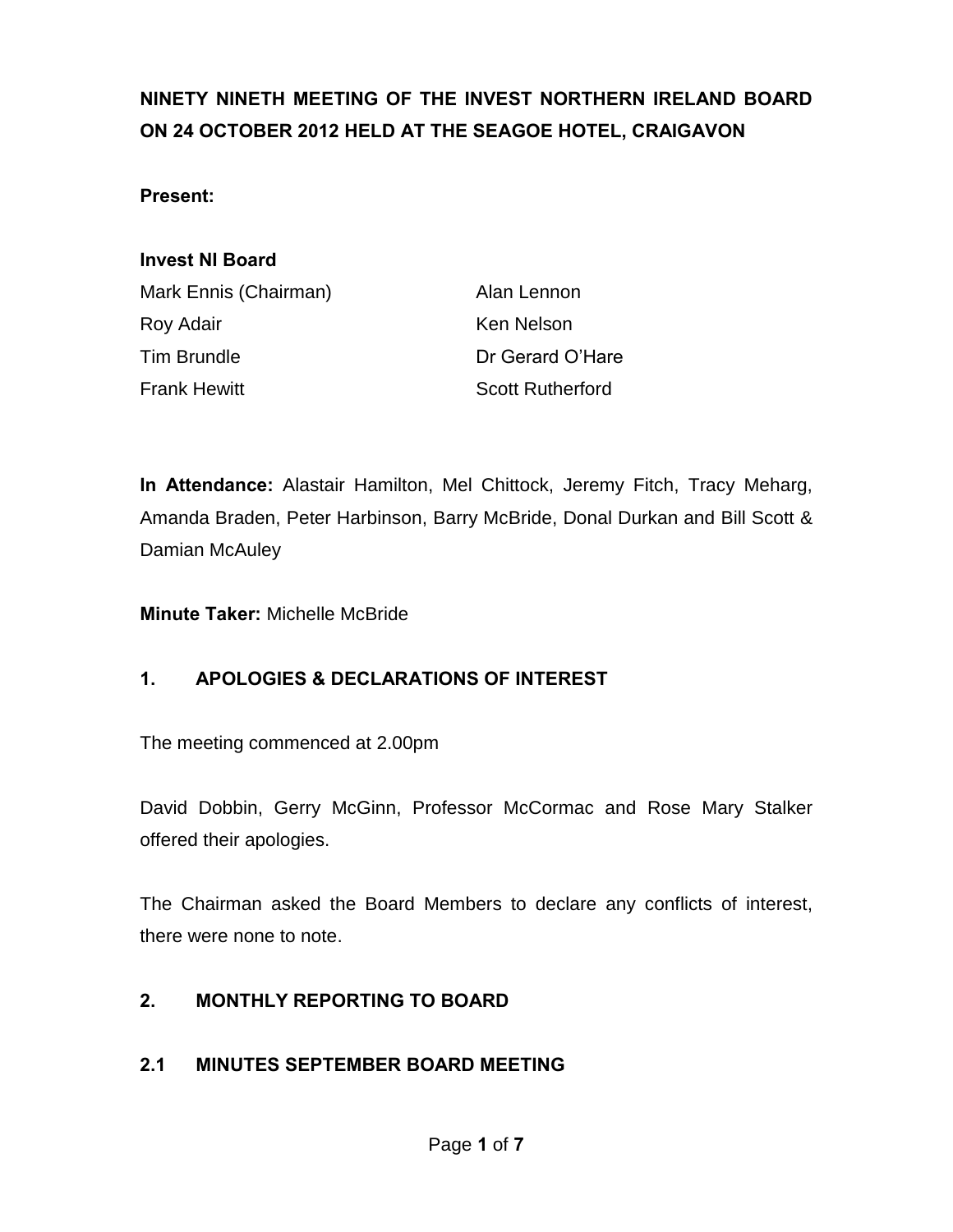**NINETY NINETH MEETING OF THE INVEST NORTHERN IRELAND BOARD ON 24 OCTOBER 2012 HELD AT THE SEAGOE HOTEL, CRAIGAVON**

**Present:**

**Invest NI Board**

| | |
|---|---|
| Mark Ennis (Chairman) | Alan Lennon |
| Roy Adair | Ken Nelson |
| Tim Brundle | Dr Gerard O'Hare |
| Frank Hewitt | Scott Rutherford |

**In Attendance:** Alastair Hamilton, Mel Chittock, Jeremy Fitch, Tracy Meharg, Amanda Braden, Peter Harbinson, Barry McBride, Donal Durkan and Bill Scott & Damian McAuley

**Minute Taker:** Michelle McBride

## 1. APOLOGIES & DECLARATIONS OF INTEREST

The meeting commenced at 2.00pm

David Dobbin, Gerry McGinn, Professor McCormac and Rose Mary Stalker offered their apologies.

The Chairman asked the Board Members to declare any conflicts of interest, there were none to note.

## 2. MONTHLY REPORTING TO BOARD

### 2.1 MINUTES SEPTEMBER BOARD MEETING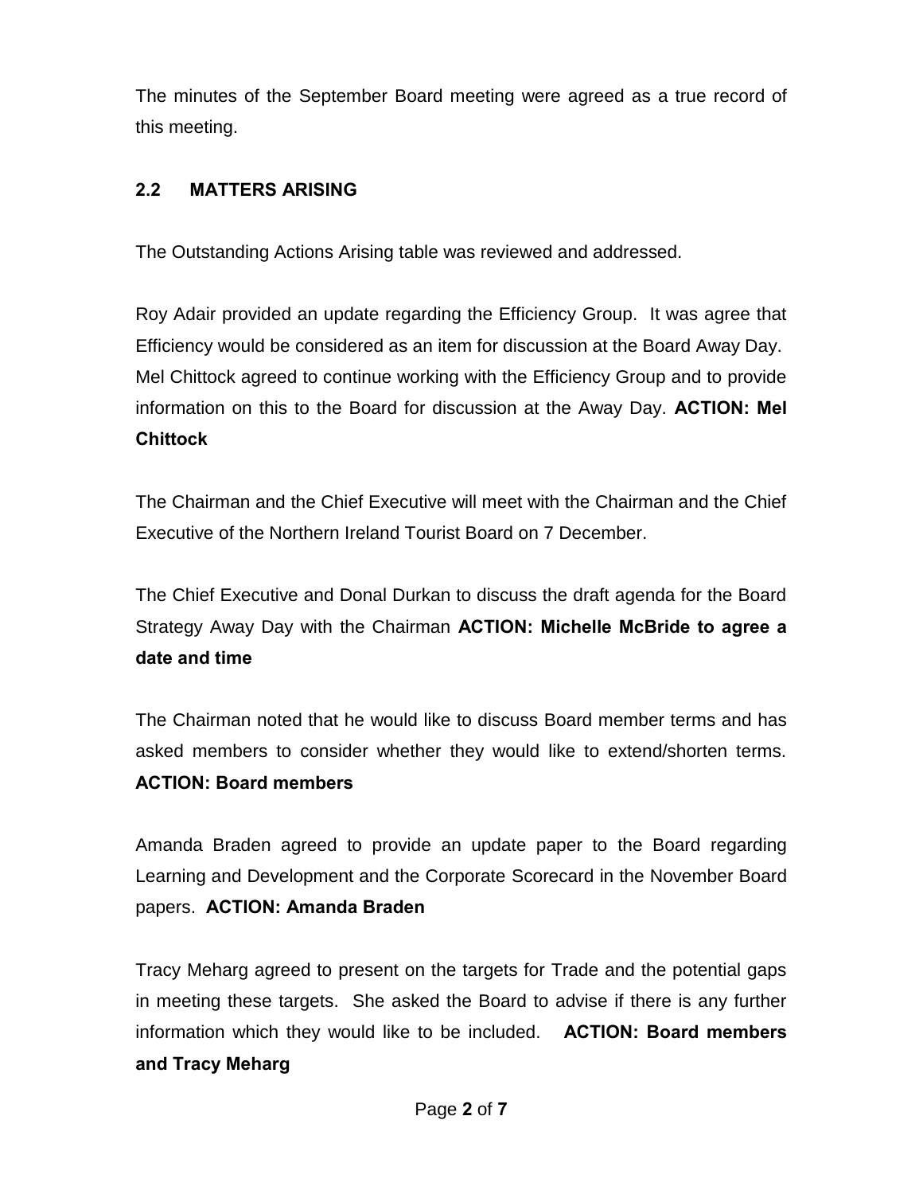The minutes of the September Board meeting were agreed as a true record of this meeting.

### 2.2 MATTERS ARISING

The Outstanding Actions Arising table was reviewed and addressed.

Roy Adair provided an update regarding the Efficiency Group. It was agree that Efficiency would be considered as an item for discussion at the Board Away Day. Mel Chittock agreed to continue working with the Efficiency Group and to provide information on this to the Board for discussion at the Away Day. **ACTION: Mel Chittock**

The Chairman and the Chief Executive will meet with the Chairman and the Chief Executive of the Northern Ireland Tourist Board on 7 December.

The Chief Executive and Donal Durkan to discuss the draft agenda for the Board Strategy Away Day with the Chairman **ACTION: Michelle McBride to agree a date and time**

The Chairman noted that he would like to discuss Board member terms and has asked members to consider whether they would like to extend/shorten terms. **ACTION: Board members**

Amanda Braden agreed to provide an update paper to the Board regarding Learning and Development and the Corporate Scorecard in the November Board papers. **ACTION: Amanda Braden**

Tracy Meharg agreed to present on the targets for Trade and the potential gaps in meeting these targets. She asked the Board to advise if there is any further information which they would like to be included. **ACTION: Board members and Tracy Meharg**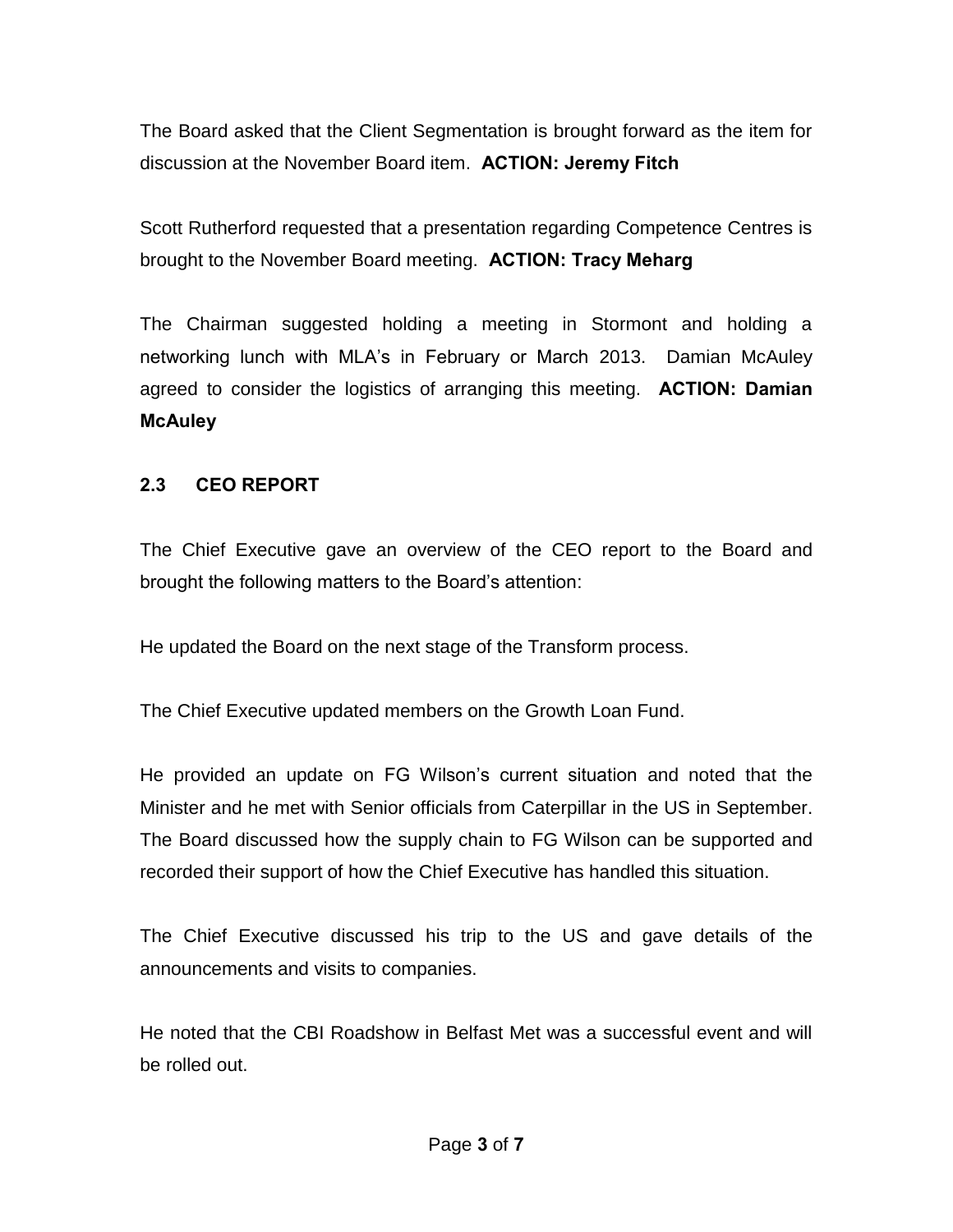The Board asked that the Client Segmentation is brought forward as the item for discussion at the November Board item. **ACTION: Jeremy Fitch**

Scott Rutherford requested that a presentation regarding Competence Centres is brought to the November Board meeting. **ACTION: Tracy Meharg**

The Chairman suggested holding a meeting in Stormont and holding a networking lunch with MLA's in February or March 2013. Damian McAuley agreed to consider the logistics of arranging this meeting. **ACTION: Damian McAuley**

### 2.3 CEO REPORT

The Chief Executive gave an overview of the CEO report to the Board and brought the following matters to the Board's attention:

He updated the Board on the next stage of the Transform process.

The Chief Executive updated members on the Growth Loan Fund.

He provided an update on FG Wilson's current situation and noted that the Minister and he met with Senior officials from Caterpillar in the US in September. The Board discussed how the supply chain to FG Wilson can be supported and recorded their support of how the Chief Executive has handled this situation.

The Chief Executive discussed his trip to the US and gave details of the announcements and visits to companies.

He noted that the CBI Roadshow in Belfast Met was a successful event and will be rolled out.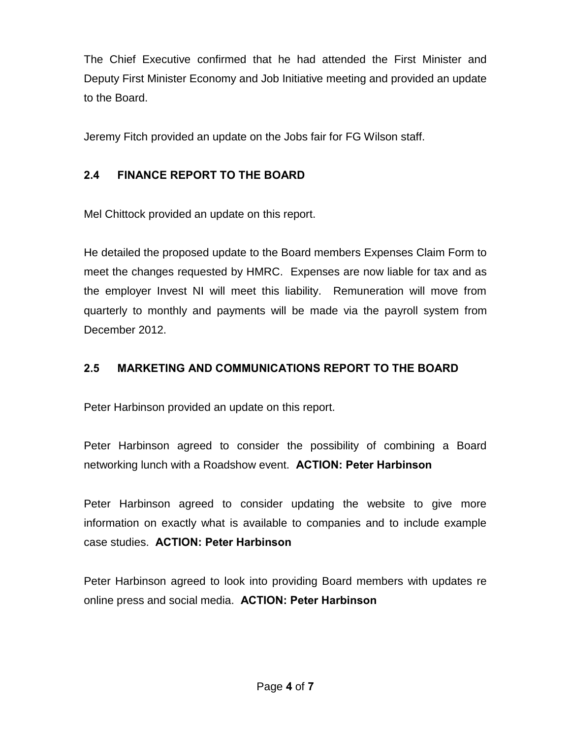The Chief Executive confirmed that he had attended the First Minister and Deputy First Minister Economy and Job Initiative meeting and provided an update to the Board.

Jeremy Fitch provided an update on the Jobs fair for FG Wilson staff.

### 2.4 FINANCE REPORT TO THE BOARD

Mel Chittock provided an update on this report.

He detailed the proposed update to the Board members Expenses Claim Form to meet the changes requested by HMRC. Expenses are now liable for tax and as the employer Invest NI will meet this liability. Remuneration will move from quarterly to monthly and payments will be made via the payroll system from December 2012.

### 2.5 MARKETING AND COMMUNICATIONS REPORT TO THE BOARD

Peter Harbinson provided an update on this report.

Peter Harbinson agreed to consider the possibility of combining a Board networking lunch with a Roadshow event. **ACTION: Peter Harbinson**

Peter Harbinson agreed to consider updating the website to give more information on exactly what is available to companies and to include example case studies. **ACTION: Peter Harbinson**

Peter Harbinson agreed to look into providing Board members with updates re online press and social media. **ACTION: Peter Harbinson**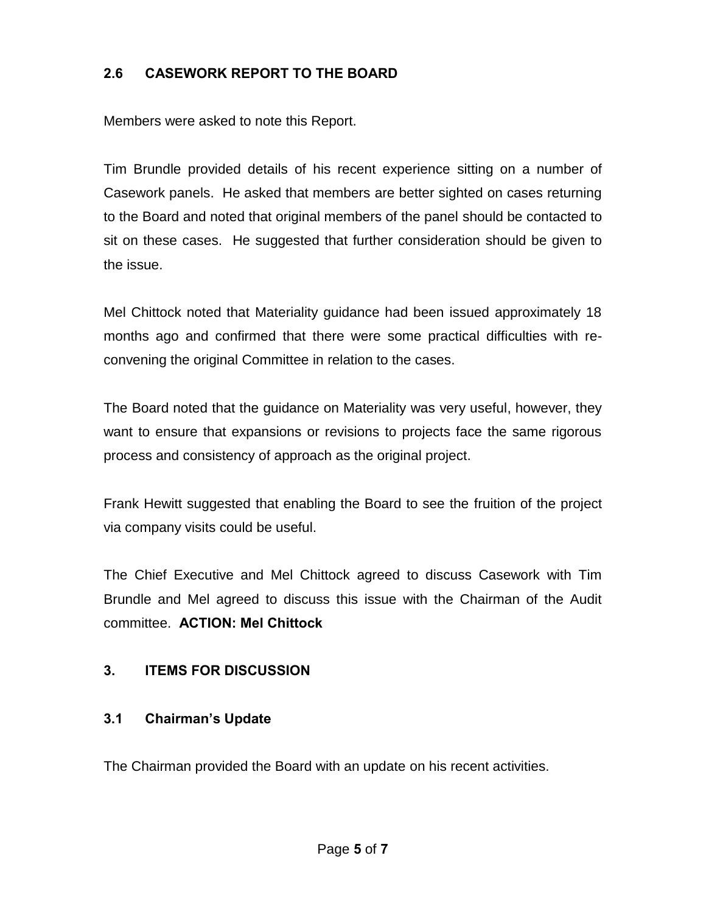### 2.6 CASEWORK REPORT TO THE BOARD

Members were asked to note this Report.

Tim Brundle provided details of his recent experience sitting on a number of Casework panels. He asked that members are better sighted on cases returning to the Board and noted that original members of the panel should be contacted to sit on these cases. He suggested that further consideration should be given to the issue.

Mel Chittock noted that Materiality guidance had been issued approximately 18 months ago and confirmed that there were some practical difficulties with re-convening the original Committee in relation to the cases.

The Board noted that the guidance on Materiality was very useful, however, they want to ensure that expansions or revisions to projects face the same rigorous process and consistency of approach as the original project.

Frank Hewitt suggested that enabling the Board to see the fruition of the project via company visits could be useful.

The Chief Executive and Mel Chittock agreed to discuss Casework with Tim Brundle and Mel agreed to discuss this issue with the Chairman of the Audit committee. **ACTION: Mel Chittock**

## 3. ITEMS FOR DISCUSSION

### 3.1 Chairman's Update

The Chairman provided the Board with an update on his recent activities.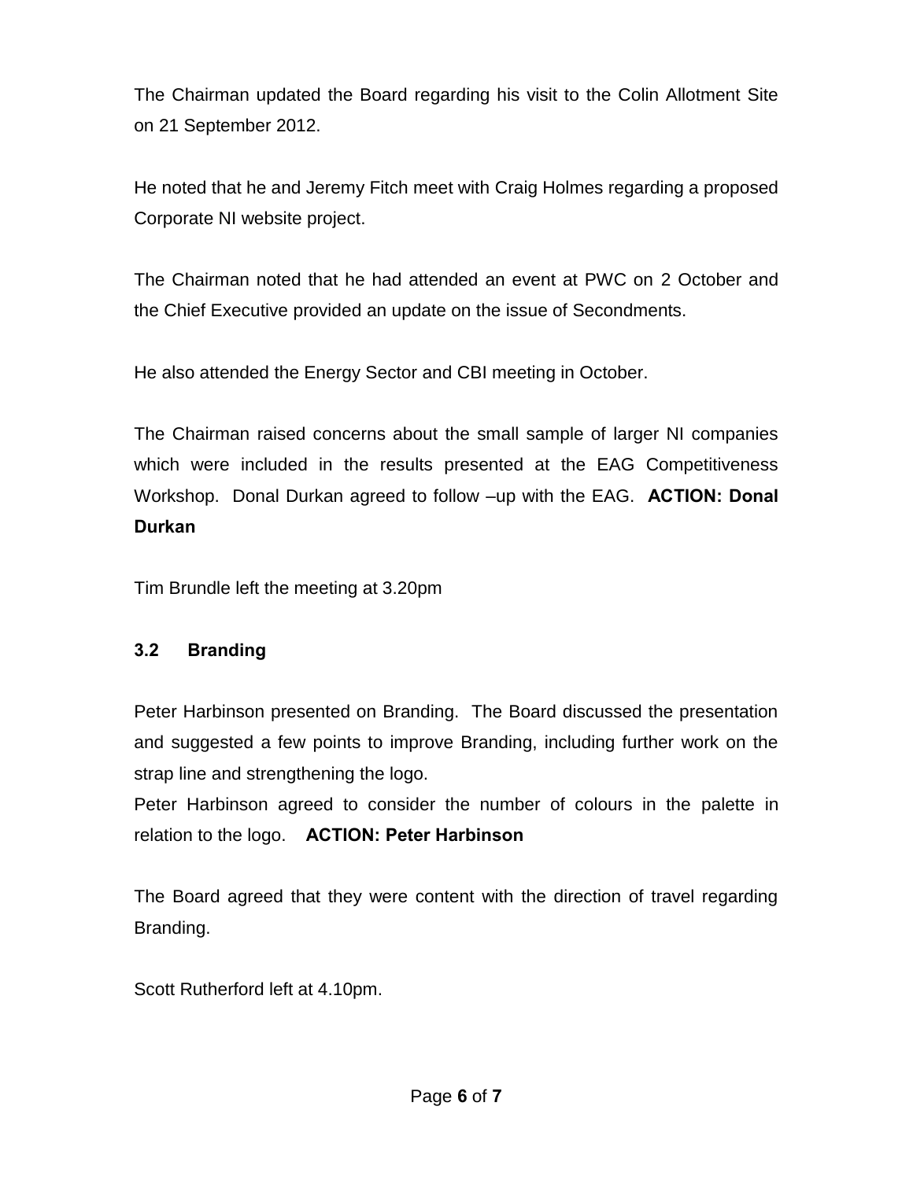The Chairman updated the Board regarding his visit to the Colin Allotment Site on 21 September 2012.

He noted that he and Jeremy Fitch meet with Craig Holmes regarding a proposed Corporate NI website project.

The Chairman noted that he had attended an event at PWC on 2 October and the Chief Executive provided an update on the issue of Secondments.

He also attended the Energy Sector and CBI meeting in October.

The Chairman raised concerns about the small sample of larger NI companies which were included in the results presented at the EAG Competitiveness Workshop. Donal Durkan agreed to follow –up with the EAG. **ACTION: Donal Durkan**

Tim Brundle left the meeting at 3.20pm

### 3.2 Branding

Peter Harbinson presented on Branding. The Board discussed the presentation and suggested a few points to improve Branding, including further work on the strap line and strengthening the logo.
Peter Harbinson agreed to consider the number of colours in the palette in relation to the logo. **ACTION: Peter Harbinson**

The Board agreed that they were content with the direction of travel regarding Branding.

Scott Rutherford left at 4.10pm.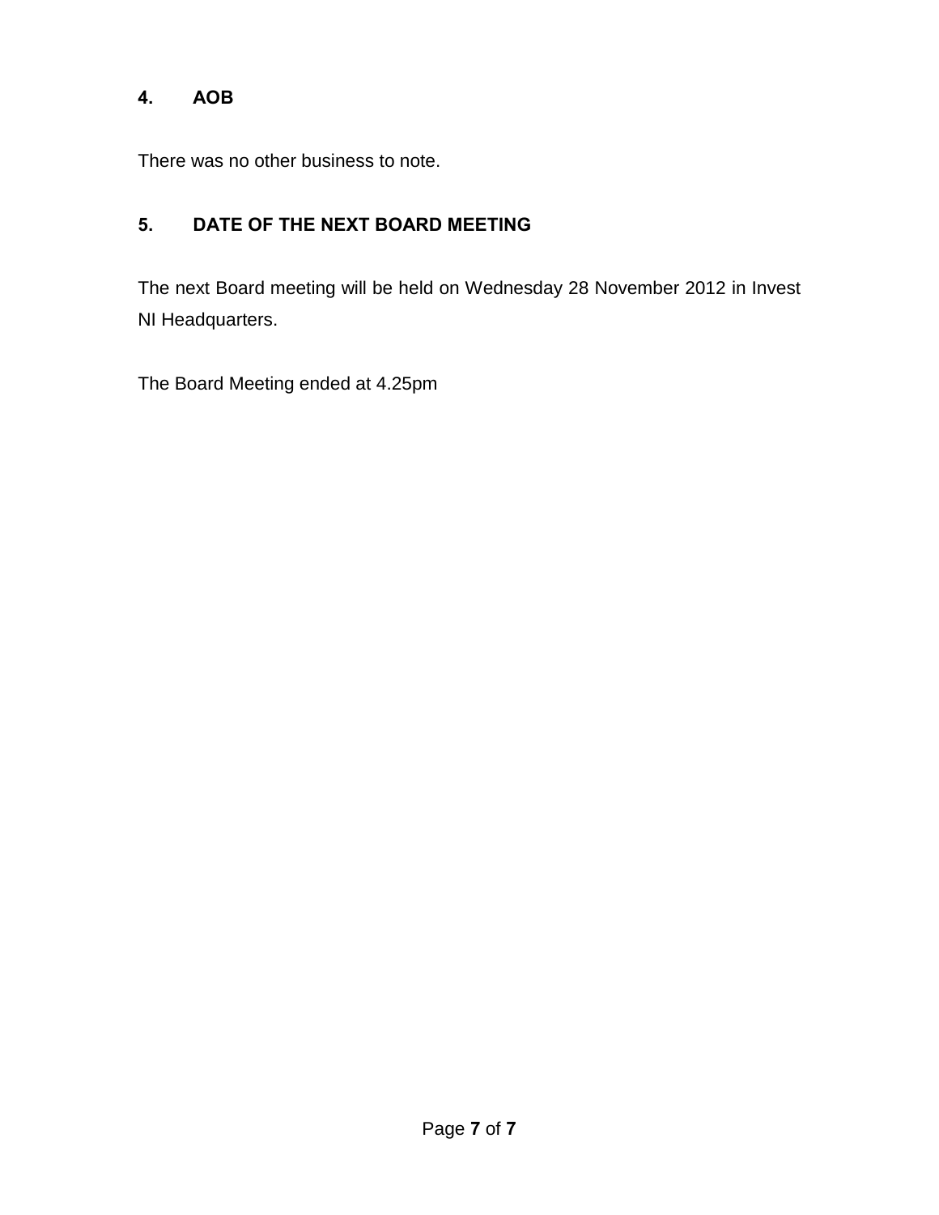## 4. AOB

There was no other business to note.

## 5. DATE OF THE NEXT BOARD MEETING

The next Board meeting will be held on Wednesday 28 November 2012 in Invest NI Headquarters.

The Board Meeting ended at 4.25pm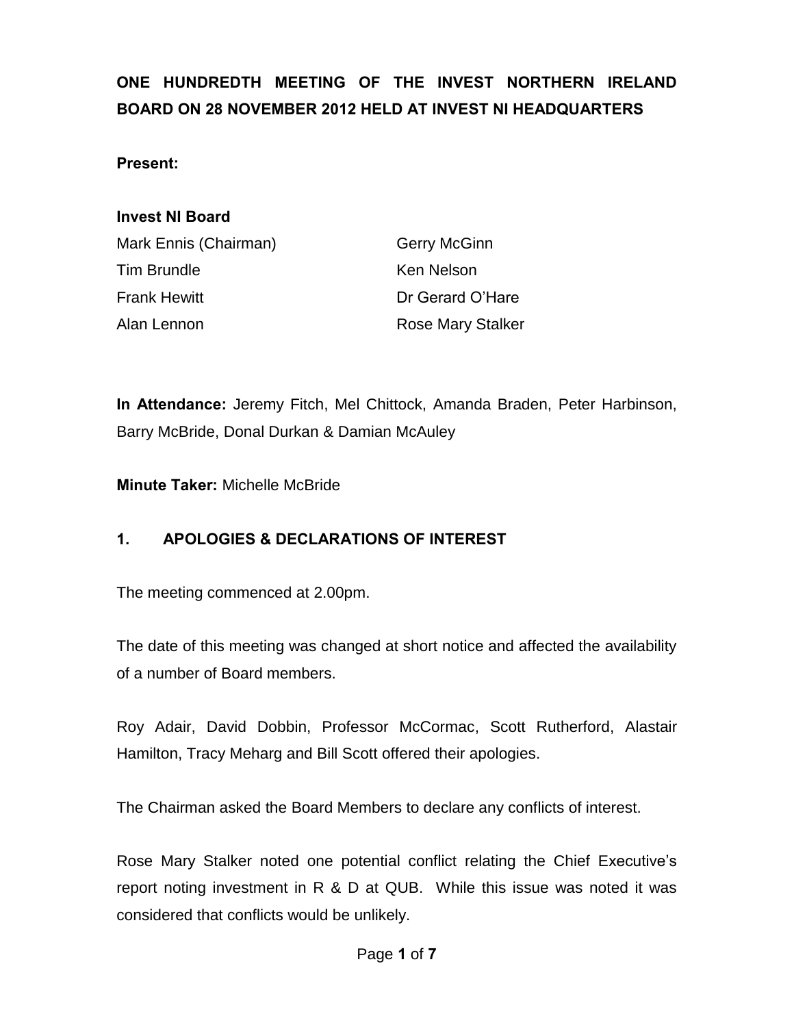# ONE HUNDREDTH MEETING OF THE INVEST NORTHERN IRELAND BOARD ON 28 NOVEMBER 2012 HELD AT INVEST NI HEADQUARTERS

**Present:**

**Invest NI Board**

| | |
|---|---|
| Mark Ennis (Chairman) | Gerry McGinn |
| Tim Brundle | Ken Nelson |
| Frank Hewitt | Dr Gerard O'Hare |
| Alan Lennon | Rose Mary Stalker |

**In Attendance:** Jeremy Fitch, Mel Chittock, Amanda Braden, Peter Harbinson, Barry McBride, Donal Durkan & Damian McAuley

**Minute Taker:** Michelle McBride

## 1. APOLOGIES & DECLARATIONS OF INTEREST

The meeting commenced at 2.00pm.

The date of this meeting was changed at short notice and affected the availability of a number of Board members.

Roy Adair, David Dobbin, Professor McCormac, Scott Rutherford, Alastair Hamilton, Tracy Meharg and Bill Scott offered their apologies.

The Chairman asked the Board Members to declare any conflicts of interest.

Rose Mary Stalker noted one potential conflict relating the Chief Executive's report noting investment in R & D at QUB. While this issue was noted it was considered that conflicts would be unlikely.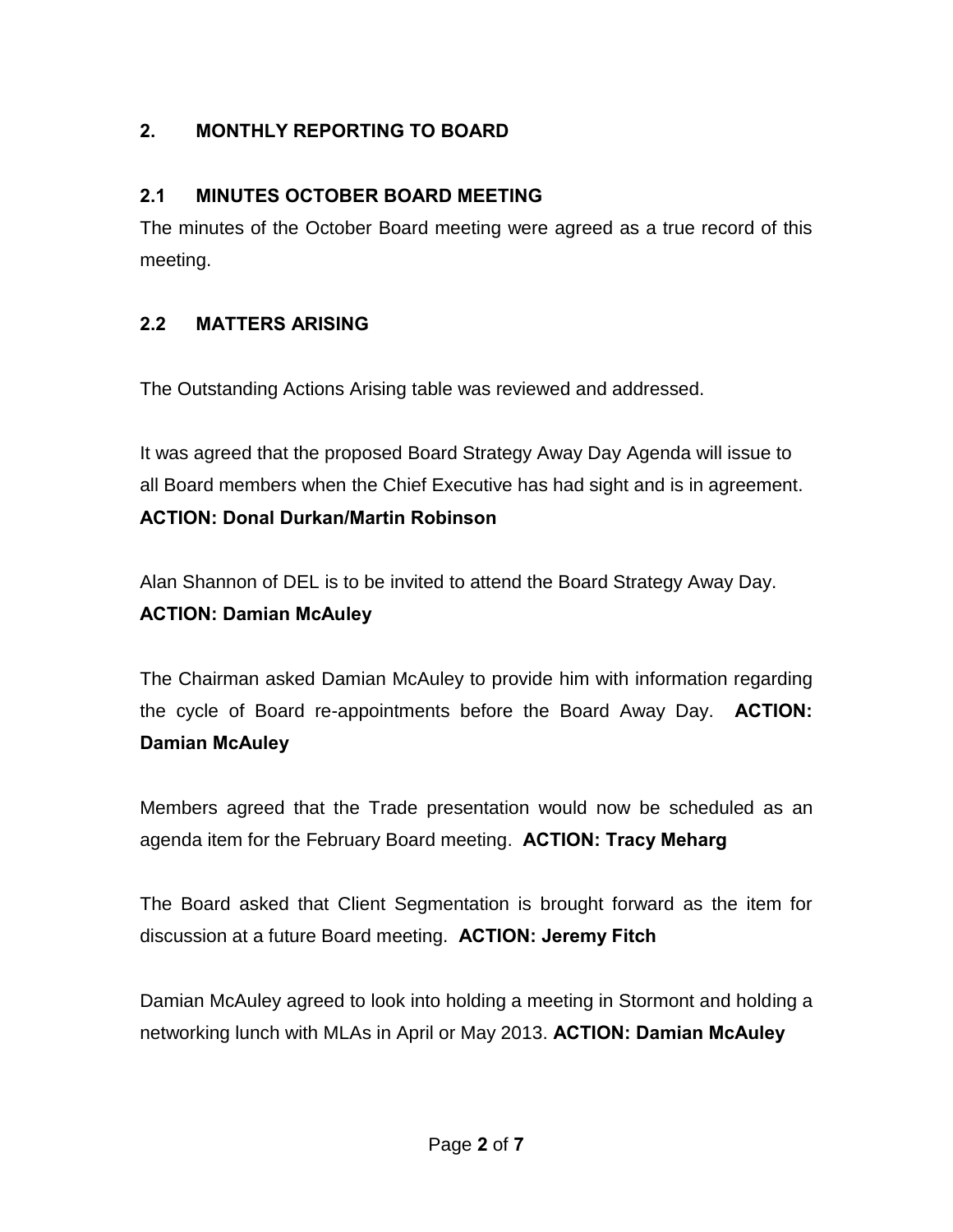## 2. MONTHLY REPORTING TO BOARD

### 2.1 MINUTES OCTOBER BOARD MEETING

The minutes of the October Board meeting were agreed as a true record of this meeting.

### 2.2 MATTERS ARISING

The Outstanding Actions Arising table was reviewed and addressed.

It was agreed that the proposed Board Strategy Away Day Agenda will issue to all Board members when the Chief Executive has had sight and is in agreement.
**ACTION: Donal Durkan/Martin Robinson**

Alan Shannon of DEL is to be invited to attend the Board Strategy Away Day.
**ACTION: Damian McAuley**

The Chairman asked Damian McAuley to provide him with information regarding the cycle of Board re-appointments before the Board Away Day. **ACTION: Damian McAuley**

Members agreed that the Trade presentation would now be scheduled as an agenda item for the February Board meeting. **ACTION: Tracy Meharg**

The Board asked that Client Segmentation is brought forward as the item for discussion at a future Board meeting. **ACTION: Jeremy Fitch**

Damian McAuley agreed to look into holding a meeting in Stormont and holding a networking lunch with MLAs in April or May 2013. **ACTION: Damian McAuley**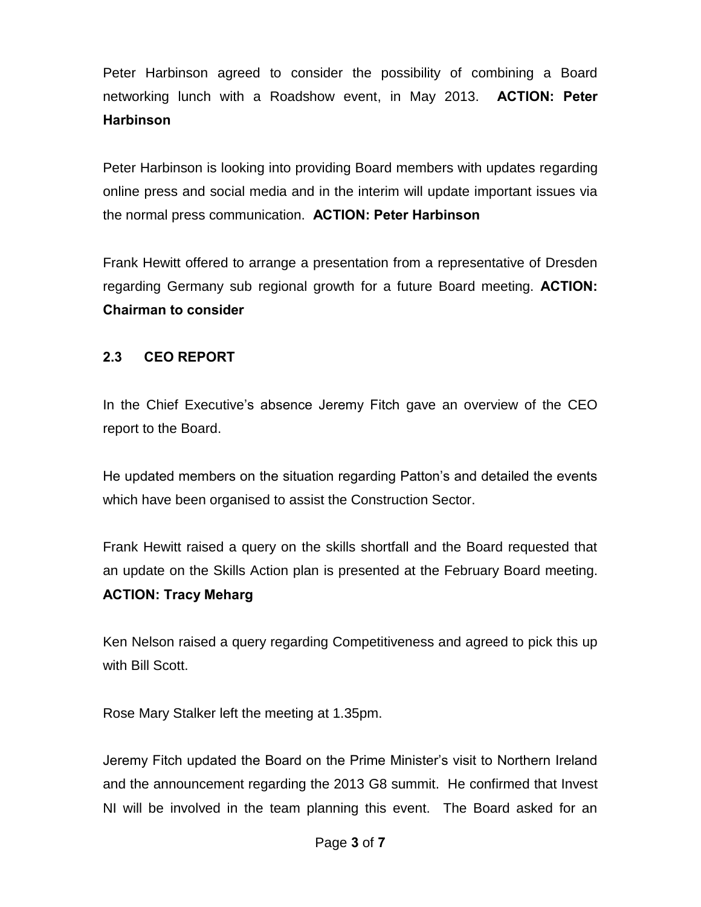Peter Harbinson agreed to consider the possibility of combining a Board networking lunch with a Roadshow event, in May 2013. **ACTION: Peter Harbinson**

Peter Harbinson is looking into providing Board members with updates regarding online press and social media and in the interim will update important issues via the normal press communication. **ACTION: Peter Harbinson**

Frank Hewitt offered to arrange a presentation from a representative of Dresden regarding Germany sub regional growth for a future Board meeting. **ACTION: Chairman to consider**

### 2.3 CEO REPORT

In the Chief Executive's absence Jeremy Fitch gave an overview of the CEO report to the Board.

He updated members on the situation regarding Patton's and detailed the events which have been organised to assist the Construction Sector.

Frank Hewitt raised a query on the skills shortfall and the Board requested that an update on the Skills Action plan is presented at the February Board meeting. **ACTION: Tracy Meharg**

Ken Nelson raised a query regarding Competitiveness and agreed to pick this up with Bill Scott.

Rose Mary Stalker left the meeting at 1.35pm.

Jeremy Fitch updated the Board on the Prime Minister's visit to Northern Ireland and the announcement regarding the 2013 G8 summit. He confirmed that Invest NI will be involved in the team planning this event. The Board asked for an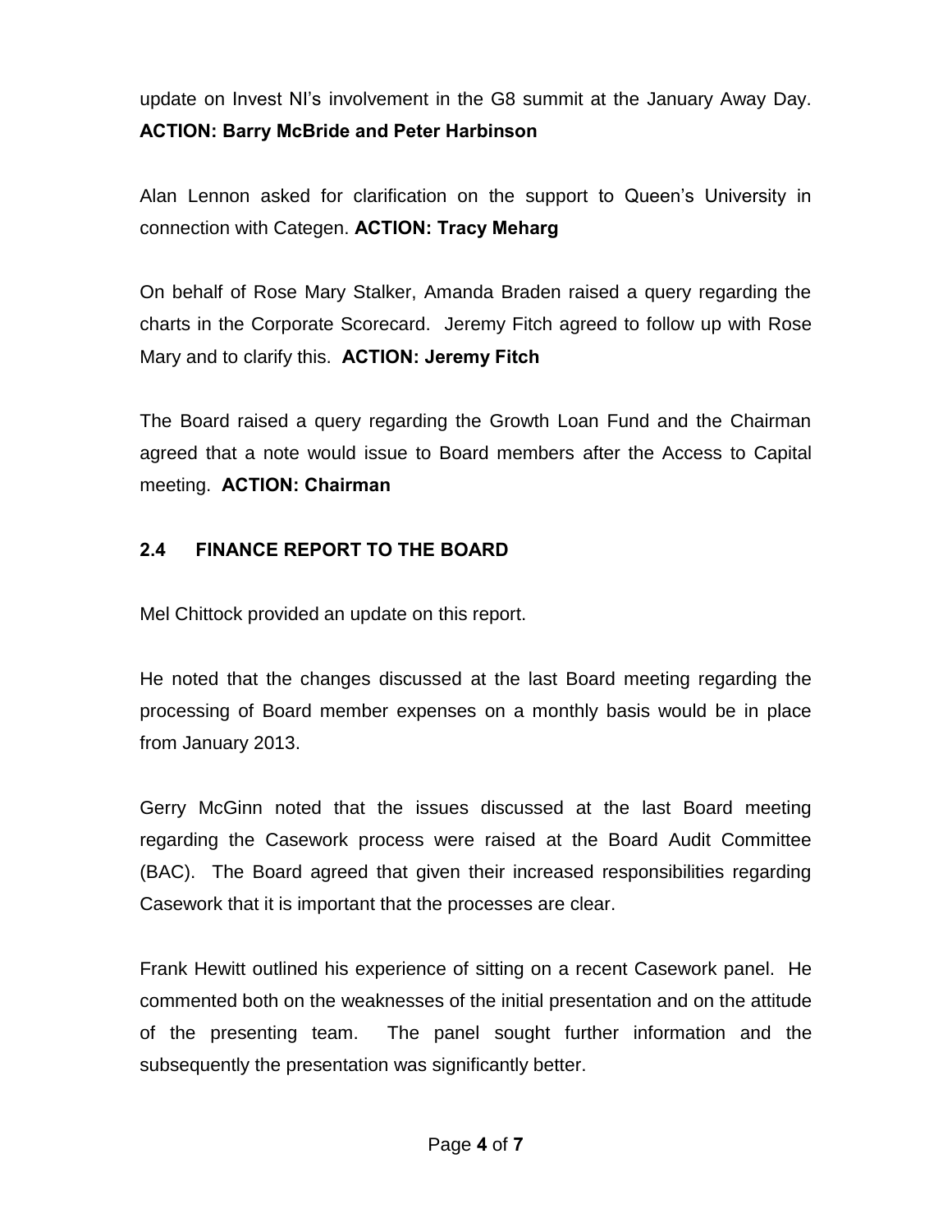update on Invest NI's involvement in the G8 summit at the January Away Day. **ACTION: Barry McBride and Peter Harbinson**

Alan Lennon asked for clarification on the support to Queen's University in connection with Categen. **ACTION: Tracy Meharg**

On behalf of Rose Mary Stalker, Amanda Braden raised a query regarding the charts in the Corporate Scorecard. Jeremy Fitch agreed to follow up with Rose Mary and to clarify this. **ACTION: Jeremy Fitch**

The Board raised a query regarding the Growth Loan Fund and the Chairman agreed that a note would issue to Board members after the Access to Capital meeting. **ACTION: Chairman**

### 2.4 FINANCE REPORT TO THE BOARD

Mel Chittock provided an update on this report.

He noted that the changes discussed at the last Board meeting regarding the processing of Board member expenses on a monthly basis would be in place from January 2013.

Gerry McGinn noted that the issues discussed at the last Board meeting regarding the Casework process were raised at the Board Audit Committee (BAC). The Board agreed that given their increased responsibilities regarding Casework that it is important that the processes are clear.

Frank Hewitt outlined his experience of sitting on a recent Casework panel. He commented both on the weaknesses of the initial presentation and on the attitude of the presenting team. The panel sought further information and the subsequently the presentation was significantly better.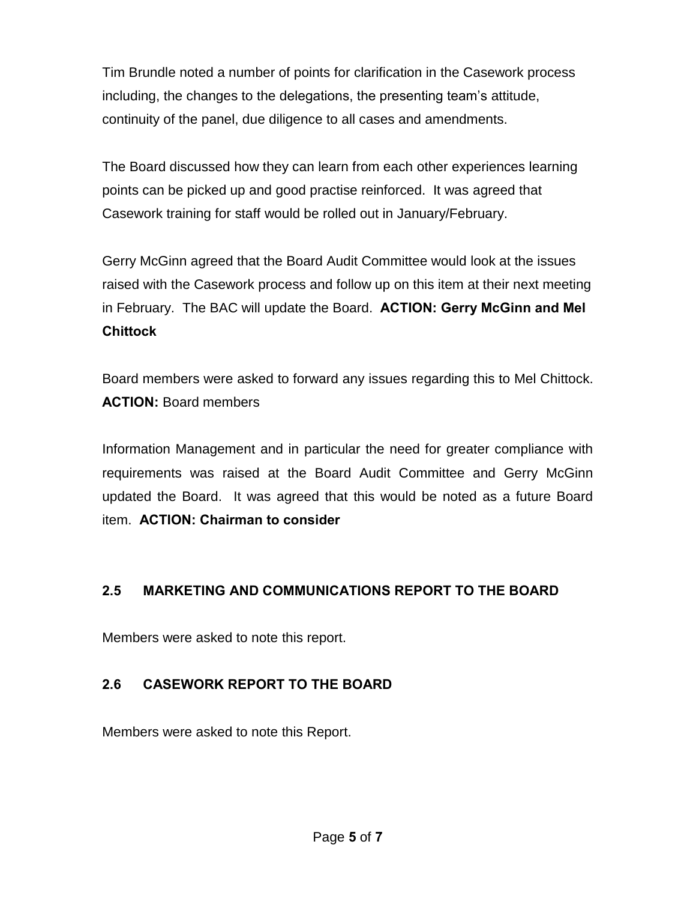Tim Brundle noted a number of points for clarification in the Casework process including, the changes to the delegations, the presenting team's attitude, continuity of the panel, due diligence to all cases and amendments.

The Board discussed how they can learn from each other experiences learning points can be picked up and good practise reinforced. It was agreed that Casework training for staff would be rolled out in January/February.

Gerry McGinn agreed that the Board Audit Committee would look at the issues raised with the Casework process and follow up on this item at their next meeting in February. The BAC will update the Board. **ACTION: Gerry McGinn and Mel Chittock**

Board members were asked to forward any issues regarding this to Mel Chittock. **ACTION:** Board members

Information Management and in particular the need for greater compliance with requirements was raised at the Board Audit Committee and Gerry McGinn updated the Board. It was agreed that this would be noted as a future Board item. **ACTION: Chairman to consider**

### 2.5 MARKETING AND COMMUNICATIONS REPORT TO THE BOARD

Members were asked to note this report.

### 2.6 CASEWORK REPORT TO THE BOARD

Members were asked to note this Report.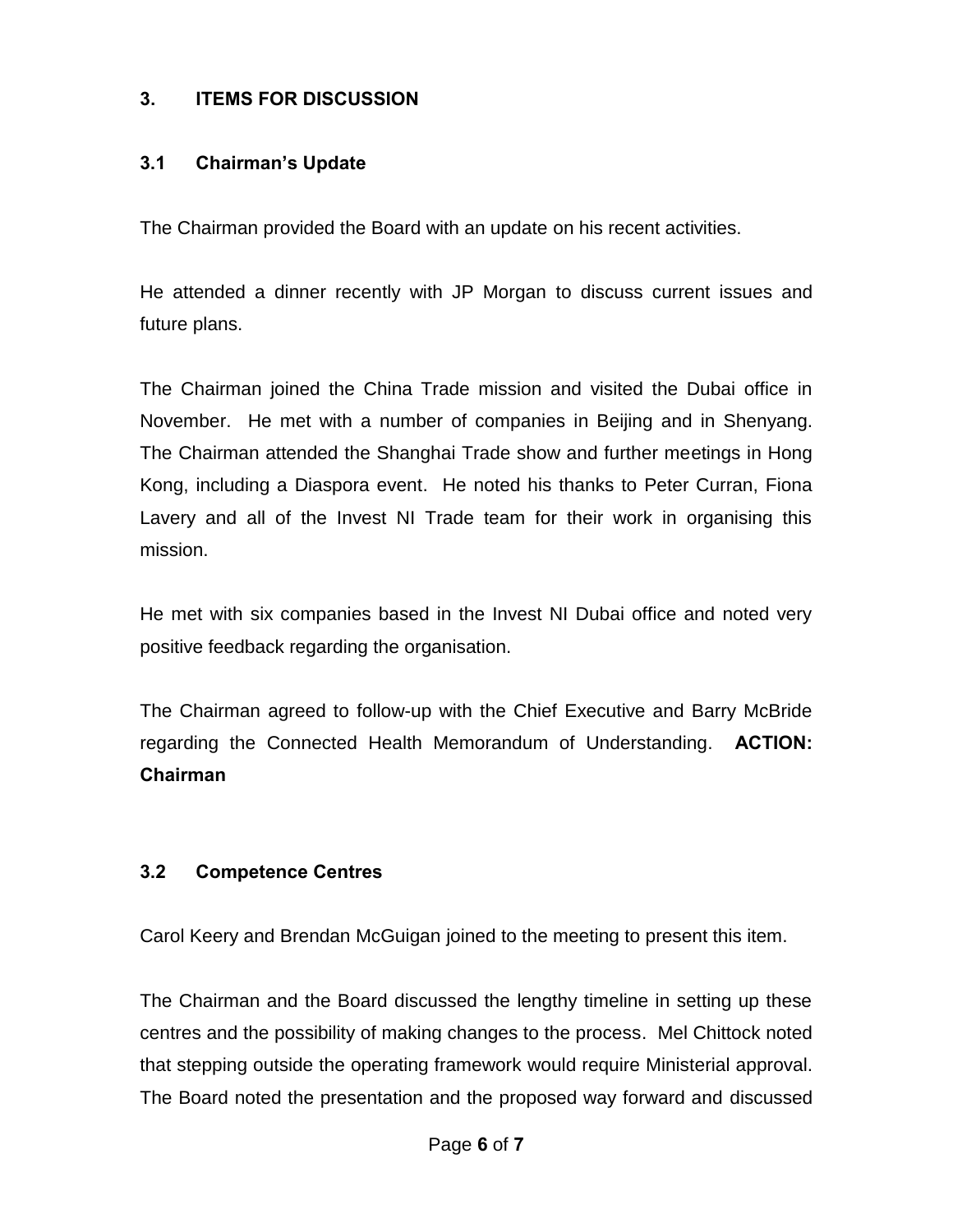## 3. ITEMS FOR DISCUSSION

### 3.1 Chairman's Update

The Chairman provided the Board with an update on his recent activities.

He attended a dinner recently with JP Morgan to discuss current issues and future plans.

The Chairman joined the China Trade mission and visited the Dubai office in November. He met with a number of companies in Beijing and in Shenyang. The Chairman attended the Shanghai Trade show and further meetings in Hong Kong, including a Diaspora event. He noted his thanks to Peter Curran, Fiona Lavery and all of the Invest NI Trade team for their work in organising this mission.

He met with six companies based in the Invest NI Dubai office and noted very positive feedback regarding the organisation.

The Chairman agreed to follow-up with the Chief Executive and Barry McBride regarding the Connected Health Memorandum of Understanding. **ACTION: Chairman**

### 3.2 Competence Centres

Carol Keery and Brendan McGuigan joined to the meeting to present this item.

The Chairman and the Board discussed the lengthy timeline in setting up these centres and the possibility of making changes to the process. Mel Chittock noted that stepping outside the operating framework would require Ministerial approval. The Board noted the presentation and the proposed way forward and discussed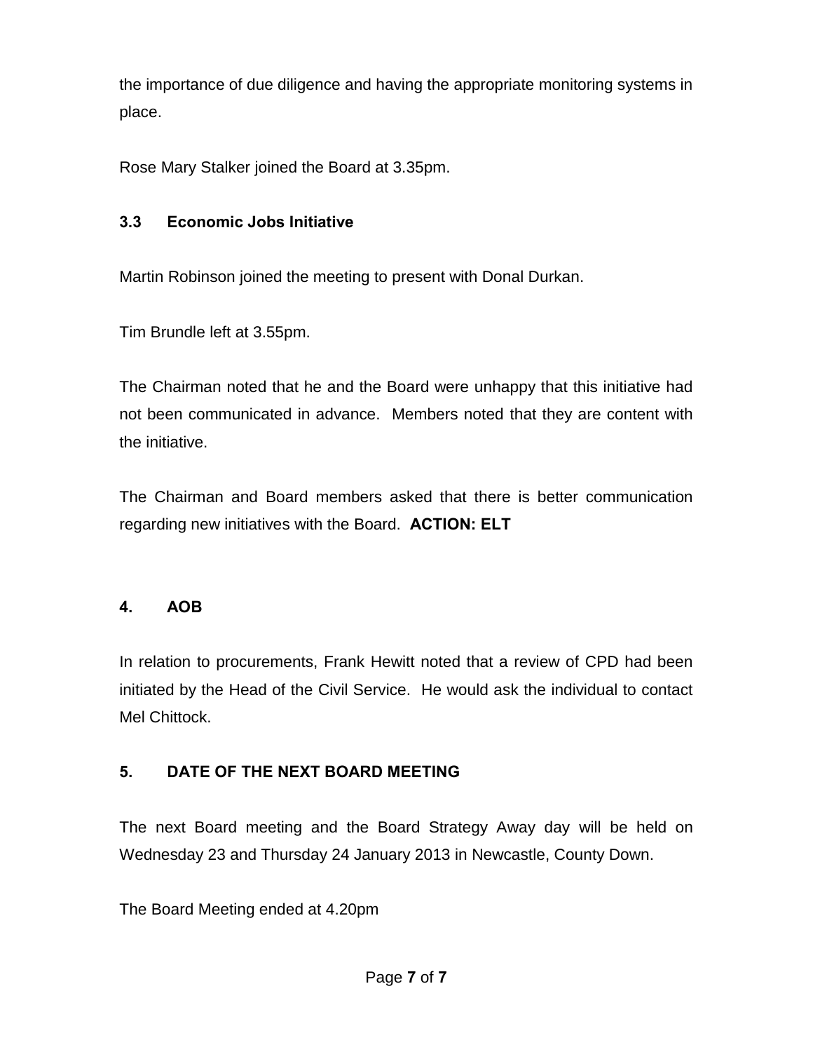the importance of due diligence and having the appropriate monitoring systems in place.

Rose Mary Stalker joined the Board at 3.35pm.

### 3.3 Economic Jobs Initiative

Martin Robinson joined the meeting to present with Donal Durkan.

Tim Brundle left at 3.55pm.

The Chairman noted that he and the Board were unhappy that this initiative had not been communicated in advance. Members noted that they are content with the initiative.

The Chairman and Board members asked that there is better communication regarding new initiatives with the Board. **ACTION: ELT**

## 4. AOB

In relation to procurements, Frank Hewitt noted that a review of CPD had been initiated by the Head of the Civil Service. He would ask the individual to contact Mel Chittock.

## 5. DATE OF THE NEXT BOARD MEETING

The next Board meeting and the Board Strategy Away day will be held on Wednesday 23 and Thursday 24 January 2013 in Newcastle, County Down.

The Board Meeting ended at 4.20pm